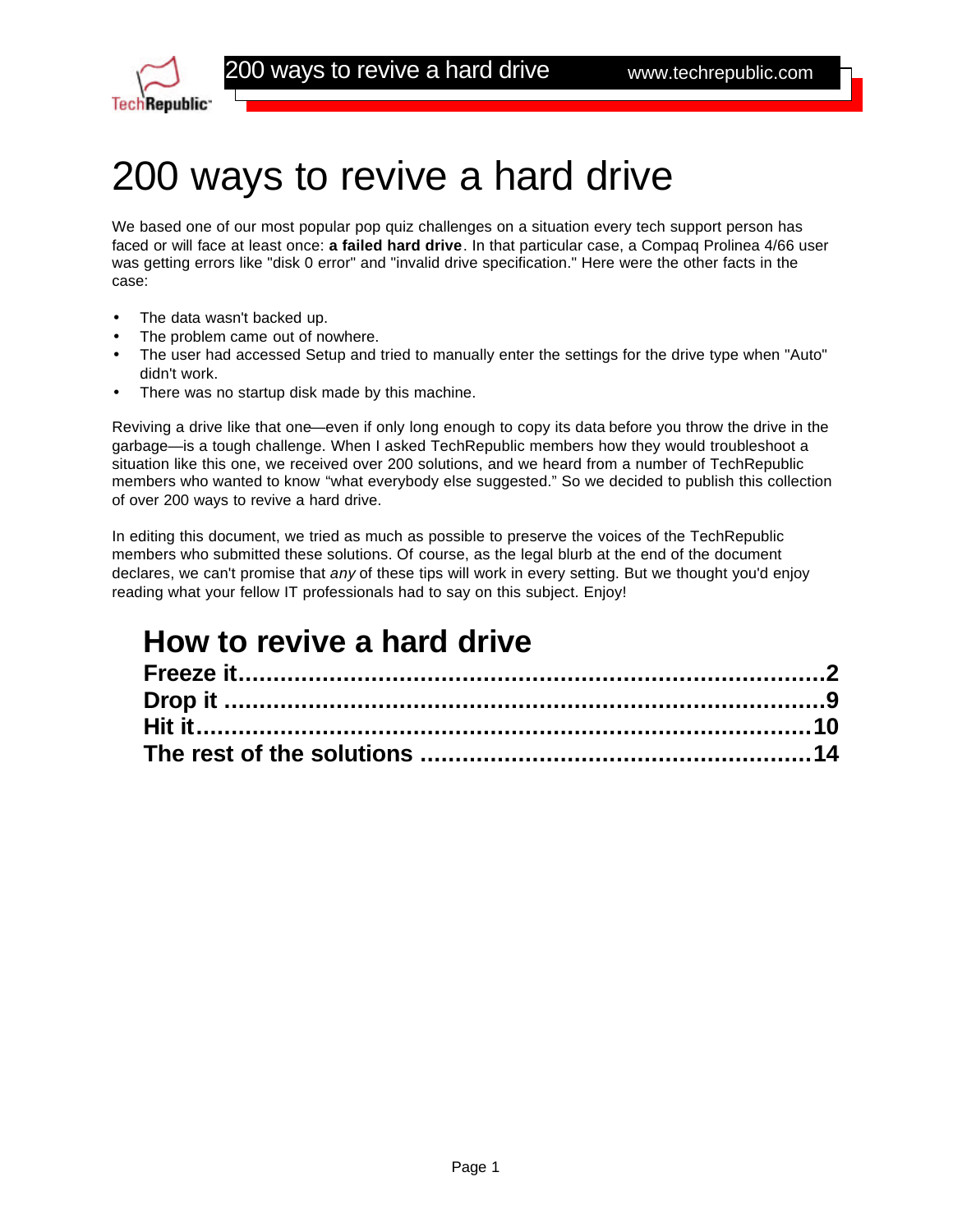# 200 ways to revive a hard drive

We based one of our most popular pop quiz challenges on a situation every tech support person has faced or will face at least once: **a failed hard drive**. In that particular case, a Compaq Prolinea 4/66 user was getting errors like "disk 0 error" and "invalid drive specification." Here were the other facts in the case:

- The data wasn't backed up.
- The problem came out of nowhere.
- The user had accessed Setup and tried to manually enter the settings for the drive type when "Auto" didn't work.
- There was no startup disk made by this machine.

Reviving a drive like that one—even if only long enough to copy its data before you throw the drive in the garbage—is a tough challenge. When I asked TechRepublic members how they would troubleshoot a situation like this one, we received over 200 solutions, and we heard from a number of TechRepublic members who wanted to know "what everybody else suggested." So we decided to publish this collection of over 200 ways to revive a hard drive.

In editing this document, we tried as much as possible to preserve the voices of the TechRepublic members who submitted these solutions. Of course, as the legal blurb at the end of the document declares, we can't promise that *any* of these tips will work in every setting. But we thought you'd enjoy reading what your fellow IT professionals had to say on this subject. Enjoy!

## How to revive a hard drive

**Freeze it....................2**
**Drop it....................9**
**Hit it....................10**
**The rest of the solutions....................14**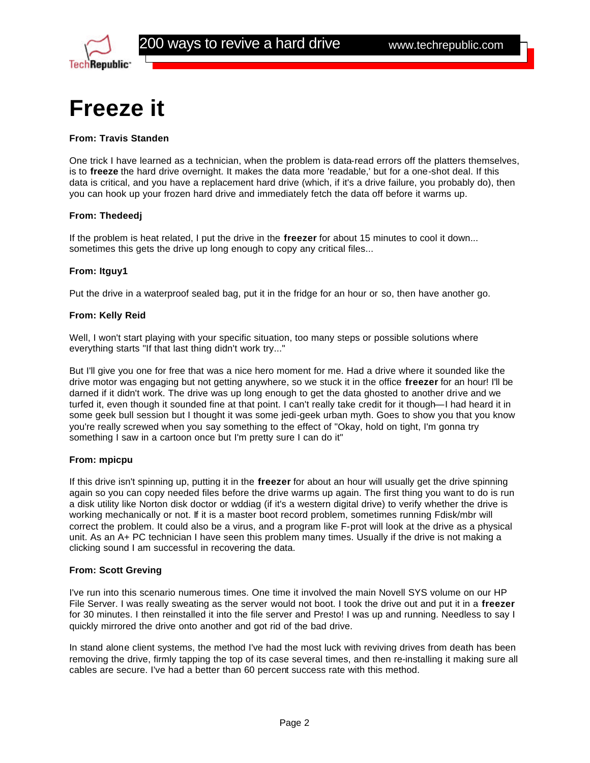# Freeze it

**From: Travis Standen**

One trick I have learned as a technician, when the problem is data-read errors off the platters themselves, is to **freeze** the hard drive overnight. It makes the data more 'readable,' but for a one-shot deal. If this data is critical, and you have a replacement hard drive (which, if it's a drive failure, you probably do), then you can hook up your frozen hard drive and immediately fetch the data off before it warms up.

**From: Thedeedj**

If the problem is heat related, I put the drive in the **freezer** for about 15 minutes to cool it down... sometimes this gets the drive up long enough to copy any critical files...

**From: Itguy1**

Put the drive in a waterproof sealed bag, put it in the fridge for an hour or so, then have another go.

**From: Kelly Reid**

Well, I won't start playing with your specific situation, too many steps or possible solutions where everything starts "If that last thing didn't work try..."

But I'll give you one for free that was a nice hero moment for me. Had a drive where it sounded like the drive motor was engaging but not getting anywhere, so we stuck it in the office **freezer** for an hour! I'll be darned if it didn't work. The drive was up long enough to get the data ghosted to another drive and we turfed it, even though it sounded fine at that point. I can't really take credit for it though—I had heard it in some geek bull session but I thought it was some jedi-geek urban myth. Goes to show you that you know you're really screwed when you say something to the effect of "Okay, hold on tight, I'm gonna try something I saw in a cartoon once but I'm pretty sure I can do it"

**From: mpicpu**

If this drive isn't spinning up, putting it in the **freezer** for about an hour will usually get the drive spinning again so you can copy needed files before the drive warms up again. The first thing you want to do is run a disk utility like Norton disk doctor or wddiag (if it's a western digital drive) to verify whether the drive is working mechanically or not. If it is a master boot record problem, sometimes running Fdisk/mbr will correct the problem. It could also be a virus, and a program like F-prot will look at the drive as a physical unit. As an A+ PC technician I have seen this problem many times. Usually if the drive is not making a clicking sound I am successful in recovering the data.

**From: Scott Greving**

I've run into this scenario numerous times. One time it involved the main Novell SYS volume on our HP File Server. I was really sweating as the server would not boot. I took the drive out and put it in a **freezer** for 30 minutes. I then reinstalled it into the file server and Presto! I was up and running. Needless to say I quickly mirrored the drive onto another and got rid of the bad drive.

In stand alone client systems, the method I've had the most luck with reviving drives from death has been removing the drive, firmly tapping the top of its case several times, and then re-installing it making sure all cables are secure. I've had a better than 60 percent success rate with this method.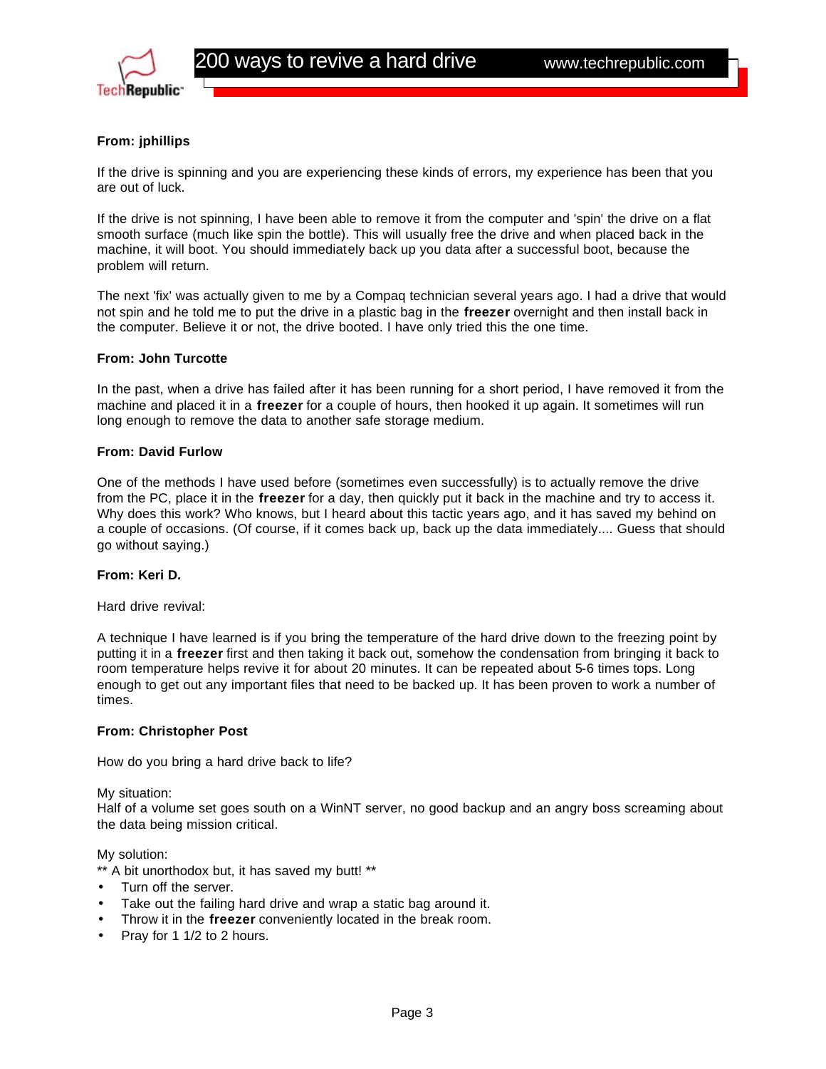**From: jphillips**

If the drive is spinning and you are experiencing these kinds of errors, my experience has been that you are out of luck.

If the drive is not spinning, I have been able to remove it from the computer and 'spin' the drive on a flat smooth surface (much like spin the bottle). This will usually free the drive and when placed back in the machine, it will boot. You should immediately back up you data after a successful boot, because the problem will return.

The next 'fix' was actually given to me by a Compaq technician several years ago. I had a drive that would not spin and he told me to put the drive in a plastic bag in the **freezer** overnight and then install back in the computer. Believe it or not, the drive booted. I have only tried this the one time.

**From: John Turcotte**

In the past, when a drive has failed after it has been running for a short period, I have removed it from the machine and placed it in a **freezer** for a couple of hours, then hooked it up again. It sometimes will run long enough to remove the data to another safe storage medium.

**From: David Furlow**

One of the methods I have used before (sometimes even successfully) is to actually remove the drive from the PC, place it in the **freezer** for a day, then quickly put it back in the machine and try to access it. Why does this work? Who knows, but I heard about this tactic years ago, and it has saved my behind on a couple of occasions. (Of course, if it comes back up, back up the data immediately.... Guess that should go without saying.)

**From: Keri D.**

Hard drive revival:

A technique I have learned is if you bring the temperature of the hard drive down to the freezing point by putting it in a **freezer** first and then taking it back out, somehow the condensation from bringing it back to room temperature helps revive it for about 20 minutes. It can be repeated about 5-6 times tops. Long enough to get out any important files that need to be backed up. It has been proven to work a number of times.

**From: Christopher Post**

How do you bring a hard drive back to life?

My situation:
Half of a volume set goes south on a WinNT server, no good backup and an angry boss screaming about the data being mission critical.

My solution:
** A bit unorthodox but, it has saved my butt! **

- Turn off the server.
- Take out the failing hard drive and wrap a static bag around it.
- Throw it in the **freezer** conveniently located in the break room.
- Pray for 1 1/2 to 2 hours.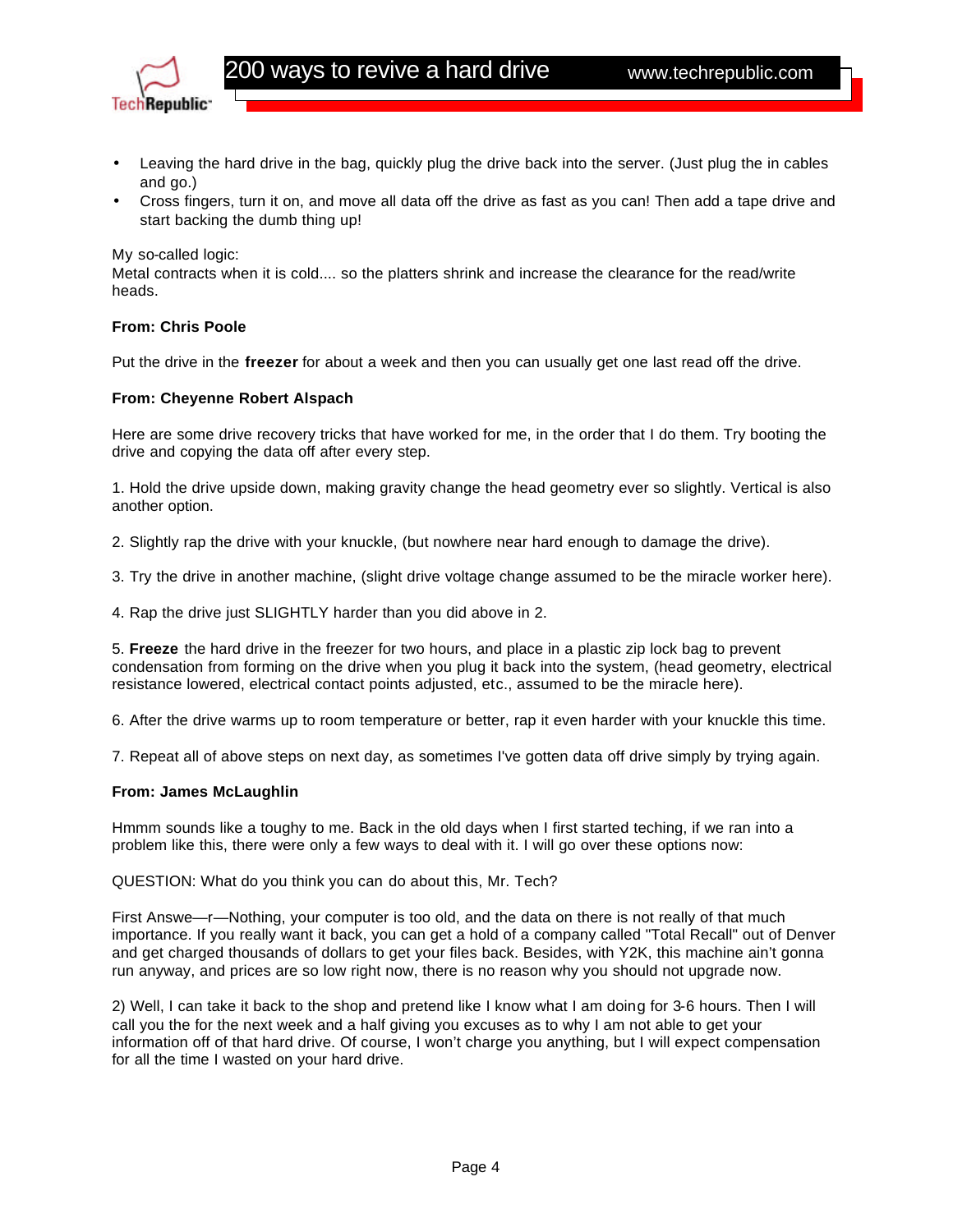- Leaving the hard drive in the bag, quickly plug the drive back into the server. (Just plug the in cables and go.)
- Cross fingers, turn it on, and move all data off the drive as fast as you can! Then add a tape drive and start backing the dumb thing up!

My so-called logic:
Metal contracts when it is cold.... so the platters shrink and increase the clearance for the read/write heads.

**From: Chris Poole**

Put the drive in the **freezer** for about a week and then you can usually get one last read off the drive.

**From: Cheyenne Robert Alspach**

Here are some drive recovery tricks that have worked for me, in the order that I do them. Try booting the drive and copying the data off after every step.

1. Hold the drive upside down, making gravity change the head geometry ever so slightly. Vertical is also another option.

2. Slightly rap the drive with your knuckle, (but nowhere near hard enough to damage the drive).

3. Try the drive in another machine, (slight drive voltage change assumed to be the miracle worker here).

4. Rap the drive just SLIGHTLY harder than you did above in 2.

5. **Freeze** the hard drive in the freezer for two hours, and place in a plastic zip lock bag to prevent condensation from forming on the drive when you plug it back into the system, (head geometry, electrical resistance lowered, electrical contact points adjusted, etc., assumed to be the miracle here).

6. After the drive warms up to room temperature or better, rap it even harder with your knuckle this time.

7. Repeat all of above steps on next day, as sometimes I've gotten data off drive simply by trying again.

**From: James McLaughlin**

Hmmm sounds like a toughy to me. Back in the old days when I first started teching, if we ran into a problem like this, there were only a few ways to deal with it. I will go over these options now:

QUESTION: What do you think you can do about this, Mr. Tech?

First Answe—r—Nothing, your computer is too old, and the data on there is not really of that much importance. If you really want it back, you can get a hold of a company called "Total Recall" out of Denver and get charged thousands of dollars to get your files back. Besides, with Y2K, this machine ain't gonna run anyway, and prices are so low right now, there is no reason why you should not upgrade now.

2) Well, I can take it back to the shop and pretend like I know what I am doing for 3-6 hours. Then I will call you the for the next week and a half giving you excuses as to why I am not able to get your information off of that hard drive. Of course, I won't charge you anything, but I will expect compensation for all the time I wasted on your hard drive.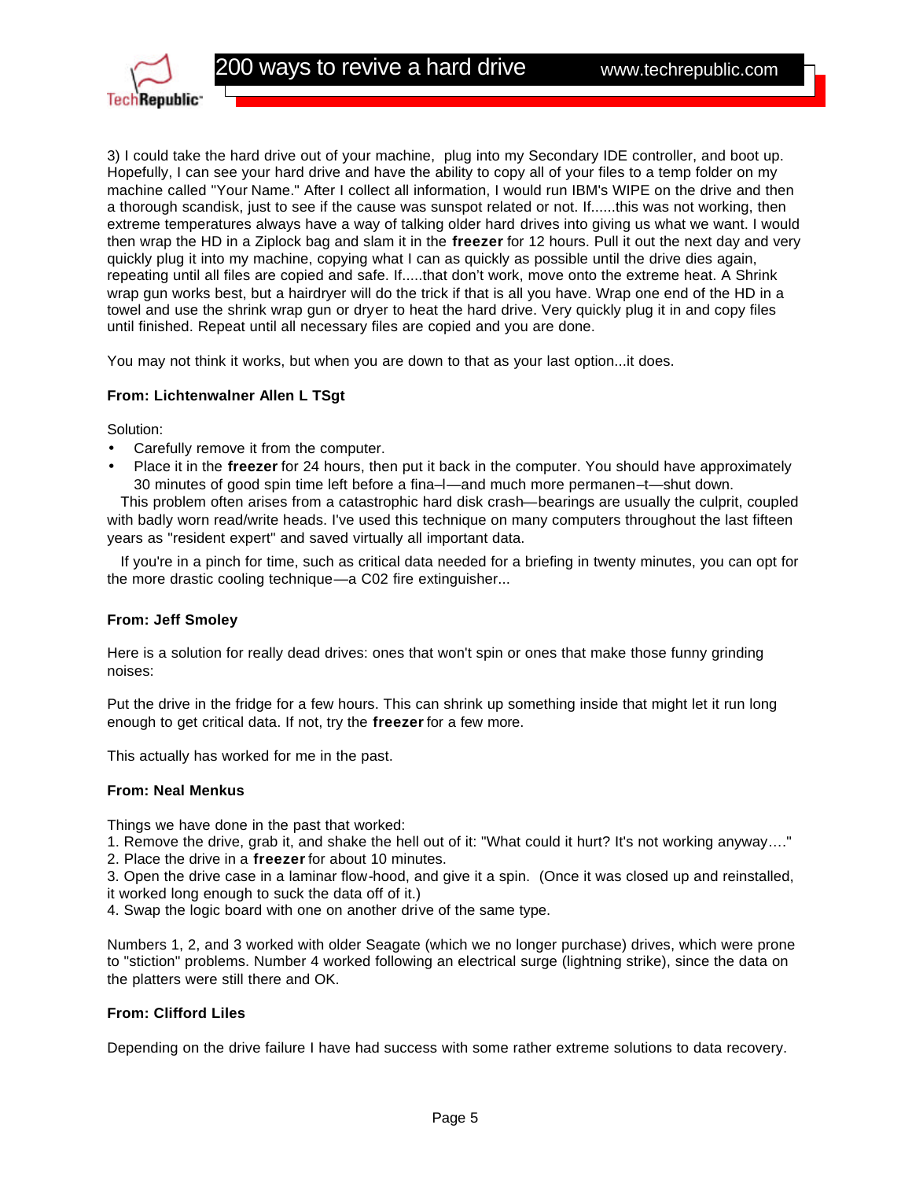3) I could take the hard drive out of your machine, plug into my Secondary IDE controller, and boot up. Hopefully, I can see your hard drive and have the ability to copy all of your files to a temp folder on my machine called "Your Name." After I collect all information, I would run IBM's WIPE on the drive and then a thorough scandisk, just to see if the cause was sunspot related or not. If......this was not working, then extreme temperatures always have a way of talking older hard drives into giving us what we want. I would then wrap the HD in a Ziplock bag and slam it in the **freezer** for 12 hours. Pull it out the next day and very quickly plug it into my machine, copying what I can as quickly as possible until the drive dies again, repeating until all files are copied and safe. If.....that don't work, move onto the extreme heat. A Shrink wrap gun works best, but a hairdryer will do the trick if that is all you have. Wrap one end of the HD in a towel and use the shrink wrap gun or dryer to heat the hard drive. Very quickly plug it in and copy files until finished. Repeat until all necessary files are copied and you are done.

You may not think it works, but when you are down to that as your last option...it does.

**From: Lichtenwalner Allen L TSgt**

Solution:

- Carefully remove it from the computer.
- Place it in the **freezer** for 24 hours, then put it back in the computer. You should have approximately 30 minutes of good spin time left before a fina–l—and much more permanen–t—shut down.

This problem often arises from a catastrophic hard disk crash—bearings are usually the culprit, coupled with badly worn read/write heads. I've used this technique on many computers throughout the last fifteen years as "resident expert" and saved virtually all important data.

If you're in a pinch for time, such as critical data needed for a briefing in twenty minutes, you can opt for the more drastic cooling technique—a C02 fire extinguisher...

**From: Jeff Smoley**

Here is a solution for really dead drives: ones that won't spin or ones that make those funny grinding noises:

Put the drive in the fridge for a few hours. This can shrink up something inside that might let it run long enough to get critical data. If not, try the **freezer** for a few more.

This actually has worked for me in the past.

**From: Neal Menkus**

Things we have done in the past that worked:
1. Remove the drive, grab it, and shake the hell out of it: "What could it hurt? It's not working anyway…."
2. Place the drive in a **freezer** for about 10 minutes.
3. Open the drive case in a laminar flow-hood, and give it a spin. (Once it was closed up and reinstalled, it worked long enough to suck the data off of it.)
4. Swap the logic board with one on another drive of the same type.

Numbers 1, 2, and 3 worked with older Seagate (which we no longer purchase) drives, which were prone to "stiction" problems. Number 4 worked following an electrical surge (lightning strike), since the data on the platters were still there and OK.

**From: Clifford Liles**

Depending on the drive failure I have had success with some rather extreme solutions to data recovery.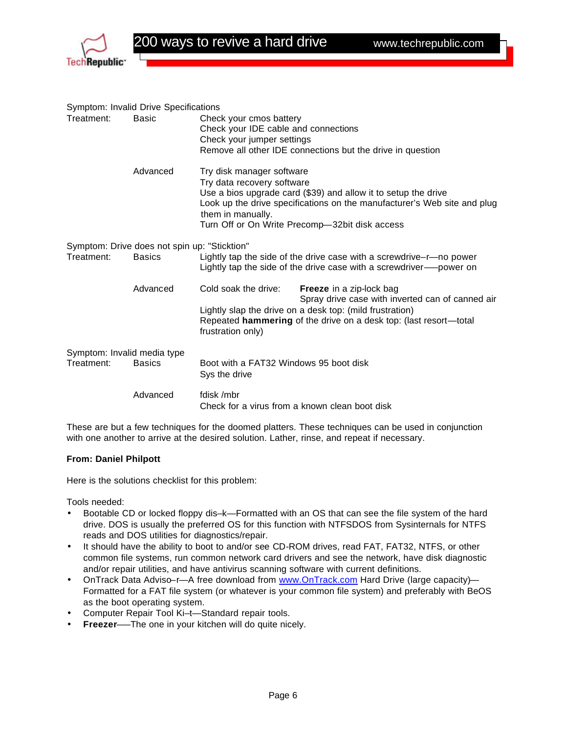Symptom: Invalid Drive Specifications

| Treatment: | | |
|---|---|---|
| | Basic | Check your cmos battery<br>Check your IDE cable and connections<br>Check your jumper settings<br>Remove all other IDE connections but the drive in question |
| | Advanced | Try disk manager software<br>Try data recovery software<br>Use a bios upgrade card ($39) and allow it to setup the drive<br>Look up the drive specifications on the manufacturer's Web site and plug them in manually.<br>Turn Off or On Write Precomp—32bit disk access |

Symptom: Drive does not spin up: "Sticktion"

| Treatment: | | |
|---|---|---|
| | Basics | Lightly tap the side of the drive case with a screwdrive–r—no power<br>Lightly tap the side of the drive case with a screwdriver—–power on |
| | Advanced | Cold soak the drive: **Freeze** in a zip-lock bag<br>Spray drive case with inverted can of canned air<br>Lightly slap the drive on a desk top: (mild frustration)<br>Repeated **hammering** of the drive on a desk top: (last resort—total frustration only) |

Symptom: Invalid media type

| Treatment: | | |
|---|---|---|
| | Basics | Boot with a FAT32 Windows 95 boot disk<br>Sys the drive |
| | Advanced | fdisk /mbr<br>Check for a virus from a known clean boot disk |

These are but a few techniques for the doomed platters. These techniques can be used in conjunction with one another to arrive at the desired solution. Lather, rinse, and repeat if necessary.

**From: Daniel Philpott**

Here is the solutions checklist for this problem:

Tools needed:

- Bootable CD or locked floppy dis–k—Formatted with an OS that can see the file system of the hard drive. DOS is usually the preferred OS for this function with NTFSDOS from Sysinternals for NTFS reads and DOS utilities for diagnostics/repair.
- It should have the ability to boot to and/or see CD-ROM drives, read FAT, FAT32, NTFS, or other common file systems, run common network card drivers and see the network, have disk diagnostic and/or repair utilities, and have antivirus scanning software with current definitions.
- OnTrack Data Adviso–r—A free download from www.OnTrack.com Hard Drive (large capacity)—Formatted for a FAT file system (or whatever is your common file system) and preferably with BeOS as the boot operating system.
- Computer Repair Tool Ki–t—Standard repair tools.
- **Freezer**—–The one in your kitchen will do quite nicely.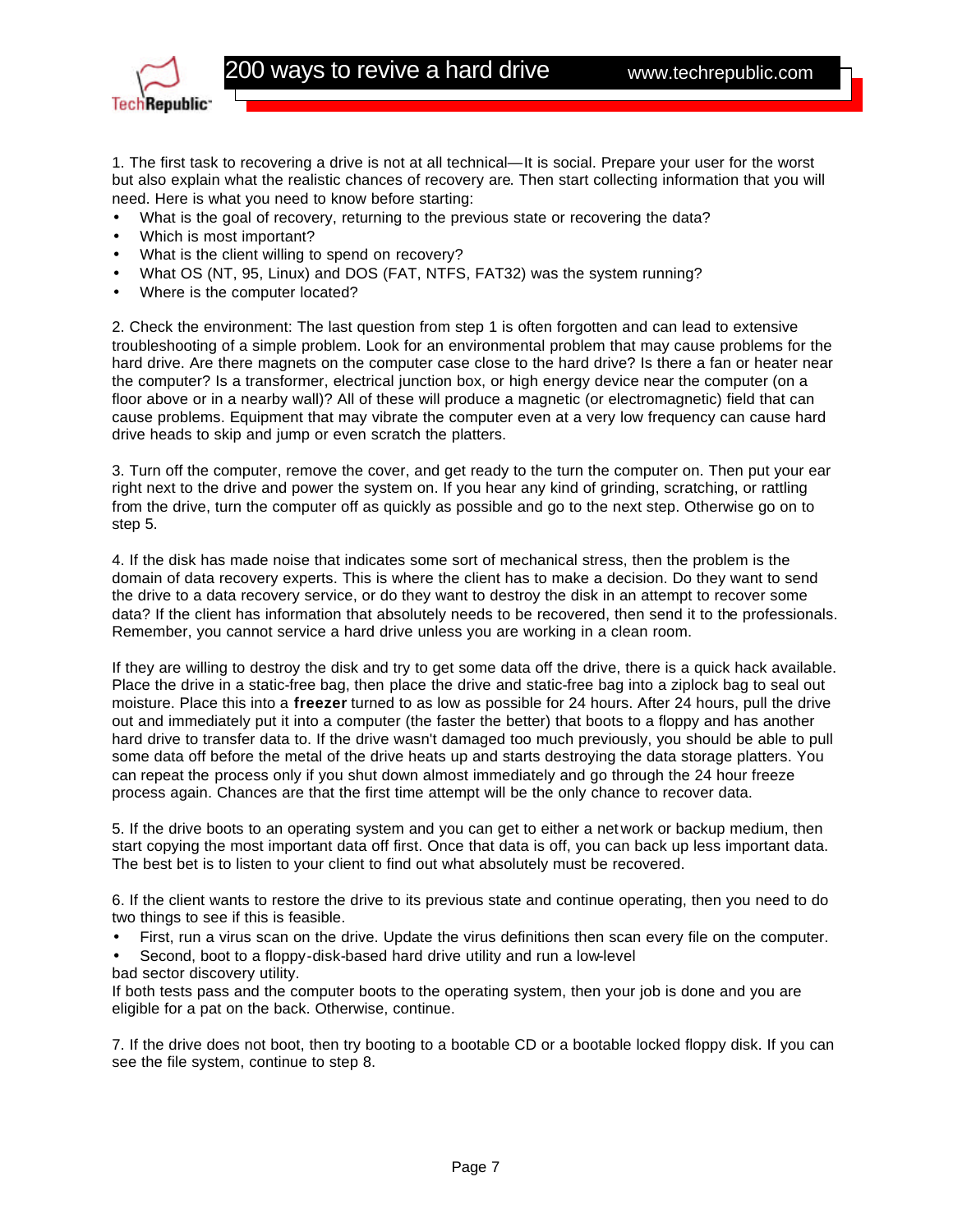1. The first task to recovering a drive is not at all technical—It is social. Prepare your user for the worst but also explain what the realistic chances of recovery are. Then start collecting information that you will need. Here is what you need to know before starting:

- What is the goal of recovery, returning to the previous state or recovering the data?
- Which is most important?
- What is the client willing to spend on recovery?
- What OS (NT, 95, Linux) and DOS (FAT, NTFS, FAT32) was the system running?
- Where is the computer located?

2. Check the environment: The last question from step 1 is often forgotten and can lead to extensive troubleshooting of a simple problem. Look for an environmental problem that may cause problems for the hard drive. Are there magnets on the computer case close to the hard drive? Is there a fan or heater near the computer? Is a transformer, electrical junction box, or high energy device near the computer (on a floor above or in a nearby wall)? All of these will produce a magnetic (or electromagnetic) field that can cause problems. Equipment that may vibrate the computer even at a very low frequency can cause hard drive heads to skip and jump or even scratch the platters.

3. Turn off the computer, remove the cover, and get ready to the turn the computer on. Then put your ear right next to the drive and power the system on. If you hear any kind of grinding, scratching, or rattling from the drive, turn the computer off as quickly as possible and go to the next step. Otherwise go on to step 5.

4. If the disk has made noise that indicates some sort of mechanical stress, then the problem is the domain of data recovery experts. This is where the client has to make a decision. Do they want to send the drive to a data recovery service, or do they want to destroy the disk in an attempt to recover some data? If the client has information that absolutely needs to be recovered, then send it to the professionals. Remember, you cannot service a hard drive unless you are working in a clean room.

If they are willing to destroy the disk and try to get some data off the drive, there is a quick hack available. Place the drive in a static-free bag, then place the drive and static-free bag into a ziplock bag to seal out moisture. Place this into a **freezer** turned to as low as possible for 24 hours. After 24 hours, pull the drive out and immediately put it into a computer (the faster the better) that boots to a floppy and has another hard drive to transfer data to. If the drive wasn't damaged too much previously, you should be able to pull some data off before the metal of the drive heats up and starts destroying the data storage platters. You can repeat the process only if you shut down almost immediately and go through the 24 hour freeze process again. Chances are that the first time attempt will be the only chance to recover data.

5. If the drive boots to an operating system and you can get to either a network or backup medium, then start copying the most important data off first. Once that data is off, you can back up less important data. The best bet is to listen to your client to find out what absolutely must be recovered.

6. If the client wants to restore the drive to its previous state and continue operating, then you need to do two things to see if this is feasible.

- First, run a virus scan on the drive. Update the virus definitions then scan every file on the computer.
- Second, boot to a floppy-disk-based hard drive utility and run a low-level bad sector discovery utility.

If both tests pass and the computer boots to the operating system, then your job is done and you are eligible for a pat on the back. Otherwise, continue.

7. If the drive does not boot, then try booting to a bootable CD or a bootable locked floppy disk. If you can see the file system, continue to step 8.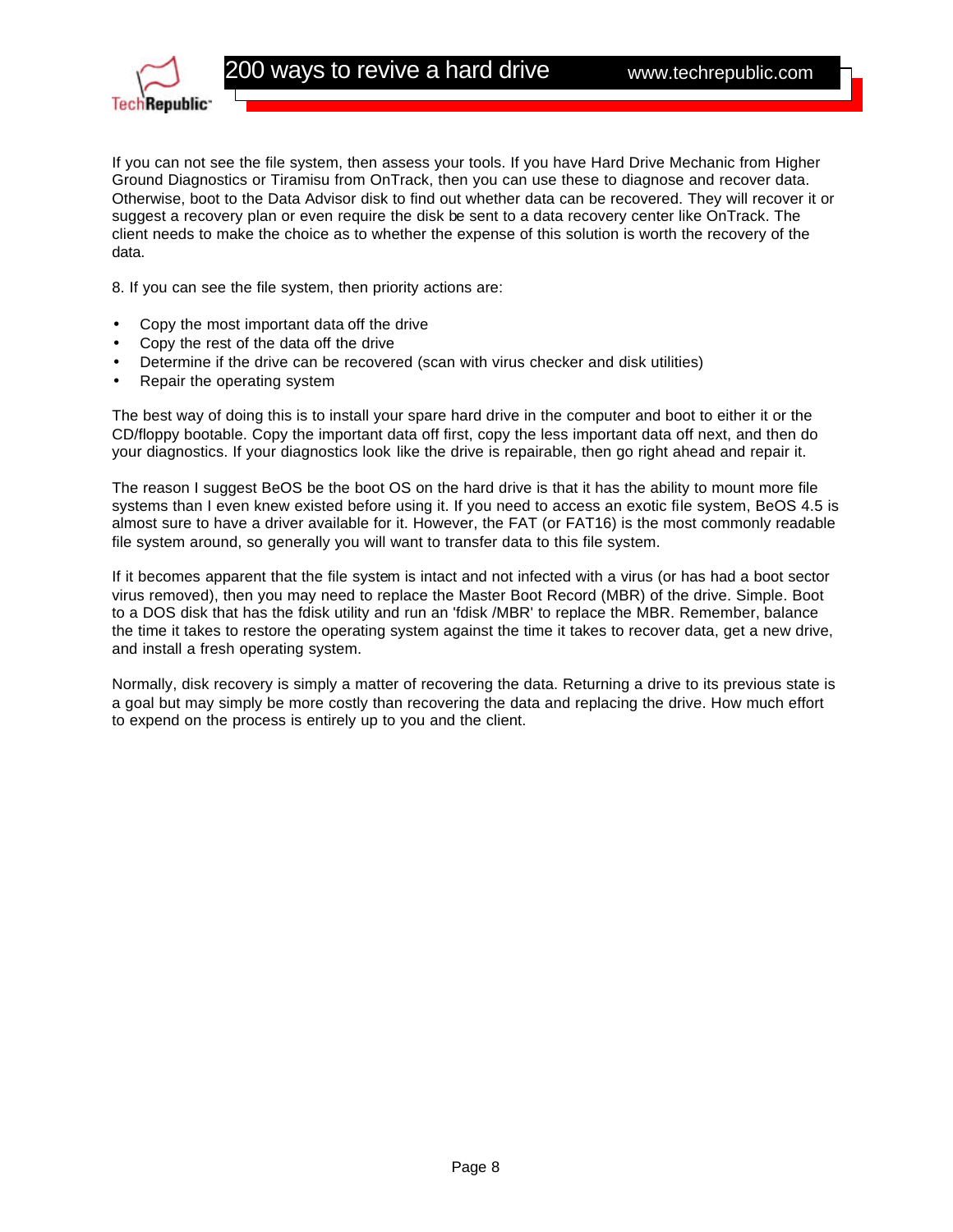If you can not see the file system, then assess your tools. If you have Hard Drive Mechanic from Higher Ground Diagnostics or Tiramisu from OnTrack, then you can use these to diagnose and recover data. Otherwise, boot to the Data Advisor disk to find out whether data can be recovered. They will recover it or suggest a recovery plan or even require the disk be sent to a data recovery center like OnTrack. The client needs to make the choice as to whether the expense of this solution is worth the recovery of the data.

8. If you can see the file system, then priority actions are:

- Copy the most important data off the drive
- Copy the rest of the data off the drive
- Determine if the drive can be recovered (scan with virus checker and disk utilities)
- Repair the operating system

The best way of doing this is to install your spare hard drive in the computer and boot to either it or the CD/floppy bootable. Copy the important data off first, copy the less important data off next, and then do your diagnostics. If your diagnostics look like the drive is repairable, then go right ahead and repair it.

The reason I suggest BeOS be the boot OS on the hard drive is that it has the ability to mount more file systems than I even knew existed before using it. If you need to access an exotic file system, BeOS 4.5 is almost sure to have a driver available for it. However, the FAT (or FAT16) is the most commonly readable file system around, so generally you will want to transfer data to this file system.

If it becomes apparent that the file system is intact and not infected with a virus (or has had a boot sector virus removed), then you may need to replace the Master Boot Record (MBR) of the drive. Simple. Boot to a DOS disk that has the fdisk utility and run an 'fdisk /MBR' to replace the MBR. Remember, balance the time it takes to restore the operating system against the time it takes to recover data, get a new drive, and install a fresh operating system.

Normally, disk recovery is simply a matter of recovering the data. Returning a drive to its previous state is a goal but may simply be more costly than recovering the data and replacing the drive. How much effort to expend on the process is entirely up to you and the client.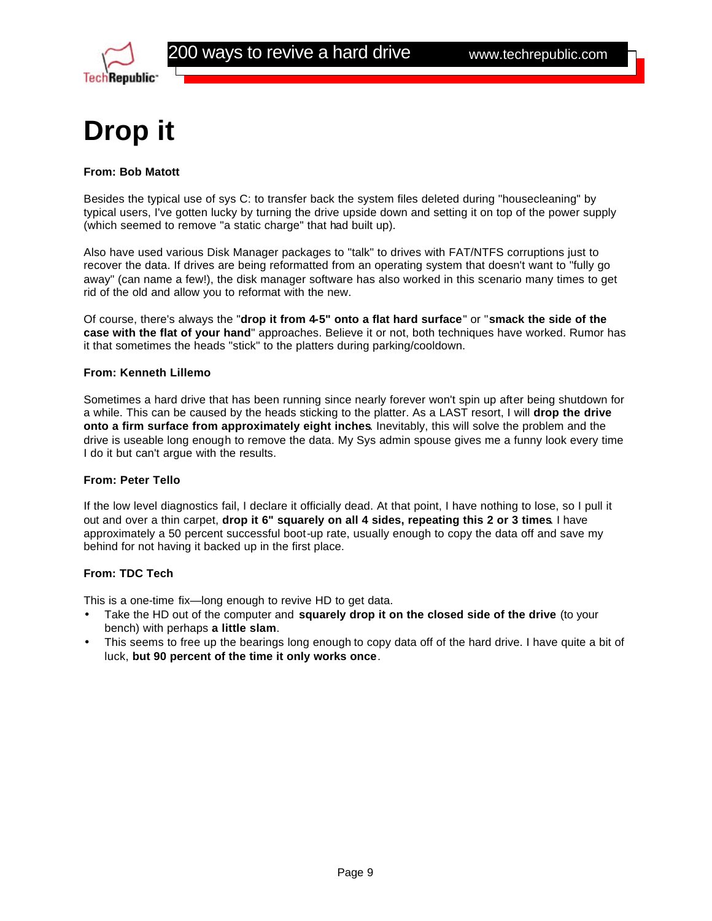# Drop it

**From: Bob Matott**

Besides the typical use of sys C: to transfer back the system files deleted during "housecleaning" by typical users, I've gotten lucky by turning the drive upside down and setting it on top of the power supply (which seemed to remove "a static charge" that had built up).

Also have used various Disk Manager packages to "talk" to drives with FAT/NTFS corruptions just to recover the data. If drives are being reformatted from an operating system that doesn't want to "fully go away" (can name a few!), the disk manager software has also worked in this scenario many times to get rid of the old and allow you to reformat with the new.

Of course, there's always the "**drop it from 4-5" onto a flat hard surface**" or "**smack the side of the case with the flat of your hand**" approaches. Believe it or not, both techniques have worked. Rumor has it that sometimes the heads "stick" to the platters during parking/cooldown.

**From: Kenneth Lillemo**

Sometimes a hard drive that has been running since nearly forever won't spin up after being shutdown for a while. This can be caused by the heads sticking to the platter. As a LAST resort, I will **drop the drive onto a firm surface from approximately eight inches**. Inevitably, this will solve the problem and the drive is useable long enough to remove the data. My Sys admin spouse gives me a funny look every time I do it but can't argue with the results.

**From: Peter Tello**

If the low level diagnostics fail, I declare it officially dead. At that point, I have nothing to lose, so I pull it out and over a thin carpet, **drop it 6" squarely on all 4 sides, repeating this 2 or 3 times**. I have approximately a 50 percent successful boot-up rate, usually enough to copy the data off and save my behind for not having it backed up in the first place.

**From: TDC Tech**

This is a one-time fix—long enough to revive HD to get data.

- Take the HD out of the computer and **squarely drop it on the closed side of the drive** (to your bench) with perhaps **a little slam**.
- This seems to free up the bearings long enough to copy data off of the hard drive. I have quite a bit of luck, **but 90 percent of the time it only works once**.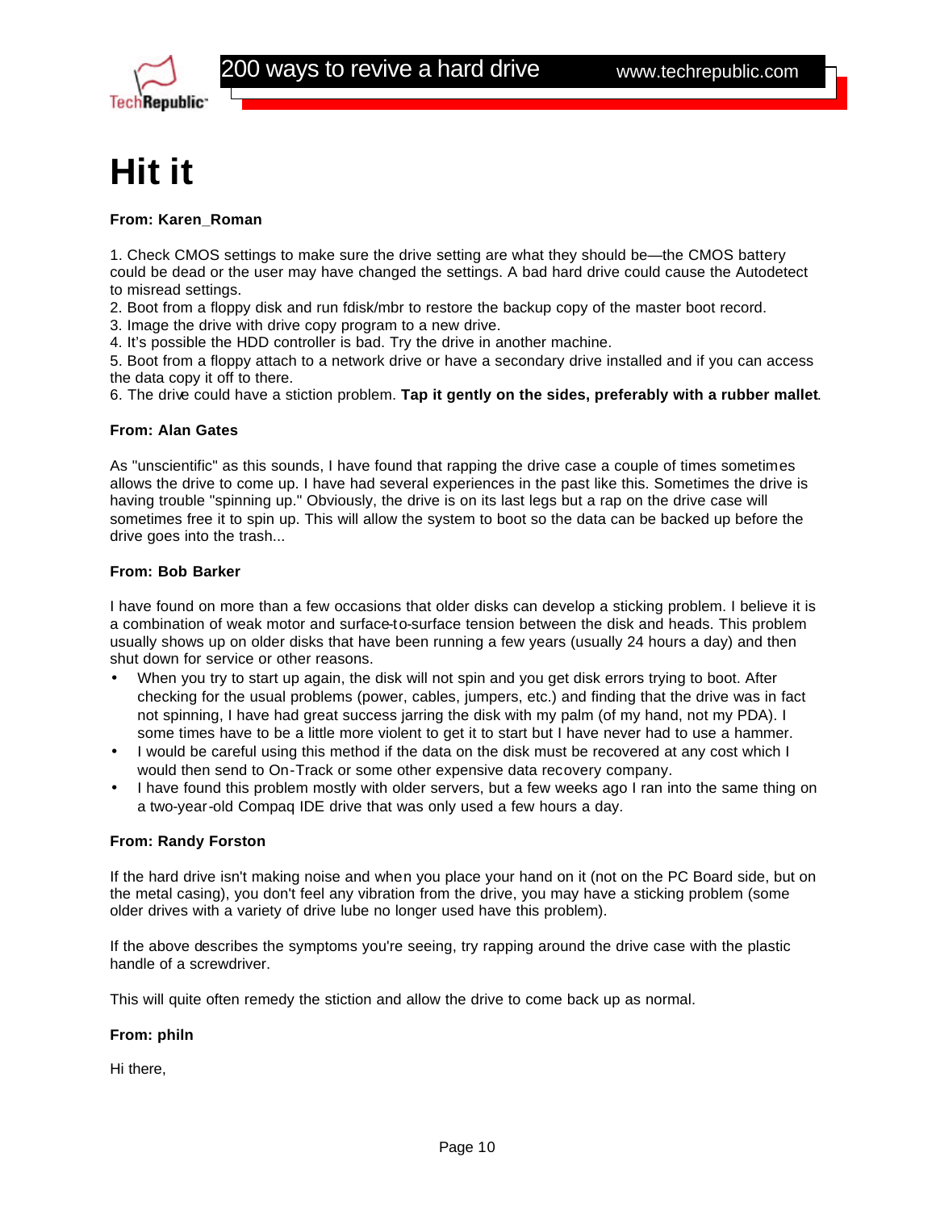# Hit it

**From: Karen_Roman**

1. Check CMOS settings to make sure the drive setting are what they should be—the CMOS battery could be dead or the user may have changed the settings. A bad hard drive could cause the Autodetect to misread settings.
2. Boot from a floppy disk and run fdisk/mbr to restore the backup copy of the master boot record.
3. Image the drive with drive copy program to a new drive.
4. It's possible the HDD controller is bad. Try the drive in another machine.
5. Boot from a floppy attach to a network drive or have a secondary drive installed and if you can access the data copy it off to there.
6. The drive could have a stiction problem. **Tap it gently on the sides, preferably with a rubber mallet**.

**From: Alan Gates**

As "unscientific" as this sounds, I have found that rapping the drive case a couple of times sometimes allows the drive to come up. I have had several experiences in the past like this. Sometimes the drive is having trouble "spinning up." Obviously, the drive is on its last legs but a rap on the drive case will sometimes free it to spin up. This will allow the system to boot so the data can be backed up before the drive goes into the trash...

**From: Bob Barker**

I have found on more than a few occasions that older disks can develop a sticking problem. I believe it is a combination of weak motor and surface-to-surface tension between the disk and heads. This problem usually shows up on older disks that have been running a few years (usually 24 hours a day) and then shut down for service or other reasons.

- When you try to start up again, the disk will not spin and you get disk errors trying to boot. After checking for the usual problems (power, cables, jumpers, etc.) and finding that the drive was in fact not spinning, I have had great success jarring the disk with my palm (of my hand, not my PDA). I some times have to be a little more violent to get it to start but I have never had to use a hammer.
- I would be careful using this method if the data on the disk must be recovered at any cost which I would then send to On-Track or some other expensive data recovery company.
- I have found this problem mostly with older servers, but a few weeks ago I ran into the same thing on a two-year-old Compaq IDE drive that was only used a few hours a day.

**From: Randy Forston**

If the hard drive isn't making noise and when you place your hand on it (not on the PC Board side, but on the metal casing), you don't feel any vibration from the drive, you may have a sticking problem (some older drives with a variety of drive lube no longer used have this problem).

If the above describes the symptoms you're seeing, try rapping around the drive case with the plastic handle of a screwdriver.

This will quite often remedy the stiction and allow the drive to come back up as normal.

**From: philn**

Hi there,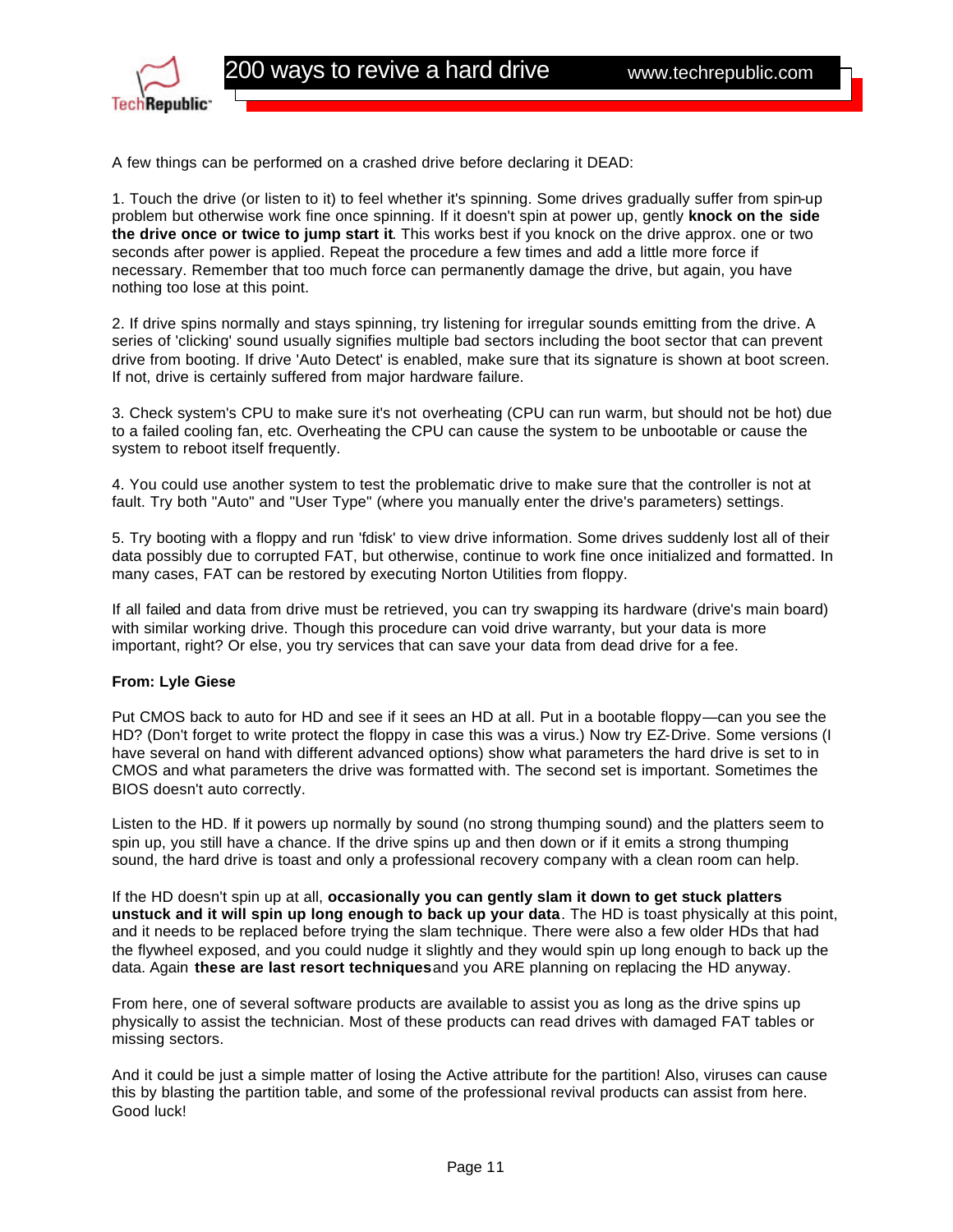A few things can be performed on a crashed drive before declaring it DEAD:

1. Touch the drive (or listen to it) to feel whether it's spinning. Some drives gradually suffer from spin-up problem but otherwise work fine once spinning. If it doesn't spin at power up, gently **knock on the side the drive once or twice to jump start it**. This works best if you knock on the drive approx. one or two seconds after power is applied. Repeat the procedure a few times and add a little more force if necessary. Remember that too much force can permanently damage the drive, but again, you have nothing too lose at this point.

2. If drive spins normally and stays spinning, try listening for irregular sounds emitting from the drive. A series of 'clicking' sound usually signifies multiple bad sectors including the boot sector that can prevent drive from booting. If drive 'Auto Detect' is enabled, make sure that its signature is shown at boot screen. If not, drive is certainly suffered from major hardware failure.

3. Check system's CPU to make sure it's not overheating (CPU can run warm, but should not be hot) due to a failed cooling fan, etc. Overheating the CPU can cause the system to be unbootable or cause the system to reboot itself frequently.

4. You could use another system to test the problematic drive to make sure that the controller is not at fault. Try both "Auto" and "User Type" (where you manually enter the drive's parameters) settings.

5. Try booting with a floppy and run 'fdisk' to view drive information. Some drives suddenly lost all of their data possibly due to corrupted FAT, but otherwise, continue to work fine once initialized and formatted. In many cases, FAT can be restored by executing Norton Utilities from floppy.

If all failed and data from drive must be retrieved, you can try swapping its hardware (drive's main board) with similar working drive. Though this procedure can void drive warranty, but your data is more important, right? Or else, you try services that can save your data from dead drive for a fee.

**From: Lyle Giese**

Put CMOS back to auto for HD and see if it sees an HD at all. Put in a bootable floppy—can you see the HD? (Don't forget to write protect the floppy in case this was a virus.) Now try EZ-Drive. Some versions (I have several on hand with different advanced options) show what parameters the hard drive is set to in CMOS and what parameters the drive was formatted with. The second set is important. Sometimes the BIOS doesn't auto correctly.

Listen to the HD. If it powers up normally by sound (no strong thumping sound) and the platters seem to spin up, you still have a chance. If the drive spins up and then down or if it emits a strong thumping sound, the hard drive is toast and only a professional recovery company with a clean room can help.

If the HD doesn't spin up at all, **occasionally you can gently slam it down to get stuck platters unstuck and it will spin up long enough to back up your data**. The HD is toast physically at this point, and it needs to be replaced before trying the slam technique. There were also a few older HDs that had the flywheel exposed, and you could nudge it slightly and they would spin up long enough to back up the data. Again **these are last resort techniques** and you ARE planning on replacing the HD anyway.

From here, one of several software products are available to assist you as long as the drive spins up physically to assist the technician. Most of these products can read drives with damaged FAT tables or missing sectors.

And it could be just a simple matter of losing the Active attribute for the partition! Also, viruses can cause this by blasting the partition table, and some of the professional revival products can assist from here. Good luck!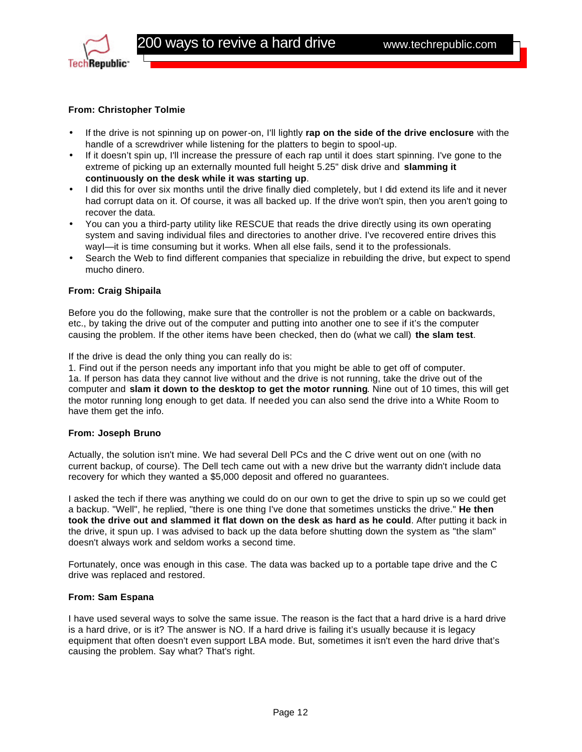**From: Christopher Tolmie**

- If the drive is not spinning up on power-on, I'll lightly **rap on the side of the drive enclosure** with the handle of a screwdriver while listening for the platters to begin to spool-up.
- If it doesn't spin up, I'll increase the pressure of each rap until it does start spinning. I've gone to the extreme of picking up an externally mounted full height 5.25" disk drive and **slamming it continuously on the desk while it was starting up**.
- I did this for over six months until the drive finally died completely, but I did extend its life and it never had corrupt data on it. Of course, it was all backed up. If the drive won't spin, then you aren't going to recover the data.
- You can you a third-party utility like RESCUE that reads the drive directly using its own operating system and saving individual files and directories to another drive. I've recovered entire drives this wayl—it is time consuming but it works. When all else fails, send it to the professionals.
- Search the Web to find different companies that specialize in rebuilding the drive, but expect to spend mucho dinero.

**From: Craig Shipaila**

Before you do the following, make sure that the controller is not the problem or a cable on backwards, etc., by taking the drive out of the computer and putting into another one to see if it's the computer causing the problem. If the other items have been checked, then do (what we call) **the slam test**.

If the drive is dead the only thing you can really do is:
1. Find out if the person needs any important info that you might be able to get off of computer.
1a. If person has data they cannot live without and the drive is not running, take the drive out of the computer and **slam it down to the desktop to get the motor running**. Nine out of 10 times, this will get the motor running long enough to get data. If needed you can also send the drive into a White Room to have them get the info.

**From: Joseph Bruno**

Actually, the solution isn't mine. We had several Dell PCs and the C drive went out on one (with no current backup, of course). The Dell tech came out with a new drive but the warranty didn't include data recovery for which they wanted a $5,000 deposit and offered no guarantees.

I asked the tech if there was anything we could do on our own to get the drive to spin up so we could get a backup. "Well", he replied, "there is one thing I've done that sometimes unsticks the drive." **He then took the drive out and slammed it flat down on the desk as hard as he could**. After putting it back in the drive, it spun up. I was advised to back up the data before shutting down the system as "the slam" doesn't always work and seldom works a second time.

Fortunately, once was enough in this case. The data was backed up to a portable tape drive and the C drive was replaced and restored.

**From: Sam Espana**

I have used several ways to solve the same issue. The reason is the fact that a hard drive is a hard drive is a hard drive, or is it? The answer is NO. If a hard drive is failing it's usually because it is legacy equipment that often doesn't even support LBA mode. But, sometimes it isn't even the hard drive that's causing the problem. Say what? That's right.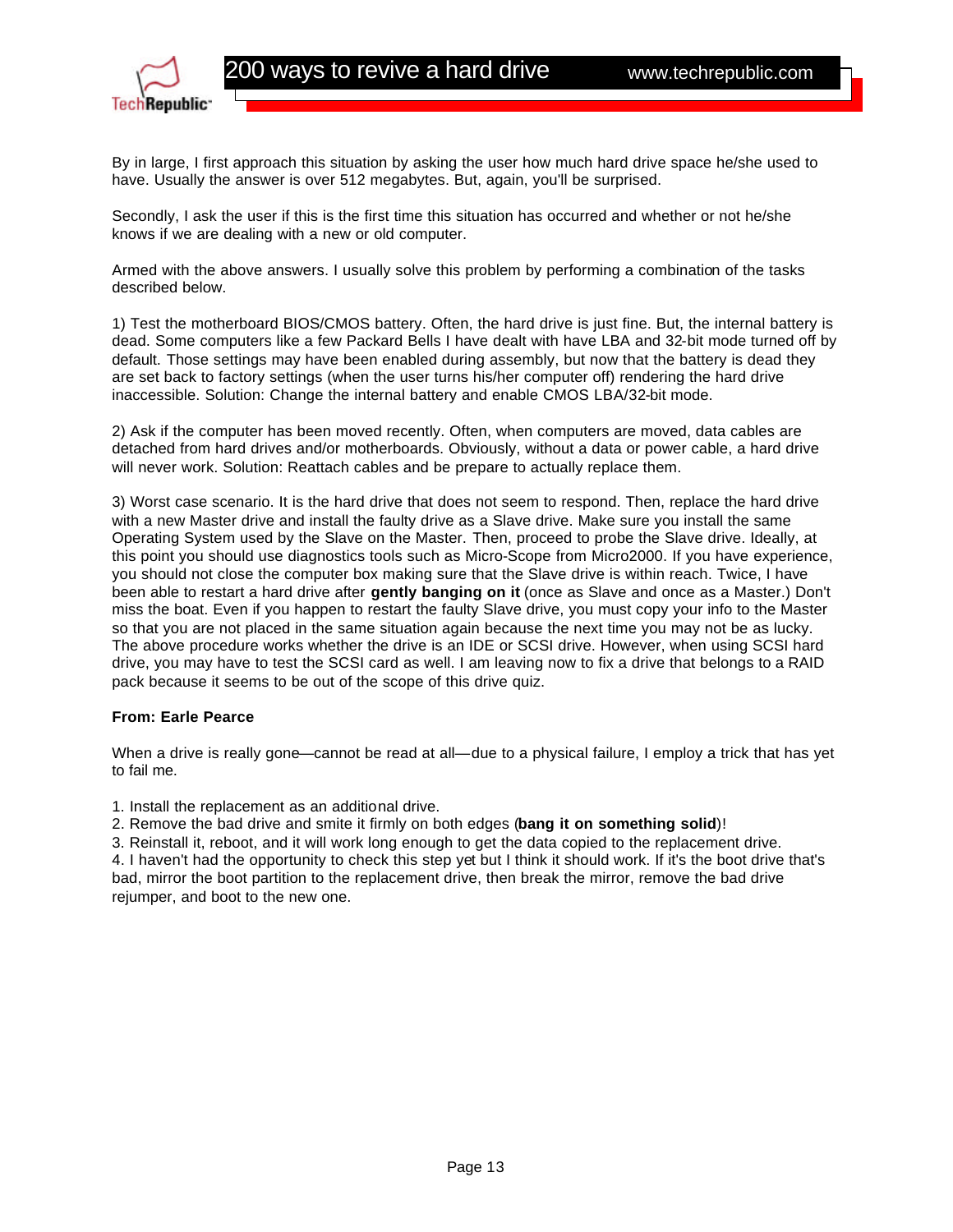By in large, I first approach this situation by asking the user how much hard drive space he/she used to have. Usually the answer is over 512 megabytes. But, again, you'll be surprised.

Secondly, I ask the user if this is the first time this situation has occurred and whether or not he/she knows if we are dealing with a new or old computer.

Armed with the above answers. I usually solve this problem by performing a combination of the tasks described below.

1) Test the motherboard BIOS/CMOS battery. Often, the hard drive is just fine. But, the internal battery is dead. Some computers like a few Packard Bells I have dealt with have LBA and 32-bit mode turned off by default. Those settings may have been enabled during assembly, but now that the battery is dead they are set back to factory settings (when the user turns his/her computer off) rendering the hard drive inaccessible. Solution: Change the internal battery and enable CMOS LBA/32-bit mode.

2) Ask if the computer has been moved recently. Often, when computers are moved, data cables are detached from hard drives and/or motherboards. Obviously, without a data or power cable, a hard drive will never work. Solution: Reattach cables and be prepare to actually replace them.

3) Worst case scenario. It is the hard drive that does not seem to respond. Then, replace the hard drive with a new Master drive and install the faulty drive as a Slave drive. Make sure you install the same Operating System used by the Slave on the Master. Then, proceed to probe the Slave drive. Ideally, at this point you should use diagnostics tools such as Micro-Scope from Micro2000. If you have experience, you should not close the computer box making sure that the Slave drive is within reach. Twice, I have been able to restart a hard drive after **gently banging on it** (once as Slave and once as a Master.) Don't miss the boat. Even if you happen to restart the faulty Slave drive, you must copy your info to the Master so that you are not placed in the same situation again because the next time you may not be as lucky. The above procedure works whether the drive is an IDE or SCSI drive. However, when using SCSI hard drive, you may have to test the SCSI card as well. I am leaving now to fix a drive that belongs to a RAID pack because it seems to be out of the scope of this drive quiz.

**From: Earle Pearce**

When a drive is really gone—cannot be read at all—due to a physical failure, I employ a trick that has yet to fail me.

1. Install the replacement as an additional drive.
2. Remove the bad drive and smite it firmly on both edges (**bang it on something solid**)!
3. Reinstall it, reboot, and it will work long enough to get the data copied to the replacement drive.
4. I haven't had the opportunity to check this step yet but I think it should work. If it's the boot drive that's bad, mirror the boot partition to the replacement drive, then break the mirror, remove the bad drive rejumper, and boot to the new one.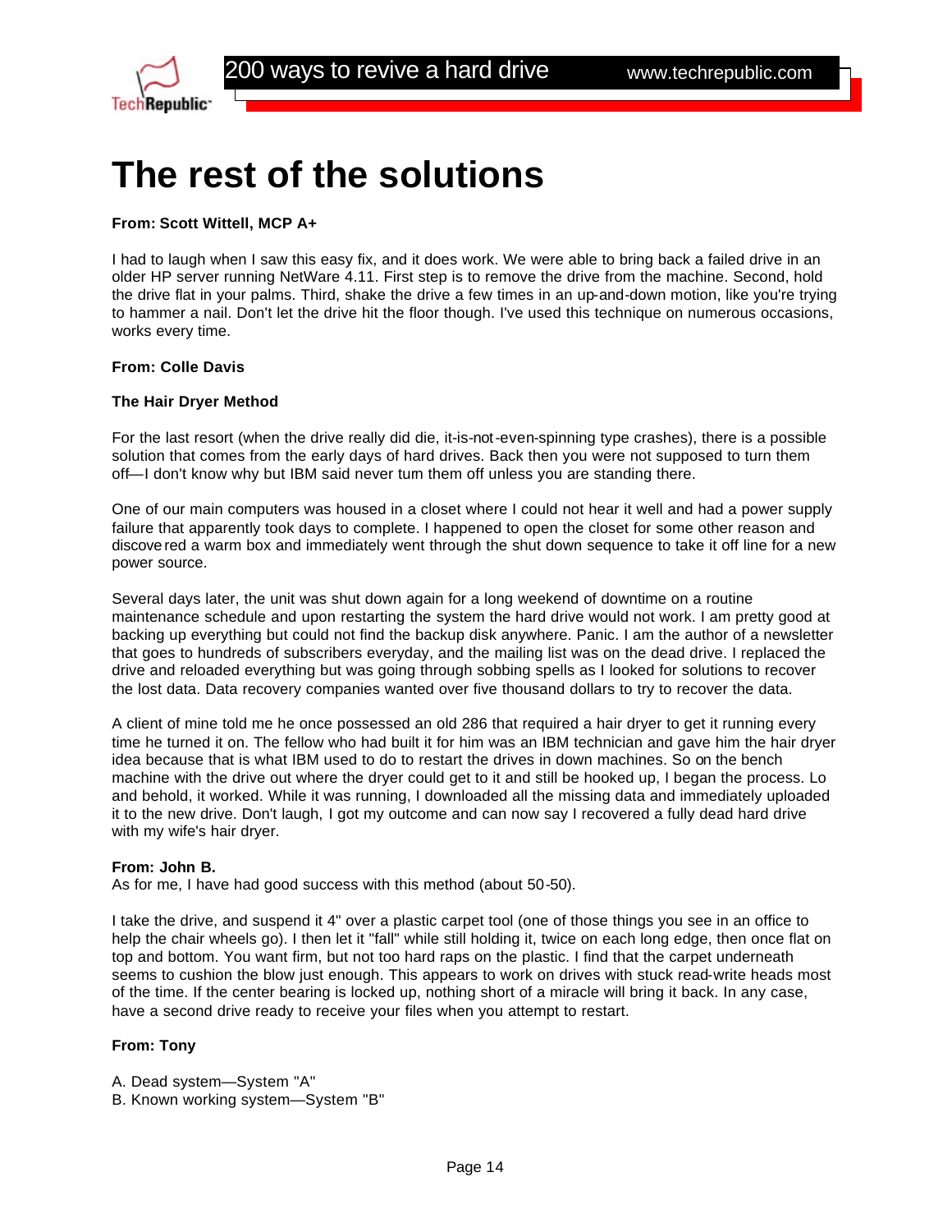# The rest of the solutions

**From: Scott Wittell, MCP A+**

I had to laugh when I saw this easy fix, and it does work. We were able to bring back a failed drive in an older HP server running NetWare 4.11. First step is to remove the drive from the machine. Second, hold the drive flat in your palms. Third, shake the drive a few times in an up-and-down motion, like you're trying to hammer a nail. Don't let the drive hit the floor though. I've used this technique on numerous occasions, works every time.

**From: Colle Davis**

**The Hair Dryer Method**

For the last resort (when the drive really did die, it-is-not-even-spinning type crashes), there is a possible solution that comes from the early days of hard drives. Back then you were not supposed to turn them off—I don't know why but IBM said never turn them off unless you are standing there.

One of our main computers was housed in a closet where I could not hear it well and had a power supply failure that apparently took days to complete. I happened to open the closet for some other reason and discovered a warm box and immediately went through the shut down sequence to take it off line for a new power source.

Several days later, the unit was shut down again for a long weekend of downtime on a routine maintenance schedule and upon restarting the system the hard drive would not work. I am pretty good at backing up everything but could not find the backup disk anywhere. Panic. I am the author of a newsletter that goes to hundreds of subscribers everyday, and the mailing list was on the dead drive. I replaced the drive and reloaded everything but was going through sobbing spells as I looked for solutions to recover the lost data. Data recovery companies wanted over five thousand dollars to try to recover the data.

A client of mine told me he once possessed an old 286 that required a hair dryer to get it running every time he turned it on. The fellow who had built it for him was an IBM technician and gave him the hair dryer idea because that is what IBM used to do to restart the drives in down machines. So on the bench machine with the drive out where the dryer could get to it and still be hooked up, I began the process. Lo and behold, it worked. While it was running, I downloaded all the missing data and immediately uploaded it to the new drive. Don't laugh, I got my outcome and can now say I recovered a fully dead hard drive with my wife's hair dryer.

**From: John B.**

As for me, I have had good success with this method (about 50-50).

I take the drive, and suspend it 4" over a plastic carpet tool (one of those things you see in an office to help the chair wheels go). I then let it "fall" while still holding it, twice on each long edge, then once flat on top and bottom. You want firm, but not too hard raps on the plastic. I find that the carpet underneath seems to cushion the blow just enough. This appears to work on drives with stuck read-write heads most of the time. If the center bearing is locked up, nothing short of a miracle will bring it back. In any case, have a second drive ready to receive your files when you attempt to restart.

**From: Tony**

A. Dead system—System "A"  
B. Known working system—System "B"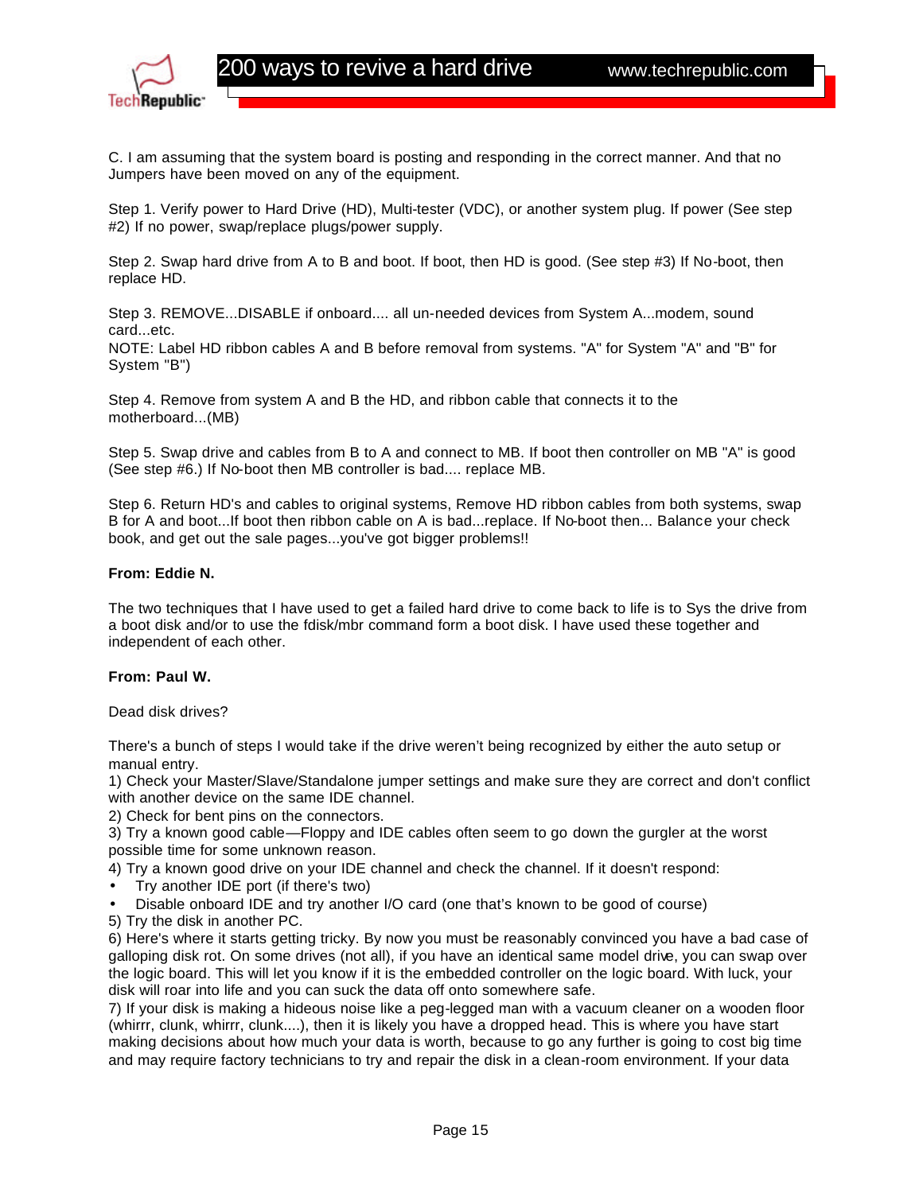C. I am assuming that the system board is posting and responding in the correct manner. And that no Jumpers have been moved on any of the equipment.

Step 1. Verify power to Hard Drive (HD), Multi-tester (VDC), or another system plug. If power (See step #2) If no power, swap/replace plugs/power supply.

Step 2. Swap hard drive from A to B and boot. If boot, then HD is good. (See step #3) If No-boot, then replace HD.

Step 3. REMOVE...DISABLE if onboard.... all un-needed devices from System A...modem, sound card...etc.
NOTE: Label HD ribbon cables A and B before removal from systems. "A" for System "A" and "B" for System "B")

Step 4. Remove from system A and B the HD, and ribbon cable that connects it to the motherboard...(MB)

Step 5. Swap drive and cables from B to A and connect to MB. If boot then controller on MB "A" is good (See step #6.) If No-boot then MB controller is bad.... replace MB.

Step 6. Return HD's and cables to original systems, Remove HD ribbon cables from both systems, swap B for A and boot...If boot then ribbon cable on A is bad...replace. If No-boot then... Balance your check book, and get out the sale pages...you've got bigger problems!!

**From: Eddie N.**

The two techniques that I have used to get a failed hard drive to come back to life is to Sys the drive from a boot disk and/or to use the fdisk/mbr command form a boot disk. I have used these together and independent of each other.

**From: Paul W.**

Dead disk drives?

There's a bunch of steps I would take if the drive weren't being recognized by either the auto setup or manual entry.
1) Check your Master/Slave/Standalone jumper settings and make sure they are correct and don't conflict with another device on the same IDE channel.
2) Check for bent pins on the connectors.
3) Try a known good cable—Floppy and IDE cables often seem to go down the gurgler at the worst possible time for some unknown reason.
4) Try a known good drive on your IDE channel and check the channel. If it doesn't respond:

- Try another IDE port (if there's two)
- Disable onboard IDE and try another I/O card (one that's known to be good of course)

5) Try the disk in another PC.
6) Here's where it starts getting tricky. By now you must be reasonably convinced you have a bad case of galloping disk rot. On some drives (not all), if you have an identical same model drive, you can swap over the logic board. This will let you know if it is the embedded controller on the logic board. With luck, your disk will roar into life and you can suck the data off onto somewhere safe.
7) If your disk is making a hideous noise like a peg-legged man with a vacuum cleaner on a wooden floor (whirrr, clunk, whirrr, clunk....), then it is likely you have a dropped head. This is where you have start making decisions about how much your data is worth, because to go any further is going to cost big time and may require factory technicians to try and repair the disk in a clean-room environment. If your data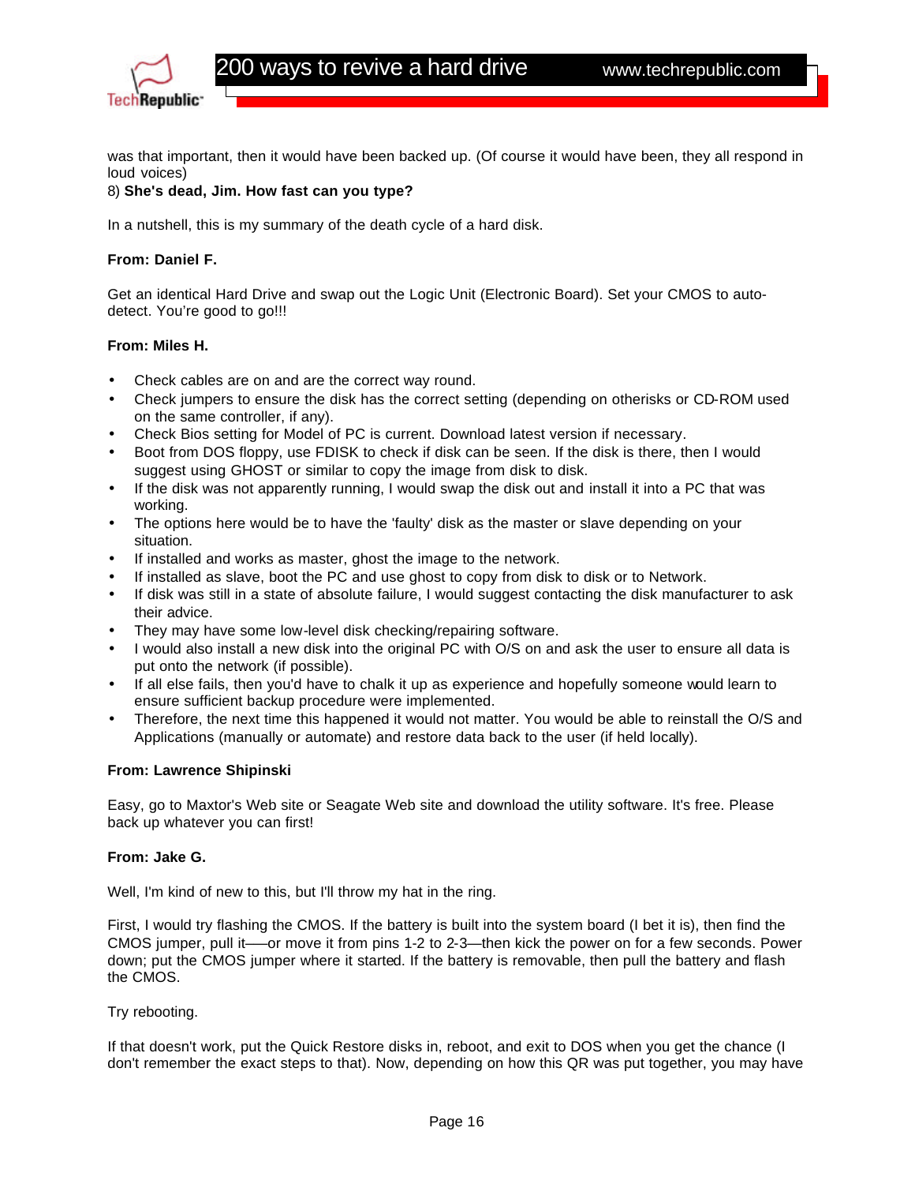was that important, then it would have been backed up. (Of course it would have been, they all respond in loud voices)
8) **She's dead, Jim. How fast can you type?**

In a nutshell, this is my summary of the death cycle of a hard disk.

**From: Daniel F.**

Get an identical Hard Drive and swap out the Logic Unit (Electronic Board). Set your CMOS to auto-detect. You're good to go!!!

**From: Miles H.**

- Check cables are on and are the correct way round.
- Check jumpers to ensure the disk has the correct setting (depending on otherisks or CD-ROM used on the same controller, if any).
- Check Bios setting for Model of PC is current. Download latest version if necessary.
- Boot from DOS floppy, use FDISK to check if disk can be seen. If the disk is there, then I would suggest using GHOST or similar to copy the image from disk to disk.
- If the disk was not apparently running, I would swap the disk out and install it into a PC that was working.
- The options here would be to have the 'faulty' disk as the master or slave depending on your situation.
- If installed and works as master, ghost the image to the network.
- If installed as slave, boot the PC and use ghost to copy from disk to disk or to Network.
- If disk was still in a state of absolute failure, I would suggest contacting the disk manufacturer to ask their advice.
- They may have some low-level disk checking/repairing software.
- I would also install a new disk into the original PC with O/S on and ask the user to ensure all data is put onto the network (if possible).
- If all else fails, then you'd have to chalk it up as experience and hopefully someone would learn to ensure sufficient backup procedure were implemented.
- Therefore, the next time this happened it would not matter. You would be able to reinstall the O/S and Applications (manually or automate) and restore data back to the user (if held locally).

**From: Lawrence Shipinski**

Easy, go to Maxtor's Web site or Seagate Web site and download the utility software. It's free. Please back up whatever you can first!

**From: Jake G.**

Well, I'm kind of new to this, but I'll throw my hat in the ring.

First, I would try flashing the CMOS. If the battery is built into the system board (I bet it is), then find the CMOS jumper, pull it—or move it from pins 1-2 to 2-3—then kick the power on for a few seconds. Power down; put the CMOS jumper where it started. If the battery is removable, then pull the battery and flash the CMOS.

Try rebooting.

If that doesn't work, put the Quick Restore disks in, reboot, and exit to DOS when you get the chance (I don't remember the exact steps to that). Now, depending on how this QR was put together, you may have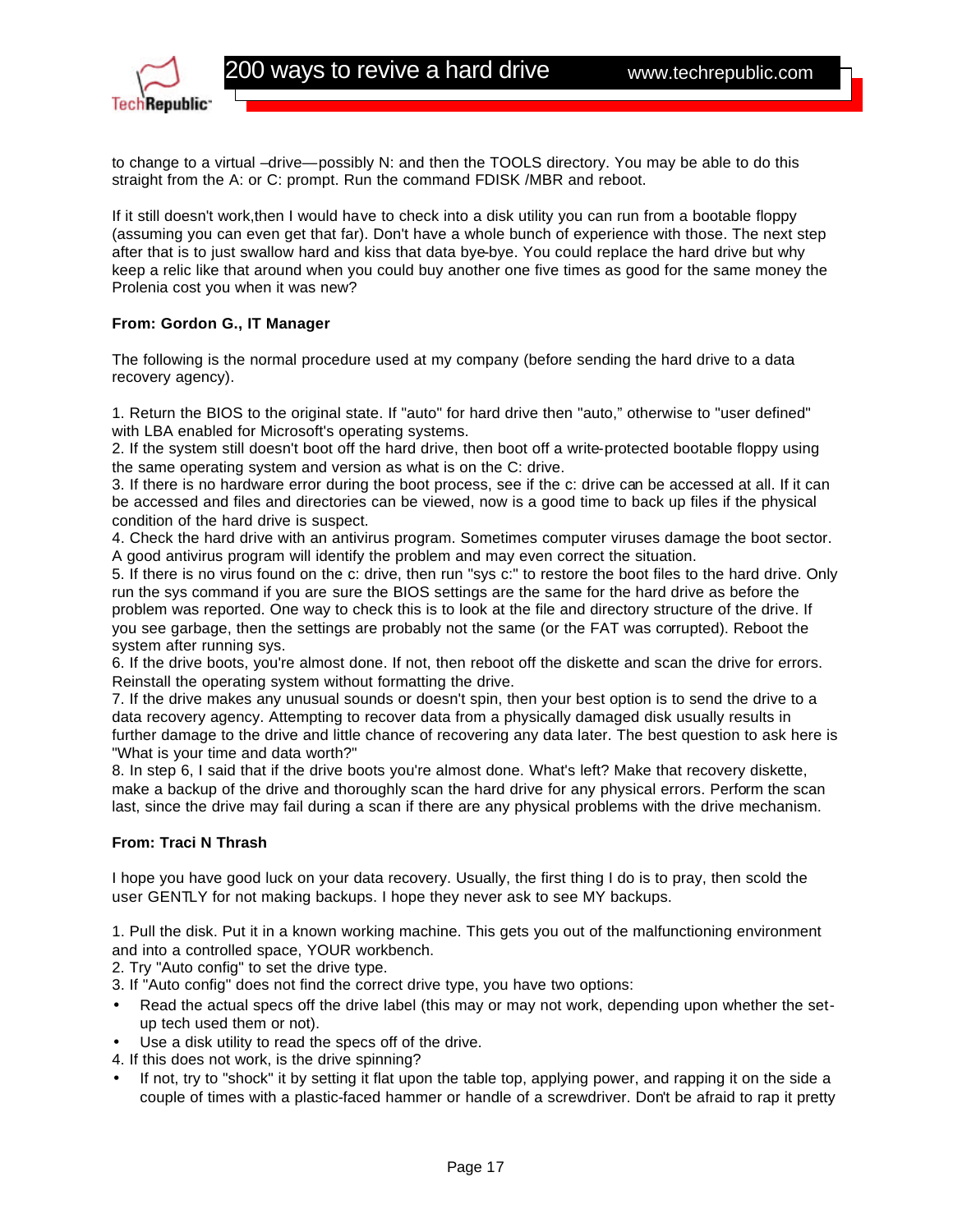to change to a virtual –drive—possibly N: and then the TOOLS directory. You may be able to do this straight from the A: or C: prompt. Run the command FDISK /MBR and reboot.

If it still doesn't work,then I would have to check into a disk utility you can run from a bootable floppy (assuming you can even get that far). Don't have a whole bunch of experience with those. The next step after that is to just swallow hard and kiss that data bye-bye. You could replace the hard drive but why keep a relic like that around when you could buy another one five times as good for the same money the Prolenia cost you when it was new?

**From: Gordon G., IT Manager**

The following is the normal procedure used at my company (before sending the hard drive to a data recovery agency).

1. Return the BIOS to the original state. If "auto" for hard drive then "auto," otherwise to "user defined" with LBA enabled for Microsoft's operating systems.
2. If the system still doesn't boot off the hard drive, then boot off a write-protected bootable floppy using the same operating system and version as what is on the C: drive.
3. If there is no hardware error during the boot process, see if the c: drive can be accessed at all. If it can be accessed and files and directories can be viewed, now is a good time to back up files if the physical condition of the hard drive is suspect.
4. Check the hard drive with an antivirus program. Sometimes computer viruses damage the boot sector. A good antivirus program will identify the problem and may even correct the situation.
5. If there is no virus found on the c: drive, then run "sys c:" to restore the boot files to the hard drive. Only run the sys command if you are sure the BIOS settings are the same for the hard drive as before the problem was reported. One way to check this is to look at the file and directory structure of the drive. If you see garbage, then the settings are probably not the same (or the FAT was corrupted). Reboot the system after running sys.
6. If the drive boots, you're almost done. If not, then reboot off the diskette and scan the drive for errors. Reinstall the operating system without formatting the drive.
7. If the drive makes any unusual sounds or doesn't spin, then your best option is to send the drive to a data recovery agency. Attempting to recover data from a physically damaged disk usually results in further damage to the drive and little chance of recovering any data later. The best question to ask here is "What is your time and data worth?"
8. In step 6, I said that if the drive boots you're almost done. What's left? Make that recovery diskette, make a backup of the drive and thoroughly scan the hard drive for any physical errors. Perform the scan last, since the drive may fail during a scan if there are any physical problems with the drive mechanism.

**From: Traci N Thrash**

I hope you have good luck on your data recovery. Usually, the first thing I do is to pray, then scold the user GENTLY for not making backups. I hope they never ask to see MY backups.

1. Pull the disk. Put it in a known working machine. This gets you out of the malfunctioning environment and into a controlled space, YOUR workbench.
2. Try "Auto config" to set the drive type.
3. If "Auto config" does not find the correct drive type, you have two options:
    - Read the actual specs off the drive label (this may or may not work, depending upon whether the set-up tech used them or not).
    - Use a disk utility to read the specs off of the drive.
4. If this does not work, is the drive spinning?
    - If not, try to "shock" it by setting it flat upon the table top, applying power, and rapping it on the side a couple of times with a plastic-faced hammer or handle of a screwdriver. Don't be afraid to rap it pretty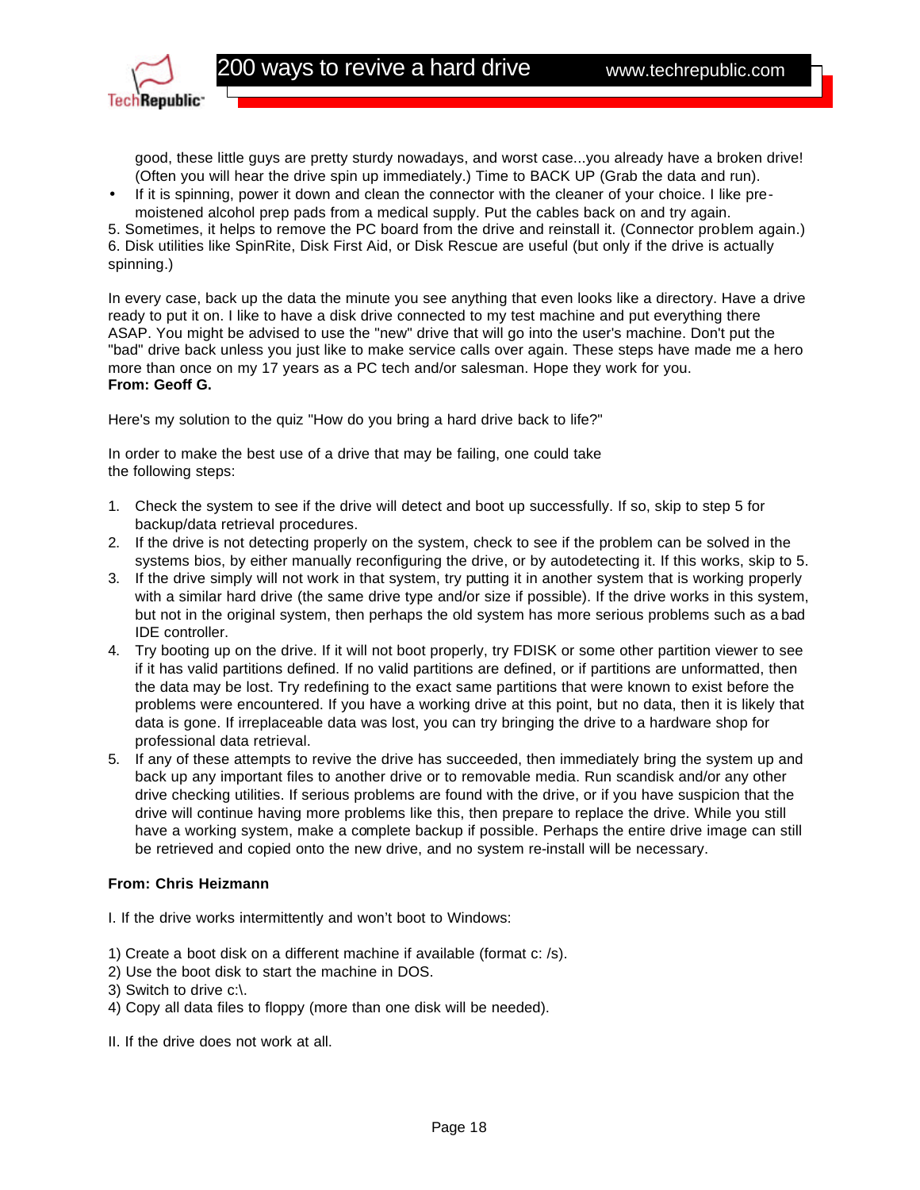good, these little guys are pretty sturdy nowadays, and worst case...you already have a broken drive! (Often you will hear the drive spin up immediately.) Time to BACK UP (Grab the data and run).

- If it is spinning, power it down and clean the connector with the cleaner of your choice. I like pre-moistened alcohol prep pads from a medical supply. Put the cables back on and try again.

5. Sometimes, it helps to remove the PC board from the drive and reinstall it. (Connector problem again.)
6. Disk utilities like SpinRite, Disk First Aid, or Disk Rescue are useful (but only if the drive is actually spinning.)

In every case, back up the data the minute you see anything that even looks like a directory. Have a drive ready to put it on. I like to have a disk drive connected to my test machine and put everything there ASAP. You might be advised to use the "new" drive that will go into the user's machine. Don't put the "bad" drive back unless you just like to make service calls over again. These steps have made me a hero more than once on my 17 years as a PC tech and/or salesman. Hope they work for you.
**From: Geoff G.**

Here's my solution to the quiz "How do you bring a hard drive back to life?"

In order to make the best use of a drive that may be failing, one could take the following steps:

1. Check the system to see if the drive will detect and boot up successfully. If so, skip to step 5 for backup/data retrieval procedures.
2. If the drive is not detecting properly on the system, check to see if the problem can be solved in the systems bios, by either manually reconfiguring the drive, or by autodetecting it. If this works, skip to 5.
3. If the drive simply will not work in that system, try putting it in another system that is working properly with a similar hard drive (the same drive type and/or size if possible). If the drive works in this system, but not in the original system, then perhaps the old system has more serious problems such as a bad IDE controller.
4. Try booting up on the drive. If it will not boot properly, try FDISK or some other partition viewer to see if it has valid partitions defined. If no valid partitions are defined, or if partitions are unformatted, then the data may be lost. Try redefining to the exact same partitions that were known to exist before the problems were encountered. If you have a working drive at this point, but no data, then it is likely that data is gone. If irreplaceable data was lost, you can try bringing the drive to a hardware shop for professional data retrieval.
5. If any of these attempts to revive the drive has succeeded, then immediately bring the system up and back up any important files to another drive or to removable media. Run scandisk and/or any other drive checking utilities. If serious problems are found with the drive, or if you have suspicion that the drive will continue having more problems like this, then prepare to replace the drive. While you still have a working system, make a complete backup if possible. Perhaps the entire drive image can still be retrieved and copied onto the new drive, and no system re-install will be necessary.

**From: Chris Heizmann**

I. If the drive works intermittently and won't boot to Windows:

1) Create a boot disk on a different machine if available (format c: /s).
2) Use the boot disk to start the machine in DOS.
3) Switch to drive c:\.
4) Copy all data files to floppy (more than one disk will be needed).

II. If the drive does not work at all.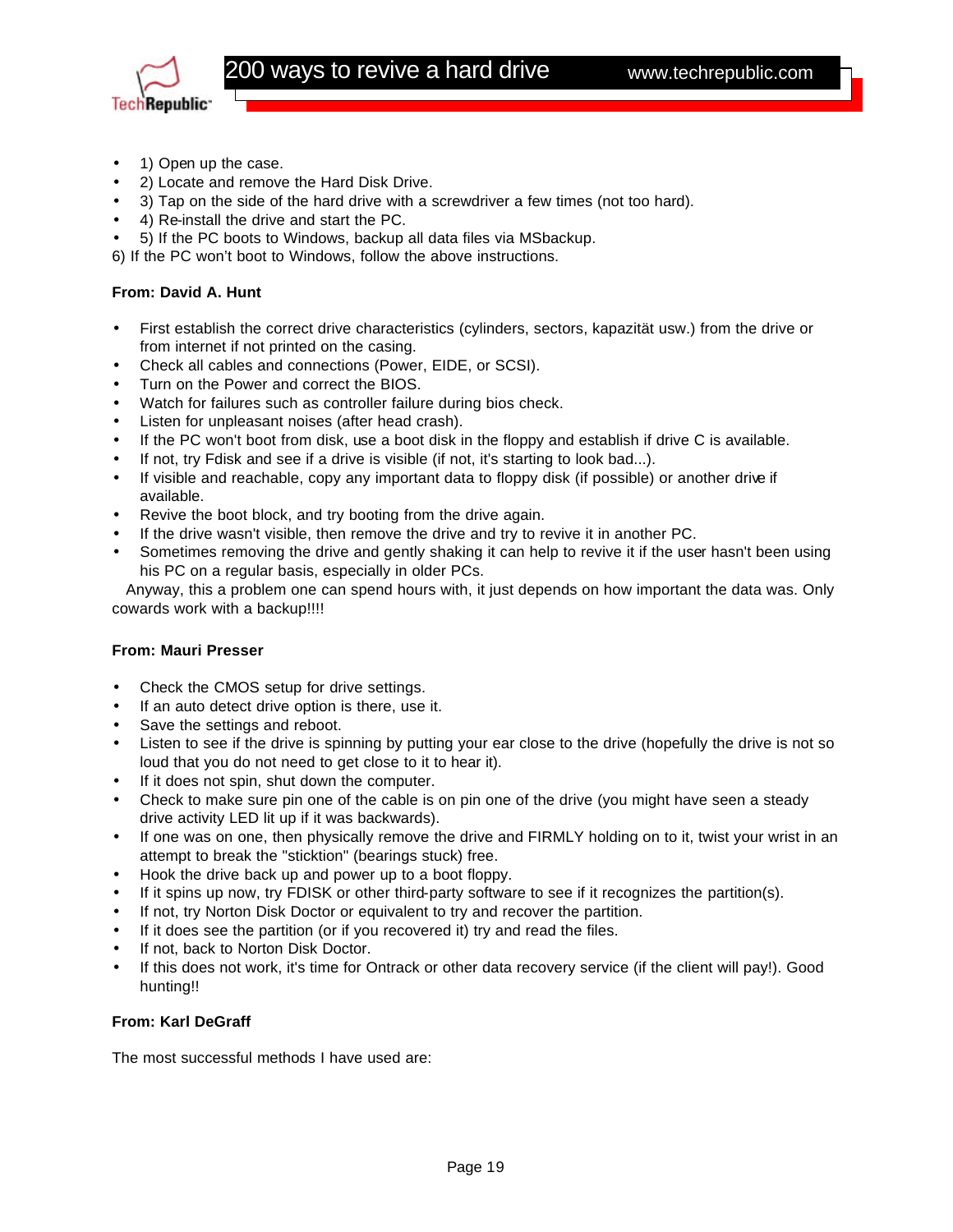- 1) Open up the case.
- 2) Locate and remove the Hard Disk Drive.
- 3) Tap on the side of the hard drive with a screwdriver a few times (not too hard).
- 4) Re-install the drive and start the PC.
- 5) If the PC boots to Windows, backup all data files via MSbackup.

6) If the PC won't boot to Windows, follow the above instructions.

**From: David A. Hunt**

- First establish the correct drive characteristics (cylinders, sectors, kapazität usw.) from the drive or from internet if not printed on the casing.
- Check all cables and connections (Power, EIDE, or SCSI).
- Turn on the Power and correct the BIOS.
- Watch for failures such as controller failure during bios check.
- Listen for unpleasant noises (after head crash).
- If the PC won't boot from disk, use a boot disk in the floppy and establish if drive C is available.
- If not, try Fdisk and see if a drive is visible (if not, it's starting to look bad...).
- If visible and reachable, copy any important data to floppy disk (if possible) or another drive if available.
- Revive the boot block, and try booting from the drive again.
- If the drive wasn't visible, then remove the drive and try to revive it in another PC.
- Sometimes removing the drive and gently shaking it can help to revive it if the user hasn't been using his PC on a regular basis, especially in older PCs.

Anyway, this a problem one can spend hours with, it just depends on how important the data was. Only cowards work with a backup!!!!

**From: Mauri Presser**

- Check the CMOS setup for drive settings.
- If an auto detect drive option is there, use it.
- Save the settings and reboot.
- Listen to see if the drive is spinning by putting your ear close to the drive (hopefully the drive is not so loud that you do not need to get close to it to hear it).
- If it does not spin, shut down the computer.
- Check to make sure pin one of the cable is on pin one of the drive (you might have seen a steady drive activity LED lit up if it was backwards).
- If one was on one, then physically remove the drive and FIRMLY holding on to it, twist your wrist in an attempt to break the "sticktion" (bearings stuck) free.
- Hook the drive back up and power up to a boot floppy.
- If it spins up now, try FDISK or other third-party software to see if it recognizes the partition(s).
- If not, try Norton Disk Doctor or equivalent to try and recover the partition.
- If it does see the partition (or if you recovered it) try and read the files.
- If not, back to Norton Disk Doctor.
- If this does not work, it's time for Ontrack or other data recovery service (if the client will pay!). Good hunting!!

**From: Karl DeGraff**

The most successful methods I have used are: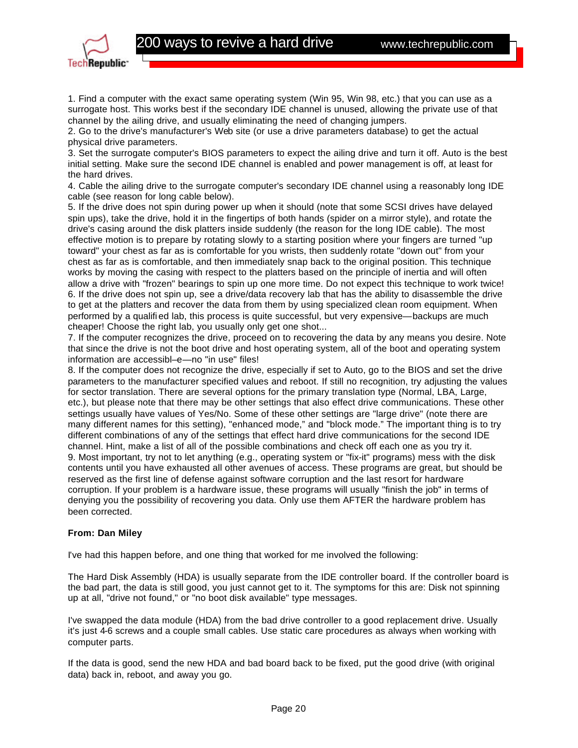1. Find a computer with the exact same operating system (Win 95, Win 98, etc.) that you can use as a surrogate host. This works best if the secondary IDE channel is unused, allowing the private use of that channel by the ailing drive, and usually eliminating the need of changing jumpers.
2. Go to the drive's manufacturer's Web site (or use a drive parameters database) to get the actual physical drive parameters.
3. Set the surrogate computer's BIOS parameters to expect the ailing drive and turn it off. Auto is the best initial setting. Make sure the second IDE channel is enabled and power management is off, at least for the hard drives.
4. Cable the ailing drive to the surrogate computer's secondary IDE channel using a reasonably long IDE cable (see reason for long cable below).
5. If the drive does not spin during power up when it should (note that some SCSI drives have delayed spin ups), take the drive, hold it in the fingertips of both hands (spider on a mirror style), and rotate the drive's casing around the disk platters inside suddenly (the reason for the long IDE cable). The most effective motion is to prepare by rotating slowly to a starting position where your fingers are turned "up toward" your chest as far as is comfortable for you wrists, then suddenly rotate "down out" from your chest as far as is comfortable, and then immediately snap back to the original position. This technique works by moving the casing with respect to the platters based on the principle of inertia and will often allow a drive with "frozen" bearings to spin up one more time. Do not expect this technique to work twice!
6. If the drive does not spin up, see a drive/data recovery lab that has the ability to disassemble the drive to get at the platters and recover the data from them by using specialized clean room equipment. When performed by a qualified lab, this process is quite successful, but very expensive—backups are much cheaper! Choose the right lab, you usually only get one shot...
7. If the computer recognizes the drive, proceed on to recovering the data by any means you desire. Note that since the drive is not the boot drive and host operating system, all of the boot and operating system information are accessibl–e—no "in use" files!
8. If the computer does not recognize the drive, especially if set to Auto, go to the BIOS and set the drive parameters to the manufacturer specified values and reboot. If still no recognition, try adjusting the values for sector translation. There are several options for the primary translation type (Normal, LBA, Large, etc.), but please note that there may be other settings that also effect drive communications. These other settings usually have values of Yes/No. Some of these other settings are "large drive" (note there are many different names for this setting), "enhanced mode," and "block mode." The important thing is to try different combinations of any of the settings that effect hard drive communications for the second IDE channel. Hint, make a list of all of the possible combinations and check off each one as you try it.
9. Most important, try not to let anything (e.g., operating system or "fix-it" programs) mess with the disk contents until you have exhausted all other avenues of access. These programs are great, but should be reserved as the first line of defense against software corruption and the last resort for hardware corruption. If your problem is a hardware issue, these programs will usually "finish the job" in terms of denying you the possibility of recovering you data. Only use them AFTER the hardware problem has been corrected.

**From: Dan Miley**

I've had this happen before, and one thing that worked for me involved the following:

The Hard Disk Assembly (HDA) is usually separate from the IDE controller board. If the controller board is the bad part, the data is still good, you just cannot get to it. The symptoms for this are: Disk not spinning up at all, "drive not found," or "no boot disk available" type messages.

I've swapped the data module (HDA) from the bad drive controller to a good replacement drive. Usually it's just 4-6 screws and a couple small cables. Use static care procedures as always when working with computer parts.

If the data is good, send the new HDA and bad board back to be fixed, put the good drive (with original data) back in, reboot, and away you go.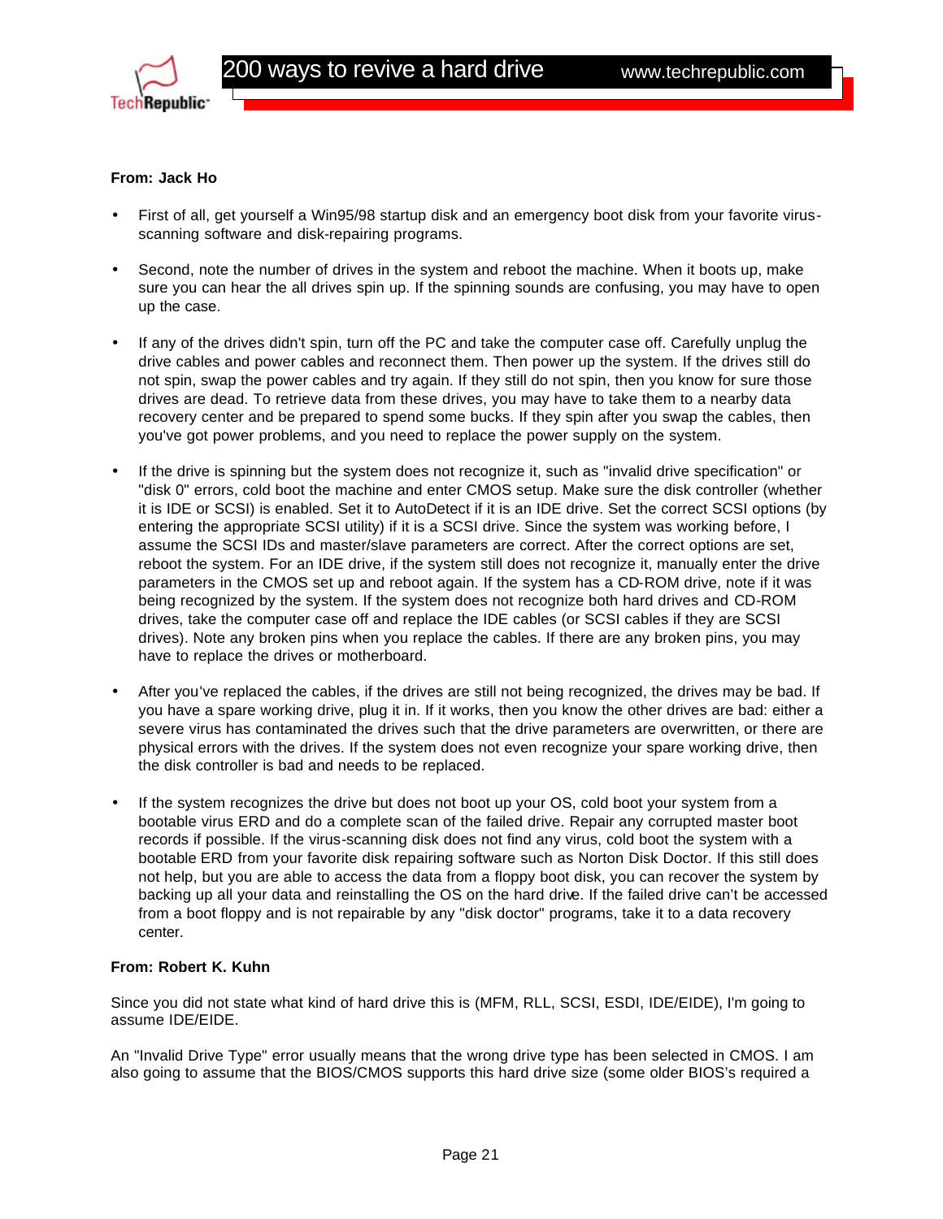**From: Jack Ho**

- First of all, get yourself a Win95/98 startup disk and an emergency boot disk from your favorite virus-scanning software and disk-repairing programs.
- Second, note the number of drives in the system and reboot the machine. When it boots up, make sure you can hear the all drives spin up. If the spinning sounds are confusing, you may have to open up the case.
- If any of the drives didn't spin, turn off the PC and take the computer case off. Carefully unplug the drive cables and power cables and reconnect them. Then power up the system. If the drives still do not spin, swap the power cables and try again. If they still do not spin, then you know for sure those drives are dead. To retrieve data from these drives, you may have to take them to a nearby data recovery center and be prepared to spend some bucks. If they spin after you swap the cables, then you've got power problems, and you need to replace the power supply on the system.
- If the drive is spinning but the system does not recognize it, such as "invalid drive specification" or "disk 0" errors, cold boot the machine and enter CMOS setup. Make sure the disk controller (whether it is IDE or SCSI) is enabled. Set it to AutoDetect if it is an IDE drive. Set the correct SCSI options (by entering the appropriate SCSI utility) if it is a SCSI drive. Since the system was working before, I assume the SCSI IDs and master/slave parameters are correct. After the correct options are set, reboot the system. For an IDE drive, if the system still does not recognize it, manually enter the drive parameters in the CMOS set up and reboot again. If the system has a CD-ROM drive, note if it was being recognized by the system. If the system does not recognize both hard drives and CD-ROM drives, take the computer case off and replace the IDE cables (or SCSI cables if they are SCSI drives). Note any broken pins when you replace the cables. If there are any broken pins, you may have to replace the drives or motherboard.
- After you've replaced the cables, if the drives are still not being recognized, the drives may be bad. If you have a spare working drive, plug it in. If it works, then you know the other drives are bad: either a severe virus has contaminated the drives such that the drive parameters are overwritten, or there are physical errors with the drives. If the system does not even recognize your spare working drive, then the disk controller is bad and needs to be replaced.
- If the system recognizes the drive but does not boot up your OS, cold boot your system from a bootable virus ERD and do a complete scan of the failed drive. Repair any corrupted master boot records if possible. If the virus-scanning disk does not find any virus, cold boot the system with a bootable ERD from your favorite disk repairing software such as Norton Disk Doctor. If this still does not help, but you are able to access the data from a floppy boot disk, you can recover the system by backing up all your data and reinstalling the OS on the hard drive. If the failed drive can't be accessed from a boot floppy and is not repairable by any "disk doctor" programs, take it to a data recovery center.

**From: Robert K. Kuhn**

Since you did not state what kind of hard drive this is (MFM, RLL, SCSI, ESDI, IDE/EIDE), I'm going to assume IDE/EIDE.

An "Invalid Drive Type" error usually means that the wrong drive type has been selected in CMOS. I am also going to assume that the BIOS/CMOS supports this hard drive size (some older BIOS's required a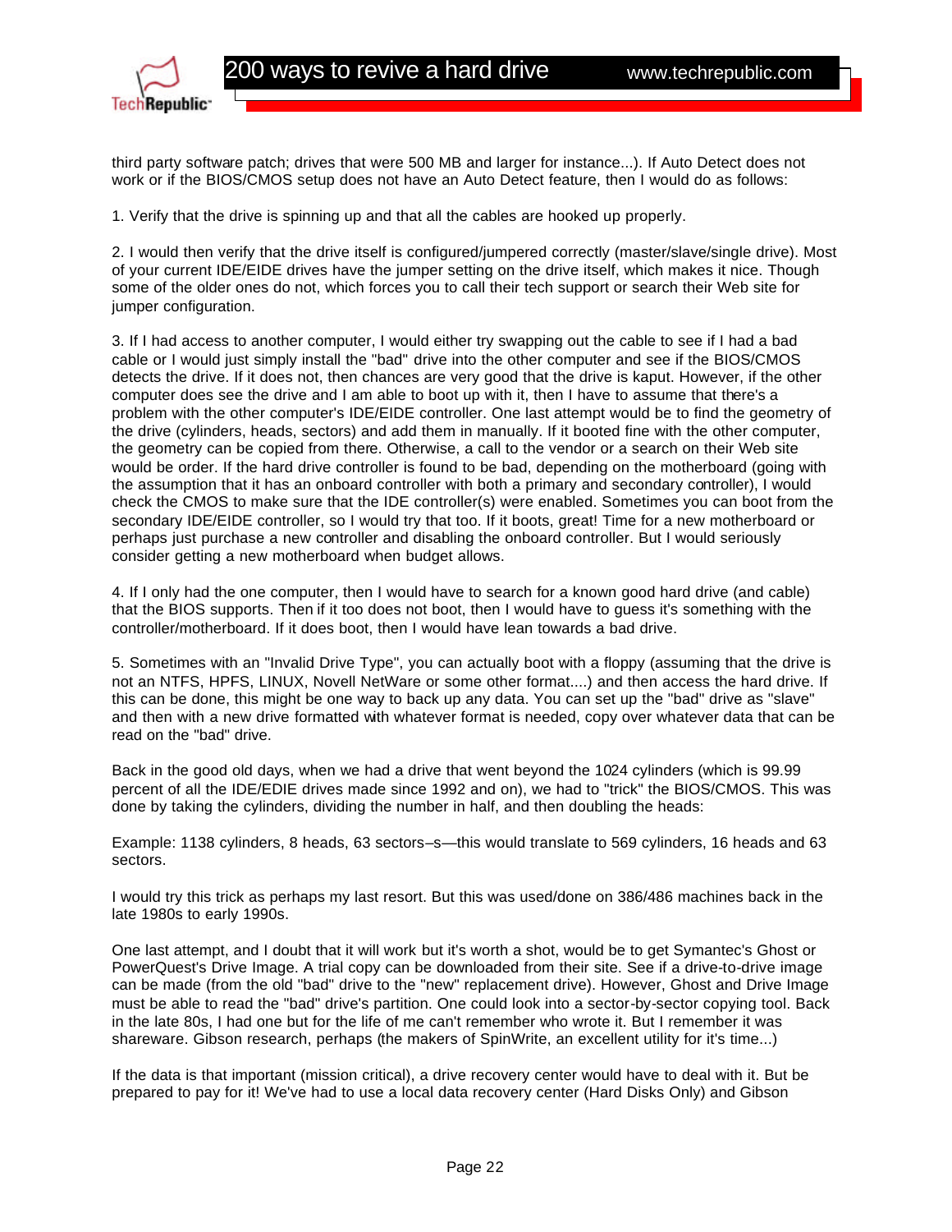third party software patch; drives that were 500 MB and larger for instance...). If Auto Detect does not work or if the BIOS/CMOS setup does not have an Auto Detect feature, then I would do as follows:

1. Verify that the drive is spinning up and that all the cables are hooked up properly.

2. I would then verify that the drive itself is configured/jumpered correctly (master/slave/single drive). Most of your current IDE/EIDE drives have the jumper setting on the drive itself, which makes it nice. Though some of the older ones do not, which forces you to call their tech support or search their Web site for jumper configuration.

3. If I had access to another computer, I would either try swapping out the cable to see if I had a bad cable or I would just simply install the "bad" drive into the other computer and see if the BIOS/CMOS detects the drive. If it does not, then chances are very good that the drive is kaput. However, if the other computer does see the drive and I am able to boot up with it, then I have to assume that there's a problem with the other computer's IDE/EIDE controller. One last attempt would be to find the geometry of the drive (cylinders, heads, sectors) and add them in manually. If it booted fine with the other computer, the geometry can be copied from there. Otherwise, a call to the vendor or a search on their Web site would be order. If the hard drive controller is found to be bad, depending on the motherboard (going with the assumption that it has an onboard controller with both a primary and secondary controller), I would check the CMOS to make sure that the IDE controller(s) were enabled. Sometimes you can boot from the secondary IDE/EIDE controller, so I would try that too. If it boots, great! Time for a new motherboard or perhaps just purchase a new controller and disabling the onboard controller. But I would seriously consider getting a new motherboard when budget allows.

4. If I only had the one computer, then I would have to search for a known good hard drive (and cable) that the BIOS supports. Then if it too does not boot, then I would have to guess it's something with the controller/motherboard. If it does boot, then I would have lean towards a bad drive.

5. Sometimes with an "Invalid Drive Type", you can actually boot with a floppy (assuming that the drive is not an NTFS, HPFS, LINUX, Novell NetWare or some other format....) and then access the hard drive. If this can be done, this might be one way to back up any data. You can set up the "bad" drive as "slave" and then with a new drive formatted with whatever format is needed, copy over whatever data that can be read on the "bad" drive.

Back in the good old days, when we had a drive that went beyond the 1024 cylinders (which is 99.99 percent of all the IDE/EDIE drives made since 1992 and on), we had to "trick" the BIOS/CMOS. This was done by taking the cylinders, dividing the number in half, and then doubling the heads:

Example: 1138 cylinders, 8 heads, 63 sectors–s—this would translate to 569 cylinders, 16 heads and 63 sectors.

I would try this trick as perhaps my last resort. But this was used/done on 386/486 machines back in the late 1980s to early 1990s.

One last attempt, and I doubt that it will work but it's worth a shot, would be to get Symantec's Ghost or PowerQuest's Drive Image. A trial copy can be downloaded from their site. See if a drive-to-drive image can be made (from the old "bad" drive to the "new" replacement drive). However, Ghost and Drive Image must be able to read the "bad" drive's partition. One could look into a sector-by-sector copying tool. Back in the late 80s, I had one but for the life of me can't remember who wrote it. But I remember it was shareware. Gibson research, perhaps (the makers of SpinWrite, an excellent utility for it's time...)

If the data is that important (mission critical), a drive recovery center would have to deal with it. But be prepared to pay for it! We've had to use a local data recovery center (Hard Disks Only) and Gibson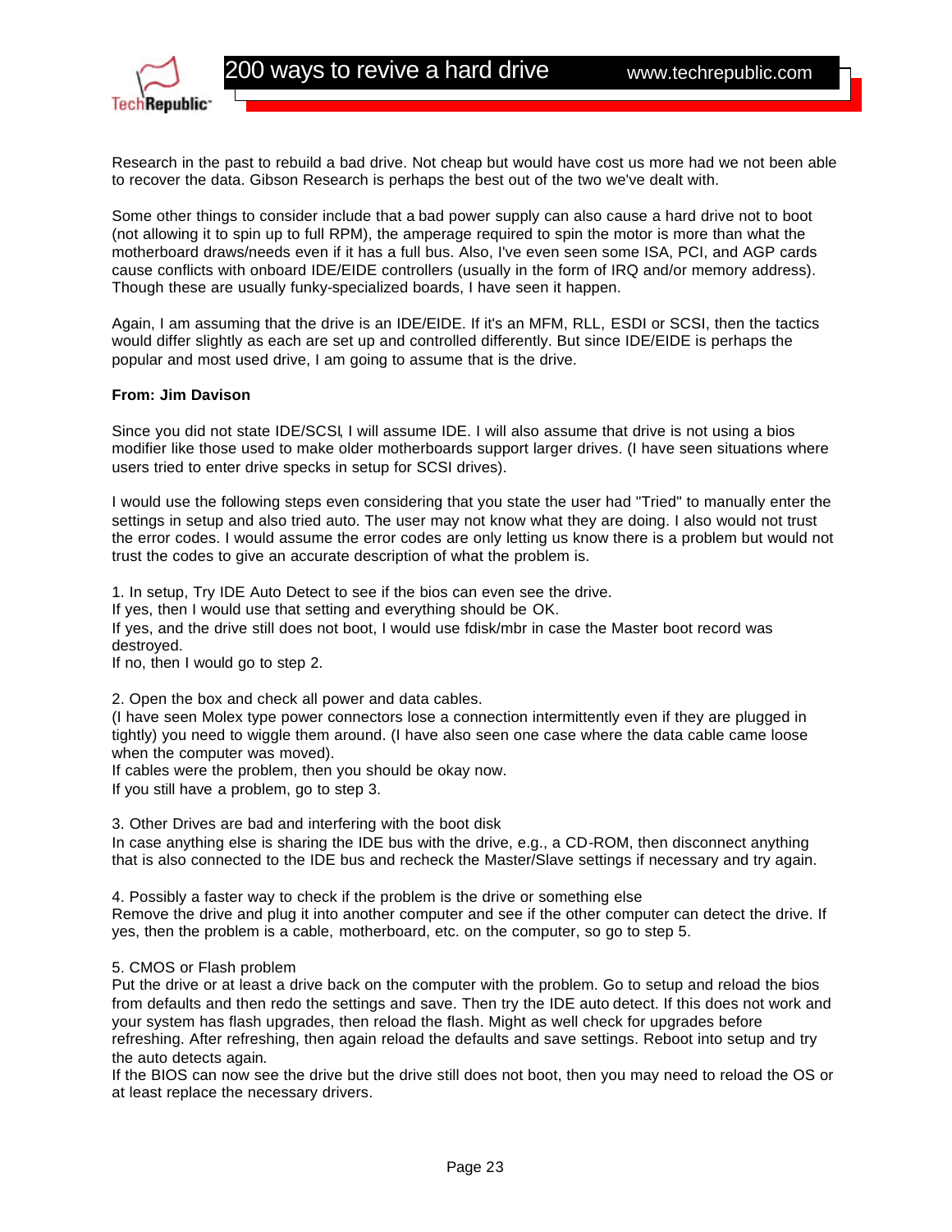Research in the past to rebuild a bad drive. Not cheap but would have cost us more had we not been able to recover the data. Gibson Research is perhaps the best out of the two we've dealt with.

Some other things to consider include that a bad power supply can also cause a hard drive not to boot (not allowing it to spin up to full RPM), the amperage required to spin the motor is more than what the motherboard draws/needs even if it has a full bus. Also, I've even seen some ISA, PCI, and AGP cards cause conflicts with onboard IDE/EIDE controllers (usually in the form of IRQ and/or memory address). Though these are usually funky-specialized boards, I have seen it happen.

Again, I am assuming that the drive is an IDE/EIDE. If it's an MFM, RLL, ESDI or SCSI, then the tactics would differ slightly as each are set up and controlled differently. But since IDE/EIDE is perhaps the popular and most used drive, I am going to assume that is the drive.

**From: Jim Davison**

Since you did not state IDE/SCSI, I will assume IDE. I will also assume that drive is not using a bios modifier like those used to make older motherboards support larger drives. (I have seen situations where users tried to enter drive specks in setup for SCSI drives).

I would use the following steps even considering that you state the user had "Tried" to manually enter the settings in setup and also tried auto. The user may not know what they are doing. I also would not trust the error codes. I would assume the error codes are only letting us know there is a problem but would not trust the codes to give an accurate description of what the problem is.

1. In setup, Try IDE Auto Detect to see if the bios can even see the drive.
If yes, then I would use that setting and everything should be OK.
If yes, and the drive still does not boot, I would use fdisk/mbr in case the Master boot record was destroyed.
If no, then I would go to step 2.

2. Open the box and check all power and data cables.
(I have seen Molex type power connectors lose a connection intermittently even if they are plugged in tightly) you need to wiggle them around. (I have also seen one case where the data cable came loose when the computer was moved).
If cables were the problem, then you should be okay now.
If you still have a problem, go to step 3.

3. Other Drives are bad and interfering with the boot disk
In case anything else is sharing the IDE bus with the drive, e.g., a CD-ROM, then disconnect anything that is also connected to the IDE bus and recheck the Master/Slave settings if necessary and try again.

4. Possibly a faster way to check if the problem is the drive or something else
Remove the drive and plug it into another computer and see if the other computer can detect the drive. If yes, then the problem is a cable, motherboard, etc. on the computer, so go to step 5.

5. CMOS or Flash problem
Put the drive or at least a drive back on the computer with the problem. Go to setup and reload the bios from defaults and then redo the settings and save. Then try the IDE auto detect. If this does not work and your system has flash upgrades, then reload the flash. Might as well check for upgrades before refreshing. After refreshing, then again reload the defaults and save settings. Reboot into setup and try the auto detects again.
If the BIOS can now see the drive but the drive still does not boot, then you may need to reload the OS or at least replace the necessary drivers.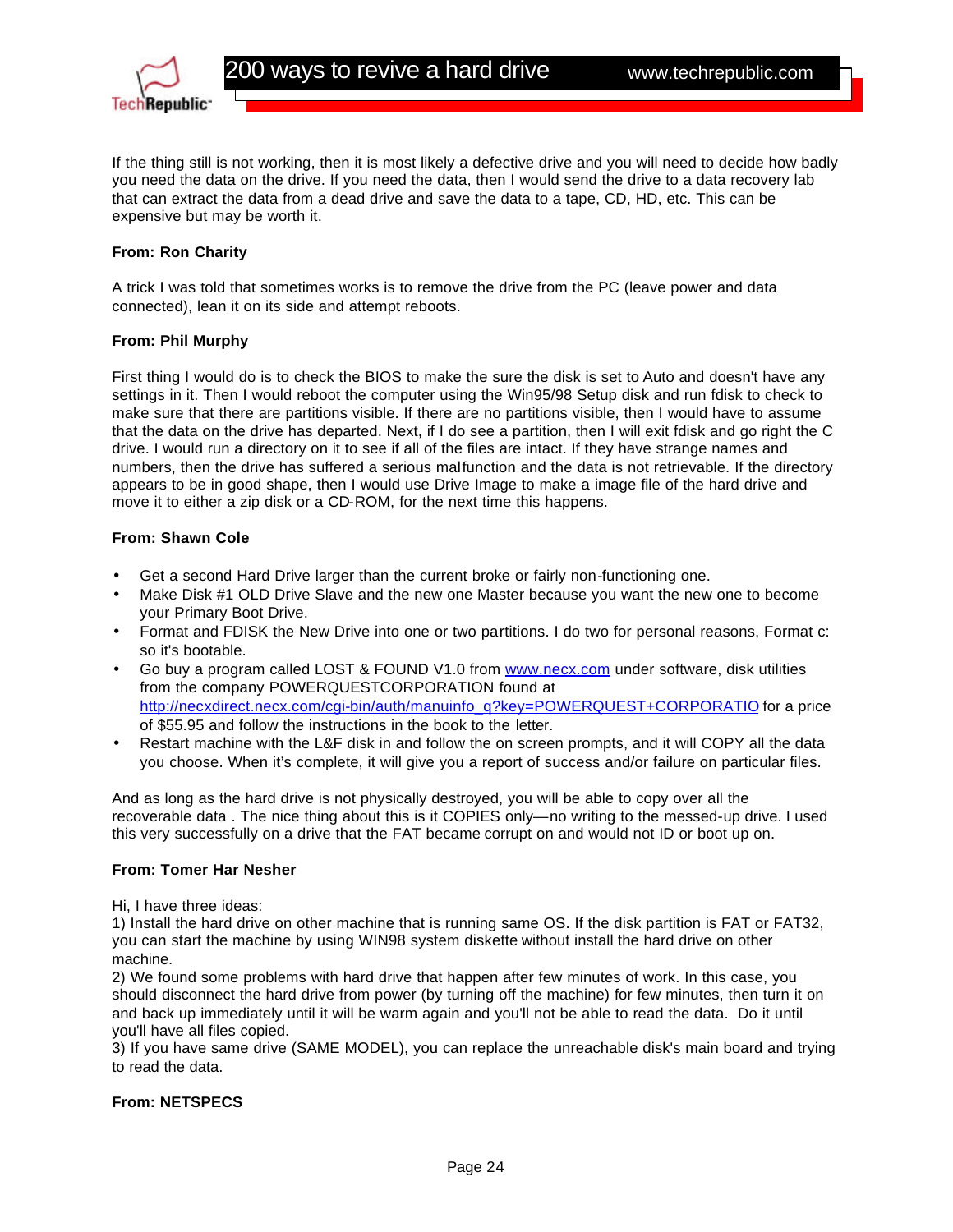If the thing still is not working, then it is most likely a defective drive and you will need to decide how badly you need the data on the drive. If you need the data, then I would send the drive to a data recovery lab that can extract the data from a dead drive and save the data to a tape, CD, HD, etc. This can be expensive but may be worth it.

**From: Ron Charity**

A trick I was told that sometimes works is to remove the drive from the PC (leave power and data connected), lean it on its side and attempt reboots.

**From: Phil Murphy**

First thing I would do is to check the BIOS to make the sure the disk is set to Auto and doesn't have any settings in it. Then I would reboot the computer using the Win95/98 Setup disk and run fdisk to check to make sure that there are partitions visible. If there are no partitions visible, then I would have to assume that the data on the drive has departed. Next, if I do see a partition, then I will exit fdisk and go right the C drive. I would run a directory on it to see if all of the files are intact. If they have strange names and numbers, then the drive has suffered a serious malfunction and the data is not retrievable. If the directory appears to be in good shape, then I would use Drive Image to make a image file of the hard drive and move it to either a zip disk or a CD-ROM, for the next time this happens.

**From: Shawn Cole**

- Get a second Hard Drive larger than the current broke or fairly non-functioning one.
- Make Disk #1 OLD Drive Slave and the new one Master because you want the new one to become your Primary Boot Drive.
- Format and FDISK the New Drive into one or two partitions. I do two for personal reasons, Format c: so it's bootable.
- Go buy a program called LOST & FOUND V1.0 from [www.necx.com](www.necx.com) under software, disk utilities from the company POWERQUESTCORPORATION found at [http://necxdirect.necx.com/cgi-bin/auth/manuinfo_q?key=POWERQUEST+CORPORATIO](http://necxdirect.necx.com/cgi-bin/auth/manuinfo_q?key=POWERQUEST+CORPORATIO) for a price of $55.95 and follow the instructions in the book to the letter.
- Restart machine with the L&F disk in and follow the on screen prompts, and it will COPY all the data you choose. When it's complete, it will give you a report of success and/or failure on particular files.

And as long as the hard drive is not physically destroyed, you will be able to copy over all the recoverable data . The nice thing about this is it COPIES only—no writing to the messed-up drive. I used this very successfully on a drive that the FAT became corrupt on and would not ID or boot up on.

**From: Tomer Har Nesher**

Hi, I have three ideas:
1) Install the hard drive on other machine that is running same OS. If the disk partition is FAT or FAT32, you can start the machine by using WIN98 system diskette without install the hard drive on other machine.
2) We found some problems with hard drive that happen after few minutes of work. In this case, you should disconnect the hard drive from power (by turning off the machine) for few minutes, then turn it on and back up immediately until it will be warm again and you'll not be able to read the data. Do it until you'll have all files copied.
3) If you have same drive (SAME MODEL), you can replace the unreachable disk's main board and trying to read the data.

**From: NETSPECS**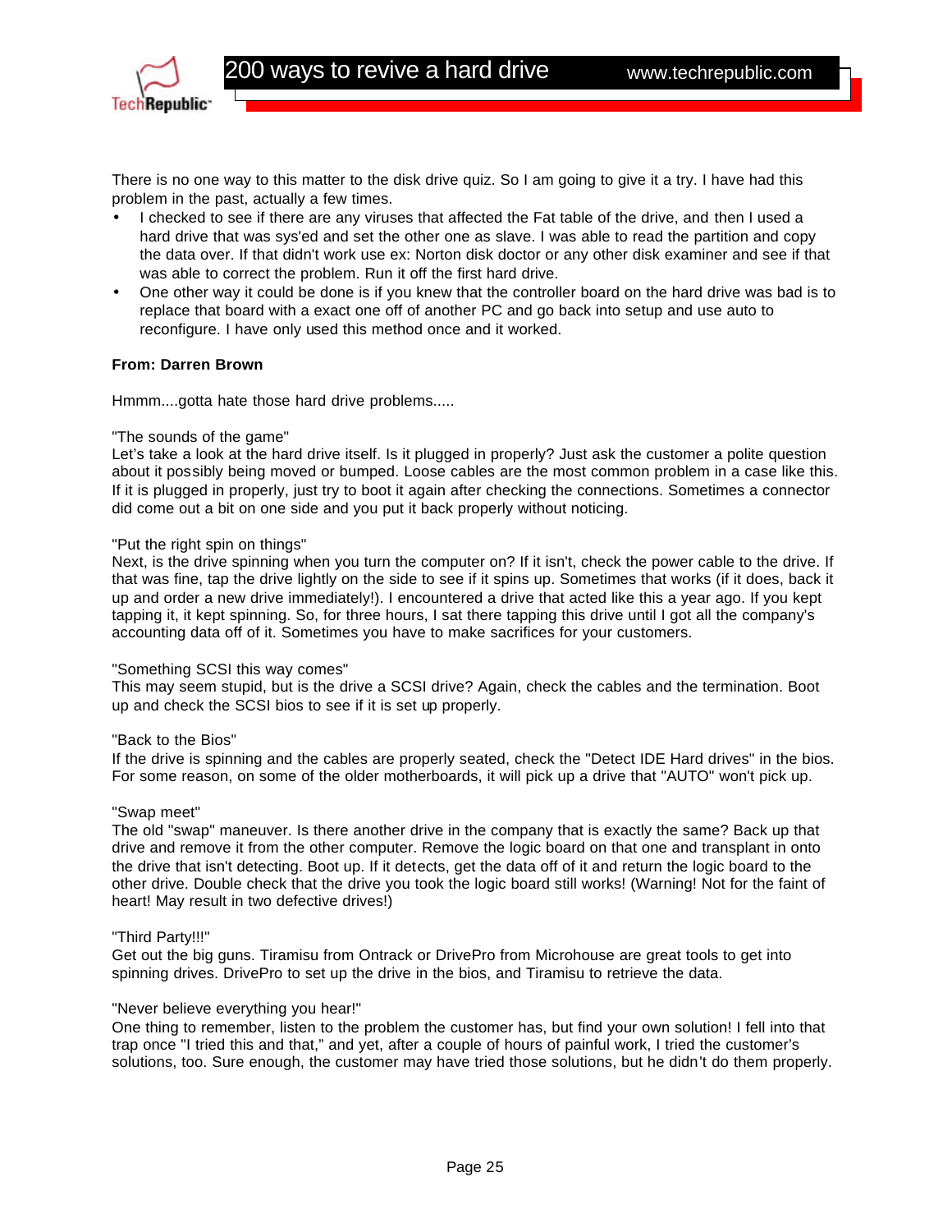There is no one way to this matter to the disk drive quiz. So I am going to give it a try. I have had this problem in the past, actually a few times.

- I checked to see if there are any viruses that affected the Fat table of the drive, and then I used a hard drive that was sys'ed and set the other one as slave. I was able to read the partition and copy the data over. If that didn't work use ex: Norton disk doctor or any other disk examiner and see if that was able to correct the problem. Run it off the first hard drive.
- One other way it could be done is if you knew that the controller board on the hard drive was bad is to replace that board with a exact one off of another PC and go back into setup and use auto to reconfigure. I have only used this method once and it worked.

**From: Darren Brown**

Hmmm....gotta hate those hard drive problems.....

"The sounds of the game"
Let's take a look at the hard drive itself. Is it plugged in properly? Just ask the customer a polite question about it possibly being moved or bumped. Loose cables are the most common problem in a case like this. If it is plugged in properly, just try to boot it again after checking the connections. Sometimes a connector did come out a bit on one side and you put it back properly without noticing.

"Put the right spin on things"
Next, is the drive spinning when you turn the computer on? If it isn't, check the power cable to the drive. If that was fine, tap the drive lightly on the side to see if it spins up. Sometimes that works (if it does, back it up and order a new drive immediately!). I encountered a drive that acted like this a year ago. If you kept tapping it, it kept spinning. So, for three hours, I sat there tapping this drive until I got all the company's accounting data off of it. Sometimes you have to make sacrifices for your customers.

"Something SCSI this way comes"
This may seem stupid, but is the drive a SCSI drive? Again, check the cables and the termination. Boot up and check the SCSI bios to see if it is set up properly.

"Back to the Bios"
If the drive is spinning and the cables are properly seated, check the "Detect IDE Hard drives" in the bios. For some reason, on some of the older motherboards, it will pick up a drive that "AUTO" won't pick up.

"Swap meet"
The old "swap" maneuver. Is there another drive in the company that is exactly the same? Back up that drive and remove it from the other computer. Remove the logic board on that one and transplant in onto the drive that isn't detecting. Boot up. If it detects, get the data off of it and return the logic board to the other drive. Double check that the drive you took the logic board still works! (Warning! Not for the faint of heart! May result in two defective drives!)

"Third Party!!!"
Get out the big guns. Tiramisu from Ontrack or DrivePro from Microhouse are great tools to get into spinning drives. DrivePro to set up the drive in the bios, and Tiramisu to retrieve the data.

"Never believe everything you hear!"
One thing to remember, listen to the problem the customer has, but find your own solution! I fell into that trap once "I tried this and that," and yet, after a couple of hours of painful work, I tried the customer's solutions, too. Sure enough, the customer may have tried those solutions, but he didn't do them properly.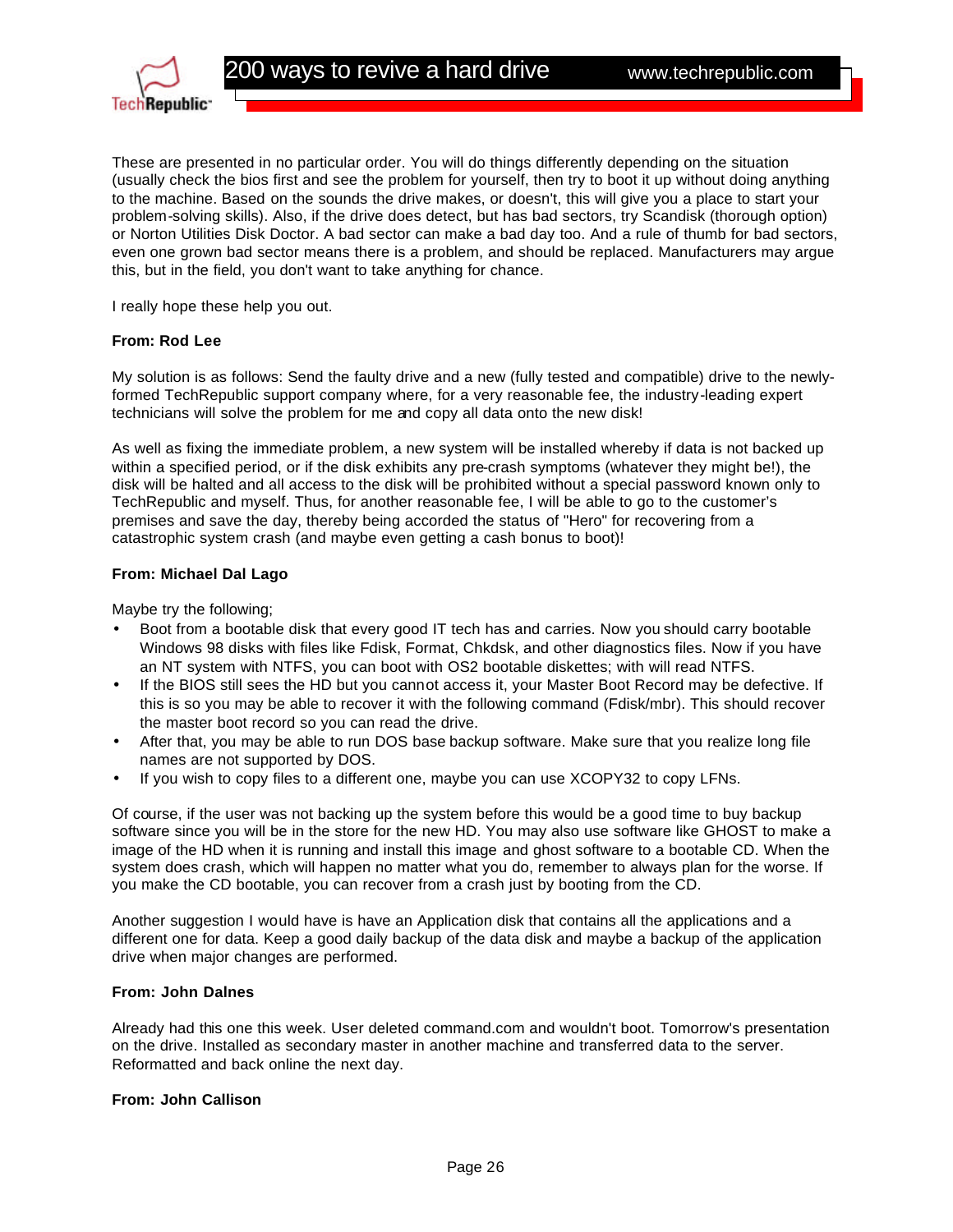These are presented in no particular order. You will do things differently depending on the situation (usually check the bios first and see the problem for yourself, then try to boot it up without doing anything to the machine. Based on the sounds the drive makes, or doesn't, this will give you a place to start your problem-solving skills). Also, if the drive does detect, but has bad sectors, try Scandisk (thorough option) or Norton Utilities Disk Doctor. A bad sector can make a bad day too. And a rule of thumb for bad sectors, even one grown bad sector means there is a problem, and should be replaced. Manufacturers may argue this, but in the field, you don't want to take anything for chance.

I really hope these help you out.

**From: Rod Lee**

My solution is as follows: Send the faulty drive and a new (fully tested and compatible) drive to the newly-formed TechRepublic support company where, for a very reasonable fee, the industry-leading expert technicians will solve the problem for me and copy all data onto the new disk!

As well as fixing the immediate problem, a new system will be installed whereby if data is not backed up within a specified period, or if the disk exhibits any pre-crash symptoms (whatever they might be!), the disk will be halted and all access to the disk will be prohibited without a special password known only to TechRepublic and myself. Thus, for another reasonable fee, I will be able to go to the customer's premises and save the day, thereby being accorded the status of "Hero" for recovering from a catastrophic system crash (and maybe even getting a cash bonus to boot)!

**From: Michael Dal Lago**

Maybe try the following;

- Boot from a bootable disk that every good IT tech has and carries. Now you should carry bootable Windows 98 disks with files like Fdisk, Format, Chkdsk, and other diagnostics files. Now if you have an NT system with NTFS, you can boot with OS2 bootable diskettes; with will read NTFS.
- If the BIOS still sees the HD but you cannot access it, your Master Boot Record may be defective. If this is so you may be able to recover it with the following command (Fdisk/mbr). This should recover the master boot record so you can read the drive.
- After that, you may be able to run DOS base backup software. Make sure that you realize long file names are not supported by DOS.
- If you wish to copy files to a different one, maybe you can use XCOPY32 to copy LFNs.

Of course, if the user was not backing up the system before this would be a good time to buy backup software since you will be in the store for the new HD. You may also use software like GHOST to make a image of the HD when it is running and install this image and ghost software to a bootable CD. When the system does crash, which will happen no matter what you do, remember to always plan for the worse. If you make the CD bootable, you can recover from a crash just by booting from the CD.

Another suggestion I would have is have an Application disk that contains all the applications and a different one for data. Keep a good daily backup of the data disk and maybe a backup of the application drive when major changes are performed.

**From: John Dalnes**

Already had this one this week. User deleted command.com and wouldn't boot. Tomorrow's presentation on the drive. Installed as secondary master in another machine and transferred data to the server. Reformatted and back online the next day.

**From: John Callison**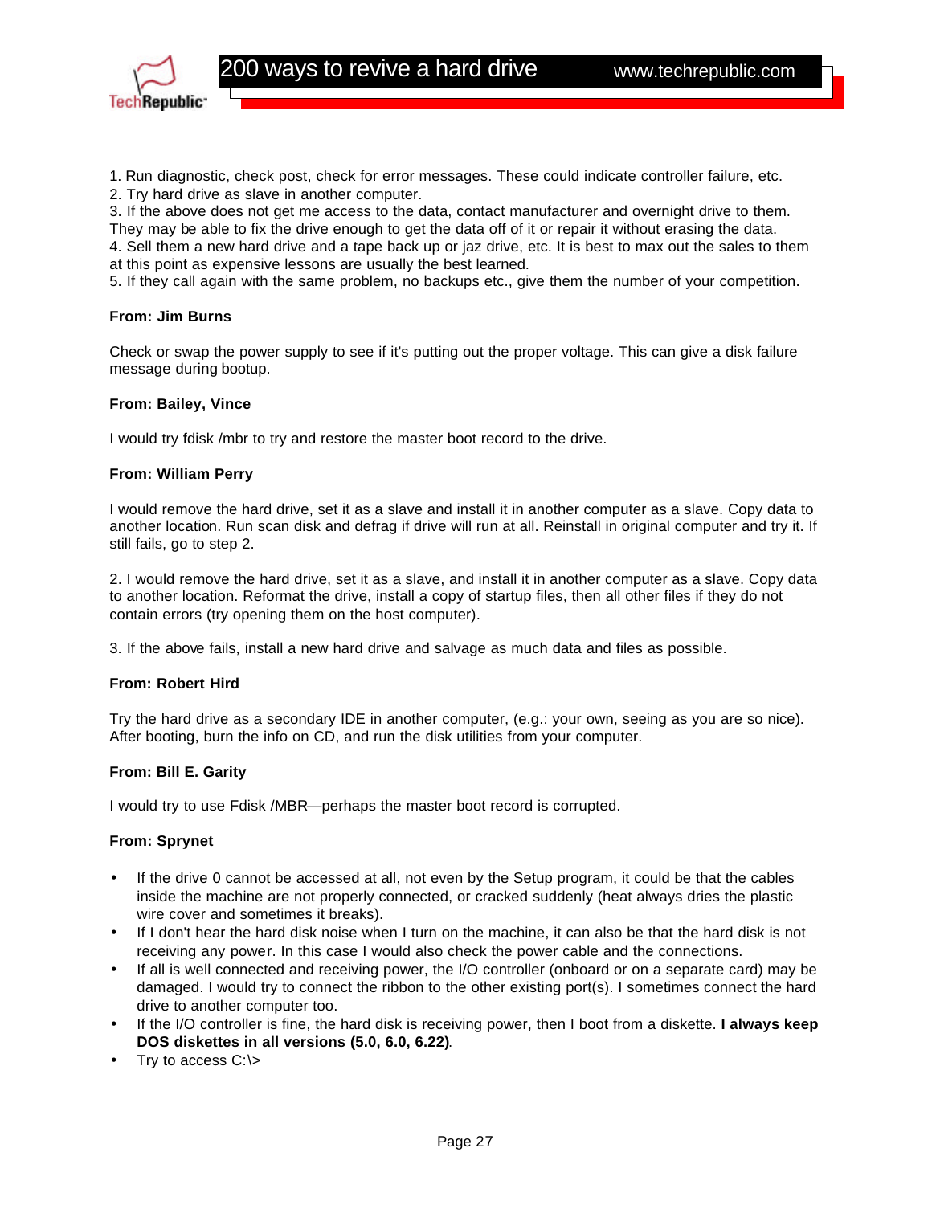1. Run diagnostic, check post, check for error messages. These could indicate controller failure, etc.
2. Try hard drive as slave in another computer.
3. If the above does not get me access to the data, contact manufacturer and overnight drive to them. They may be able to fix the drive enough to get the data off of it or repair it without erasing the data.
4. Sell them a new hard drive and a tape back up or jaz drive, etc. It is best to max out the sales to them at this point as expensive lessons are usually the best learned.
5. If they call again with the same problem, no backups etc., give them the number of your competition.

**From: Jim Burns**

Check or swap the power supply to see if it's putting out the proper voltage. This can give a disk failure message during bootup.

**From: Bailey, Vince**

I would try fdisk /mbr to try and restore the master boot record to the drive.

**From: William Perry**

I would remove the hard drive, set it as a slave and install it in another computer as a slave. Copy data to another location. Run scan disk and defrag if drive will run at all. Reinstall in original computer and try it. If still fails, go to step 2.

2. I would remove the hard drive, set it as a slave, and install it in another computer as a slave. Copy data to another location. Reformat the drive, install a copy of startup files, then all other files if they do not contain errors (try opening them on the host computer).

3. If the above fails, install a new hard drive and salvage as much data and files as possible.

**From: Robert Hird**

Try the hard drive as a secondary IDE in another computer, (e.g.: your own, seeing as you are so nice). After booting, burn the info on CD, and run the disk utilities from your computer.

**From: Bill E. Garity**

I would try to use Fdisk /MBR—perhaps the master boot record is corrupted.

**From: Sprynet**

- If the drive 0 cannot be accessed at all, not even by the Setup program, it could be that the cables inside the machine are not properly connected, or cracked suddenly (heat always dries the plastic wire cover and sometimes it breaks).
- If I don't hear the hard disk noise when I turn on the machine, it can also be that the hard disk is not receiving any power. In this case I would also check the power cable and the connections.
- If all is well connected and receiving power, the I/O controller (onboard or on a separate card) may be damaged. I would try to connect the ribbon to the other existing port(s). I sometimes connect the hard drive to another computer too.
- If the I/O controller is fine, the hard disk is receiving power, then I boot from a diskette. **I always keep DOS diskettes in all versions (5.0, 6.0, 6.22)**.
- Try to access C:\>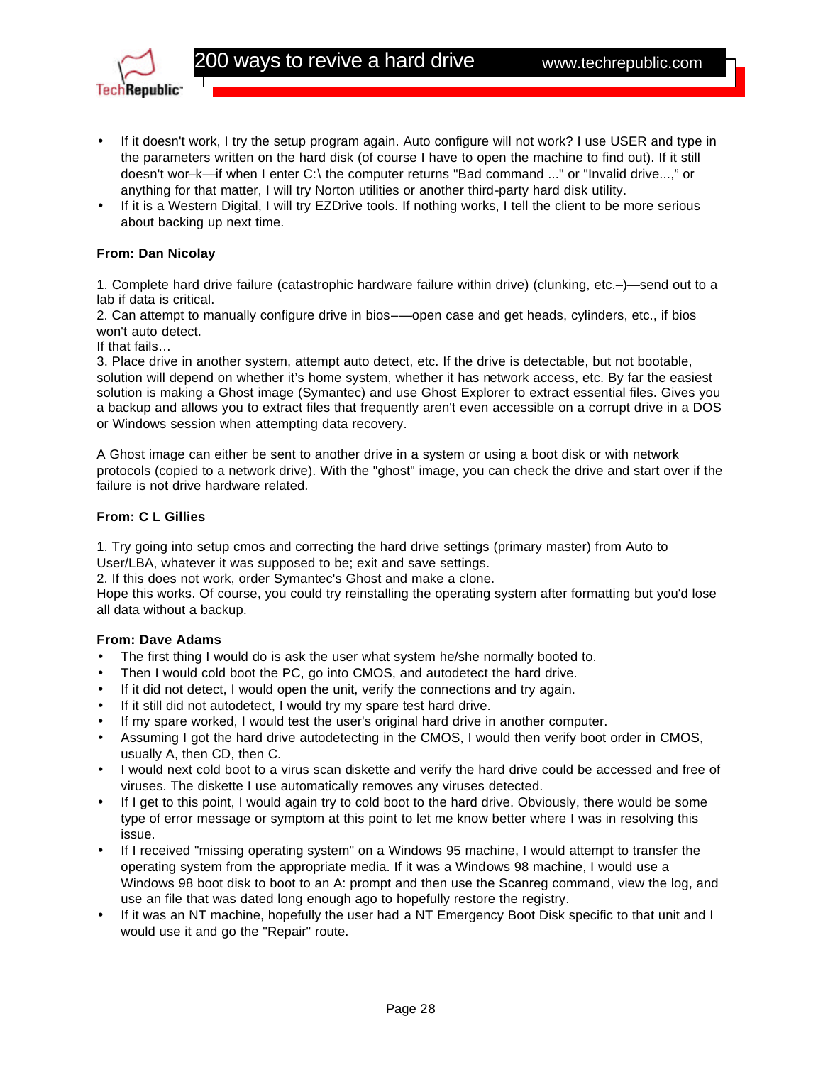- If it doesn't work, I try the setup program again. Auto configure will not work? I use USER and type in the parameters written on the hard disk (of course I have to open the machine to find out). If it still doesn't wor–k—if when I enter C:\ the computer returns "Bad command ..." or "Invalid drive...," or anything for that matter, I will try Norton utilities or another third-party hard disk utility.
- If it is a Western Digital, I will try EZDrive tools. If nothing works, I tell the client to be more serious about backing up next time.

**From: Dan Nicolay**

1. Complete hard drive failure (catastrophic hardware failure within drive) (clunking, etc.–)—send out to a lab if data is critical.
2. Can attempt to manually configure drive in bios–—open case and get heads, cylinders, etc., if bios won't auto detect.

If that fails…

3. Place drive in another system, attempt auto detect, etc. If the drive is detectable, but not bootable, solution will depend on whether it's home system, whether it has network access, etc. By far the easiest solution is making a Ghost image (Symantec) and use Ghost Explorer to extract essential files. Gives you a backup and allows you to extract files that frequently aren't even accessible on a corrupt drive in a DOS or Windows session when attempting data recovery.

A Ghost image can either be sent to another drive in a system or using a boot disk or with network protocols (copied to a network drive). With the "ghost" image, you can check the drive and start over if the failure is not drive hardware related.

**From: C L Gillies**

1. Try going into setup cmos and correcting the hard drive settings (primary master) from Auto to User/LBA, whatever it was supposed to be; exit and save settings.
2. If this does not work, order Symantec's Ghost and make a clone.

Hope this works. Of course, you could try reinstalling the operating system after formatting but you'd lose all data without a backup.

**From: Dave Adams**

- The first thing I would do is ask the user what system he/she normally booted to.
- Then I would cold boot the PC, go into CMOS, and autodetect the hard drive.
- If it did not detect, I would open the unit, verify the connections and try again.
- If it still did not autodetect, I would try my spare test hard drive.
- If my spare worked, I would test the user's original hard drive in another computer.
- Assuming I got the hard drive autodetecting in the CMOS, I would then verify boot order in CMOS, usually A, then CD, then C.
- I would next cold boot to a virus scan diskette and verify the hard drive could be accessed and free of viruses. The diskette I use automatically removes any viruses detected.
- If I get to this point, I would again try to cold boot to the hard drive. Obviously, there would be some type of error message or symptom at this point to let me know better where I was in resolving this issue.
- If I received "missing operating system" on a Windows 95 machine, I would attempt to transfer the operating system from the appropriate media. If it was a Windows 98 machine, I would use a Windows 98 boot disk to boot to an A: prompt and then use the Scanreg command, view the log, and use an file that was dated long enough ago to hopefully restore the registry.
- If it was an NT machine, hopefully the user had a NT Emergency Boot Disk specific to that unit and I would use it and go the "Repair" route.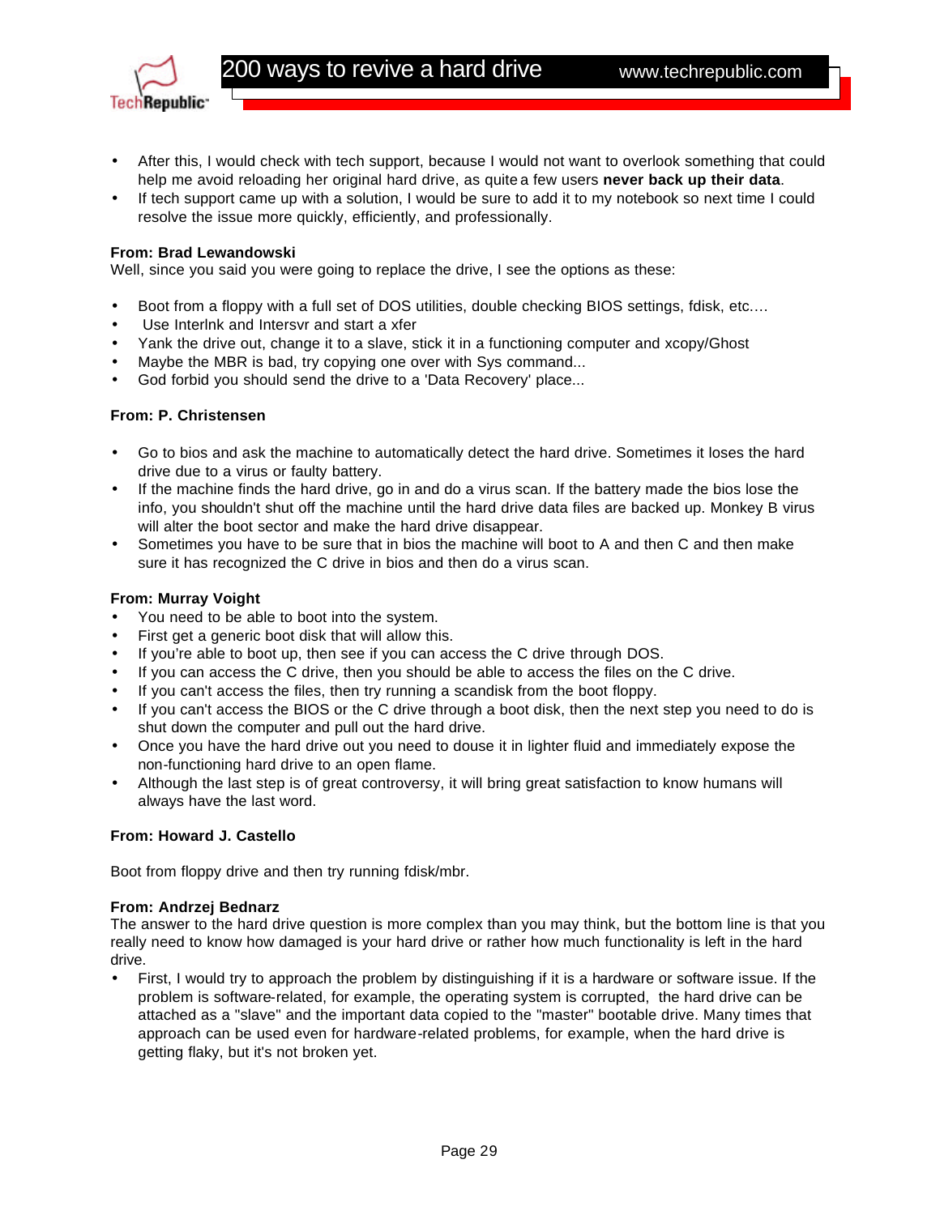- After this, I would check with tech support, because I would not want to overlook something that could help me avoid reloading her original hard drive, as quite a few users **never back up their data**.
- If tech support came up with a solution, I would be sure to add it to my notebook so next time I could resolve the issue more quickly, efficiently, and professionally.

**From: Brad Lewandowski**
Well, since you said you were going to replace the drive, I see the options as these:

- Boot from a floppy with a full set of DOS utilities, double checking BIOS settings, fdisk, etc.…
- Use Interlnk and Intersvr and start a xfer
- Yank the drive out, change it to a slave, stick it in a functioning computer and xcopy/Ghost
- Maybe the MBR is bad, try copying one over with Sys command...
- God forbid you should send the drive to a 'Data Recovery' place...

**From: P. Christensen**

- Go to bios and ask the machine to automatically detect the hard drive. Sometimes it loses the hard drive due to a virus or faulty battery.
- If the machine finds the hard drive, go in and do a virus scan. If the battery made the bios lose the info, you shouldn't shut off the machine until the hard drive data files are backed up. Monkey B virus will alter the boot sector and make the hard drive disappear.
- Sometimes you have to be sure that in bios the machine will boot to A and then C and then make sure it has recognized the C drive in bios and then do a virus scan.

**From: Murray Voight**

- You need to be able to boot into the system.
- First get a generic boot disk that will allow this.
- If you're able to boot up, then see if you can access the C drive through DOS.
- If you can access the C drive, then you should be able to access the files on the C drive.
- If you can't access the files, then try running a scandisk from the boot floppy.
- If you can't access the BIOS or the C drive through a boot disk, then the next step you need to do is shut down the computer and pull out the hard drive.
- Once you have the hard drive out you need to douse it in lighter fluid and immediately expose the non-functioning hard drive to an open flame.
- Although the last step is of great controversy, it will bring great satisfaction to know humans will always have the last word.

**From: Howard J. Castello**

Boot from floppy drive and then try running fdisk/mbr.

**From: Andrzej Bednarz**
The answer to the hard drive question is more complex than you may think, but the bottom line is that you really need to know how damaged is your hard drive or rather how much functionality is left in the hard drive.

- First, I would try to approach the problem by distinguishing if it is a hardware or software issue. If the problem is software-related, for example, the operating system is corrupted, the hard drive can be attached as a "slave" and the important data copied to the "master" bootable drive. Many times that approach can be used even for hardware-related problems, for example, when the hard drive is getting flaky, but it's not broken yet.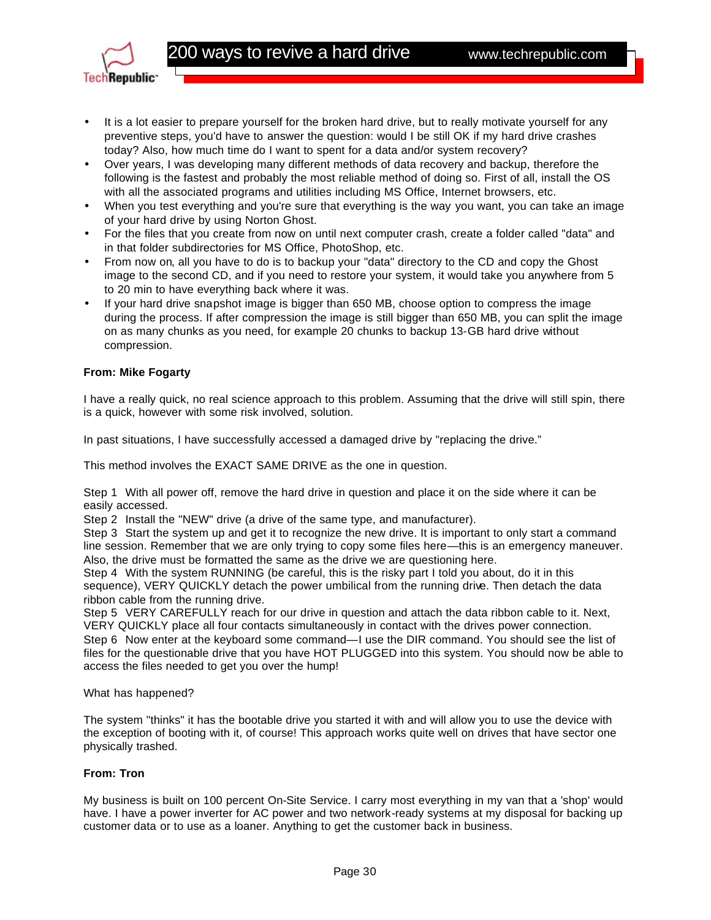- It is a lot easier to prepare yourself for the broken hard drive, but to really motivate yourself for any preventive steps, you'd have to answer the question: would I be still OK if my hard drive crashes today? Also, how much time do I want to spent for a data and/or system recovery?
- Over years, I was developing many different methods of data recovery and backup, therefore the following is the fastest and probably the most reliable method of doing so. First of all, install the OS with all the associated programs and utilities including MS Office, Internet browsers, etc.
- When you test everything and you're sure that everything is the way you want, you can take an image of your hard drive by using Norton Ghost.
- For the files that you create from now on until next computer crash, create a folder called "data" and in that folder subdirectories for MS Office, PhotoShop, etc.
- From now on, all you have to do is to backup your "data" directory to the CD and copy the Ghost image to the second CD, and if you need to restore your system, it would take you anywhere from 5 to 20 min to have everything back where it was.
- If your hard drive snapshot image is bigger than 650 MB, choose option to compress the image during the process. If after compression the image is still bigger than 650 MB, you can split the image on as many chunks as you need, for example 20 chunks to backup 13-GB hard drive without compression.

**From: Mike Fogarty**

I have a really quick, no real science approach to this problem. Assuming that the drive will still spin, there is a quick, however with some risk involved, solution.

In past situations, I have successfully accessed a damaged drive by "replacing the drive."

This method involves the EXACT SAME DRIVE as the one in question.

Step 1 With all power off, remove the hard drive in question and place it on the side where it can be easily accessed.
Step 2 Install the "NEW" drive (a drive of the same type, and manufacturer).
Step 3 Start the system up and get it to recognize the new drive. It is important to only start a command line session. Remember that we are only trying to copy some files here—this is an emergency maneuver. Also, the drive must be formatted the same as the drive we are questioning here.
Step 4 With the system RUNNING (be careful, this is the risky part I told you about, do it in this sequence), VERY QUICKLY detach the power umbilical from the running drive. Then detach the data ribbon cable from the running drive.
Step 5 VERY CAREFULLY reach for our drive in question and attach the data ribbon cable to it. Next, VERY QUICKLY place all four contacts simultaneously in contact with the drives power connection.
Step 6 Now enter at the keyboard some command—I use the DIR command. You should see the list of files for the questionable drive that you have HOT PLUGGED into this system. You should now be able to access the files needed to get you over the hump!

What has happened?

The system "thinks" it has the bootable drive you started it with and will allow you to use the device with the exception of booting with it, of course! This approach works quite well on drives that have sector one physically trashed.

**From: Tron**

My business is built on 100 percent On-Site Service. I carry most everything in my van that a 'shop' would have. I have a power inverter for AC power and two network-ready systems at my disposal for backing up customer data or to use as a loaner. Anything to get the customer back in business.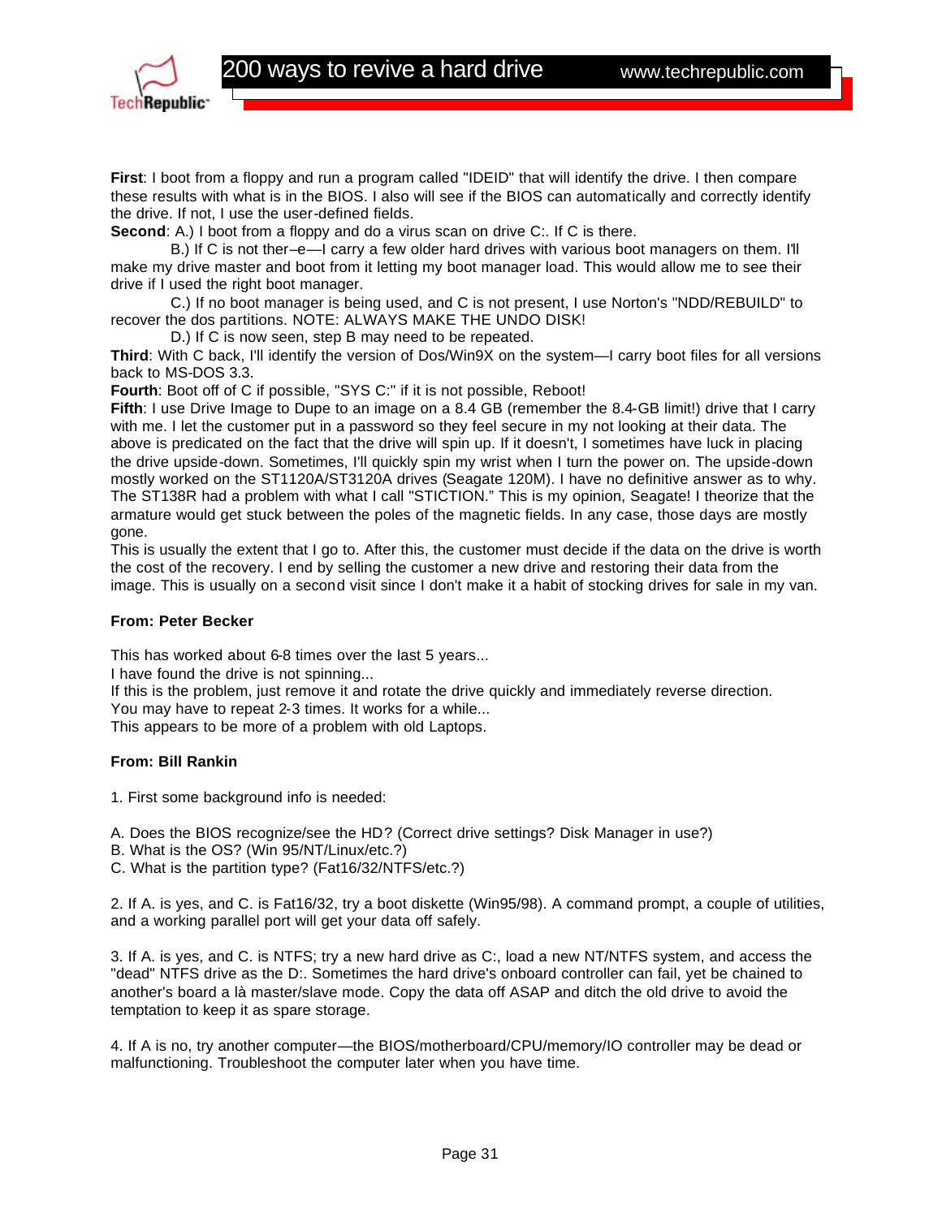**First**: I boot from a floppy and run a program called "IDEID" that will identify the drive. I then compare these results with what is in the BIOS. I also will see if the BIOS can automatically and correctly identify the drive. If not, I use the user-defined fields.

**Second**: A.) I boot from a floppy and do a virus scan on drive C:. If C is there.

B.) If C is not ther–e—I carry a few older hard drives with various boot managers on them. I'll make my drive master and boot from it letting my boot manager load. This would allow me to see their drive if I used the right boot manager.

C.) If no boot manager is being used, and C is not present, I use Norton's "NDD/REBUILD" to recover the dos partitions. NOTE: ALWAYS MAKE THE UNDO DISK!

D.) If C is now seen, step B may need to be repeated.

**Third**: With C back, I'll identify the version of Dos/Win9X on the system—I carry boot files for all versions back to MS-DOS 3.3.

**Fourth**: Boot off of C if possible, "SYS C:" if it is not possible, Reboot!

**Fifth**: I use Drive Image to Dupe to an image on a 8.4 GB (remember the 8.4-GB limit!) drive that I carry with me. I let the customer put in a password so they feel secure in my not looking at their data. The above is predicated on the fact that the drive will spin up. If it doesn't, I sometimes have luck in placing the drive upside-down. Sometimes, I'll quickly spin my wrist when I turn the power on. The upside-down mostly worked on the ST1120A/ST3120A drives (Seagate 120M). I have no definitive answer as to why. The ST138R had a problem with what I call "STICTION." This is my opinion, Seagate! I theorize that the armature would get stuck between the poles of the magnetic fields. In any case, those days are mostly gone.

This is usually the extent that I go to. After this, the customer must decide if the data on the drive is worth the cost of the recovery. I end by selling the customer a new drive and restoring their data from the image. This is usually on a second visit since I don't make it a habit of stocking drives for sale in my van.

**From: Peter Becker**

This has worked about 6-8 times over the last 5 years...
I have found the drive is not spinning...
If this is the problem, just remove it and rotate the drive quickly and immediately reverse direction.
You may have to repeat 2-3 times. It works for a while...
This appears to be more of a problem with old Laptops.

**From: Bill Rankin**

1. First some background info is needed:

A. Does the BIOS recognize/see the HD? (Correct drive settings? Disk Manager in use?)
B. What is the OS? (Win 95/NT/Linux/etc.?)
C. What is the partition type? (Fat16/32/NTFS/etc.?)

2. If A. is yes, and C. is Fat16/32, try a boot diskette (Win95/98). A command prompt, a couple of utilities, and a working parallel port will get your data off safely.

3. If A. is yes, and C. is NTFS; try a new hard drive as C:, load a new NT/NTFS system, and access the "dead" NTFS drive as the D:. Sometimes the hard drive's onboard controller can fail, yet be chained to another's board a là master/slave mode. Copy the data off ASAP and ditch the old drive to avoid the temptation to keep it as spare storage.

4. If A is no, try another computer—the BIOS/motherboard/CPU/memory/IO controller may be dead or malfunctioning. Troubleshoot the computer later when you have time.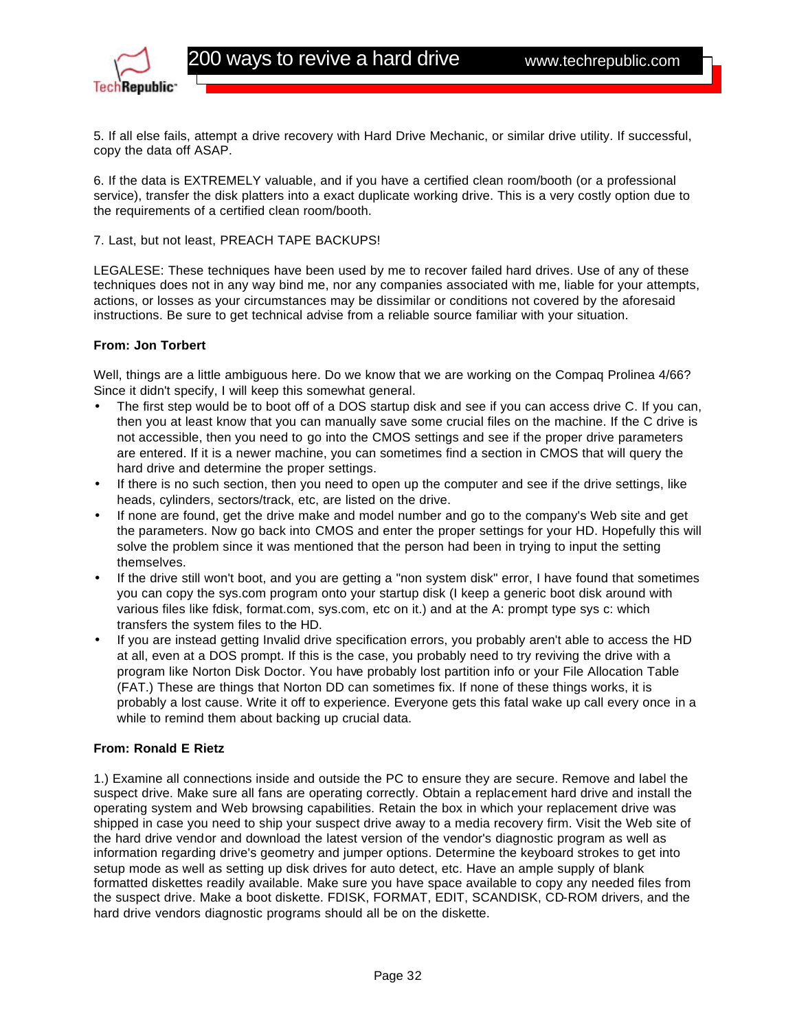5. If all else fails, attempt a drive recovery with Hard Drive Mechanic, or similar drive utility. If successful, copy the data off ASAP.

6. If the data is EXTREMELY valuable, and if you have a certified clean room/booth (or a professional service), transfer the disk platters into a exact duplicate working drive. This is a very costly option due to the requirements of a certified clean room/booth.

7. Last, but not least, PREACH TAPE BACKUPS!

LEGALESE: These techniques have been used by me to recover failed hard drives. Use of any of these techniques does not in any way bind me, nor any companies associated with me, liable for your attempts, actions, or losses as your circumstances may be dissimilar or conditions not covered by the aforesaid instructions. Be sure to get technical advise from a reliable source familiar with your situation.

**From: Jon Torbert**

Well, things are a little ambiguous here. Do we know that we are working on the Compaq Prolinea 4/66? Since it didn't specify, I will keep this somewhat general.

- The first step would be to boot off of a DOS startup disk and see if you can access drive C. If you can, then you at least know that you can manually save some crucial files on the machine. If the C drive is not accessible, then you need to go into the CMOS settings and see if the proper drive parameters are entered. If it is a newer machine, you can sometimes find a section in CMOS that will query the hard drive and determine the proper settings.
- If there is no such section, then you need to open up the computer and see if the drive settings, like heads, cylinders, sectors/track, etc, are listed on the drive.
- If none are found, get the drive make and model number and go to the company's Web site and get the parameters. Now go back into CMOS and enter the proper settings for your HD. Hopefully this will solve the problem since it was mentioned that the person had been in trying to input the setting themselves.
- If the drive still won't boot, and you are getting a "non system disk" error, I have found that sometimes you can copy the sys.com program onto your startup disk (I keep a generic boot disk around with various files like fdisk, format.com, sys.com, etc on it.) and at the A: prompt type sys c: which transfers the system files to the HD.
- If you are instead getting Invalid drive specification errors, you probably aren't able to access the HD at all, even at a DOS prompt. If this is the case, you probably need to try reviving the drive with a program like Norton Disk Doctor. You have probably lost partition info or your File Allocation Table (FAT.) These are things that Norton DD can sometimes fix. If none of these things works, it is probably a lost cause. Write it off to experience. Everyone gets this fatal wake up call every once in a while to remind them about backing up crucial data.

**From: Ronald E Rietz**

1.) Examine all connections inside and outside the PC to ensure they are secure. Remove and label the suspect drive. Make sure all fans are operating correctly. Obtain a replacement hard drive and install the operating system and Web browsing capabilities. Retain the box in which your replacement drive was shipped in case you need to ship your suspect drive away to a media recovery firm. Visit the Web site of the hard drive vendor and download the latest version of the vendor's diagnostic program as well as information regarding drive's geometry and jumper options. Determine the keyboard strokes to get into setup mode as well as setting up disk drives for auto detect, etc. Have an ample supply of blank formatted diskettes readily available. Make sure you have space available to copy any needed files from the suspect drive. Make a boot diskette. FDISK, FORMAT, EDIT, SCANDISK, CD-ROM drivers, and the hard drive vendors diagnostic programs should all be on the diskette.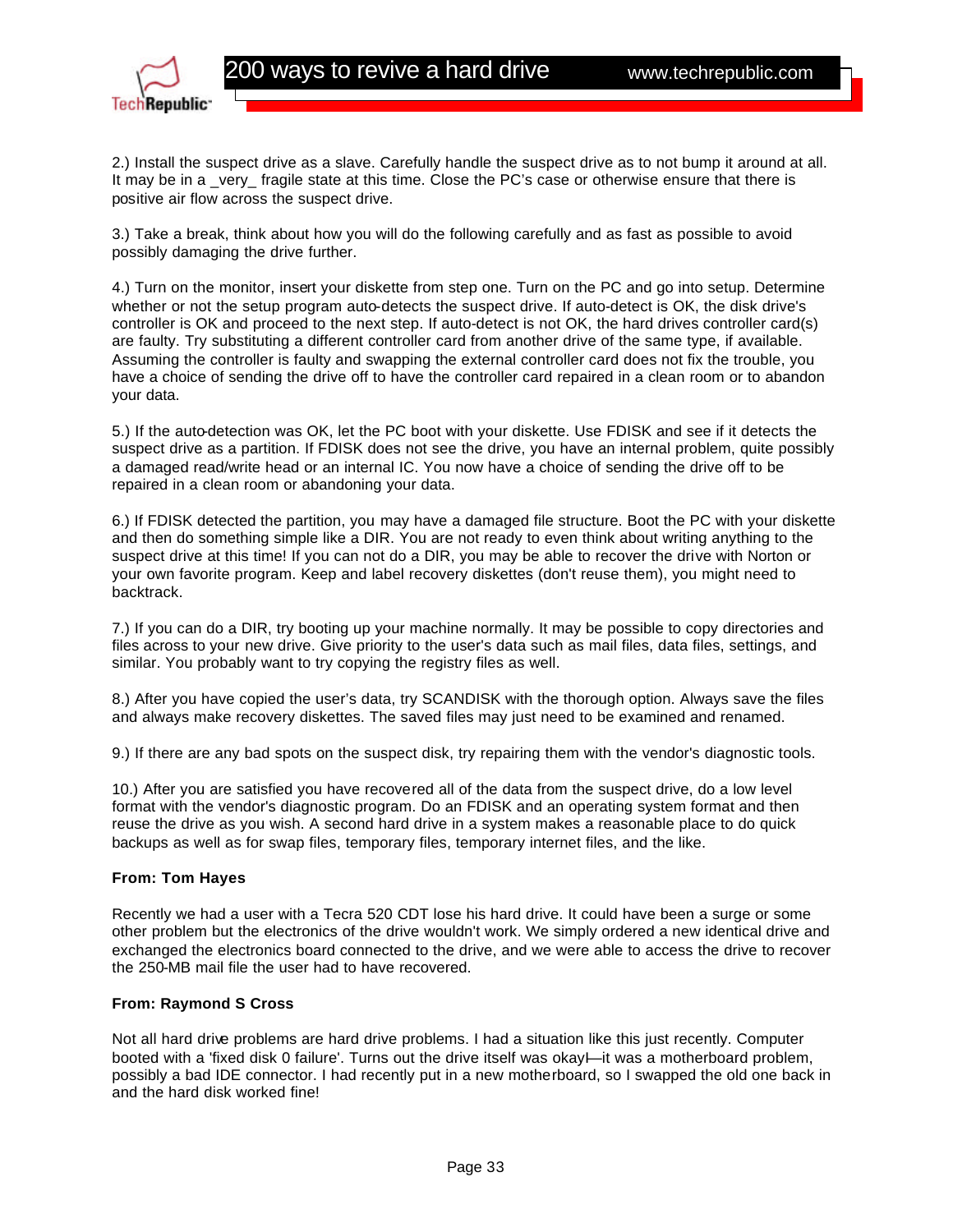2.) Install the suspect drive as a slave. Carefully handle the suspect drive as to not bump it around at all. It may be in a _very_ fragile state at this time. Close the PC's case or otherwise ensure that there is positive air flow across the suspect drive.

3.) Take a break, think about how you will do the following carefully and as fast as possible to avoid possibly damaging the drive further.

4.) Turn on the monitor, insert your diskette from step one. Turn on the PC and go into setup. Determine whether or not the setup program auto-detects the suspect drive. If auto-detect is OK, the disk drive's controller is OK and proceed to the next step. If auto-detect is not OK, the hard drives controller card(s) are faulty. Try substituting a different controller card from another drive of the same type, if available. Assuming the controller is faulty and swapping the external controller card does not fix the trouble, you have a choice of sending the drive off to have the controller card repaired in a clean room or to abandon your data.

5.) If the auto-detection was OK, let the PC boot with your diskette. Use FDISK and see if it detects the suspect drive as a partition. If FDISK does not see the drive, you have an internal problem, quite possibly a damaged read/write head or an internal IC. You now have a choice of sending the drive off to be repaired in a clean room or abandoning your data.

6.) If FDISK detected the partition, you may have a damaged file structure. Boot the PC with your diskette and then do something simple like a DIR. You are not ready to even think about writing anything to the suspect drive at this time! If you can not do a DIR, you may be able to recover the drive with Norton or your own favorite program. Keep and label recovery diskettes (don't reuse them), you might need to backtrack.

7.) If you can do a DIR, try booting up your machine normally. It may be possible to copy directories and files across to your new drive. Give priority to the user's data such as mail files, data files, settings, and similar. You probably want to try copying the registry files as well.

8.) After you have copied the user's data, try SCANDISK with the thorough option. Always save the files and always make recovery diskettes. The saved files may just need to be examined and renamed.

9.) If there are any bad spots on the suspect disk, try repairing them with the vendor's diagnostic tools.

10.) After you are satisfied you have recovered all of the data from the suspect drive, do a low level format with the vendor's diagnostic program. Do an FDISK and an operating system format and then reuse the drive as you wish. A second hard drive in a system makes a reasonable place to do quick backups as well as for swap files, temporary files, temporary internet files, and the like.

**From: Tom Hayes**

Recently we had a user with a Tecra 520 CDT lose his hard drive. It could have been a surge or some other problem but the electronics of the drive wouldn't work. We simply ordered a new identical drive and exchanged the electronics board connected to the drive, and we were able to access the drive to recover the 250-MB mail file the user had to have recovered.

**From: Raymond S Cross**

Not all hard drive problems are hard drive problems. I had a situation like this just recently. Computer booted with a 'fixed disk 0 failure'. Turns out the drive itself was okay—it was a motherboard problem, possibly a bad IDE connector. I had recently put in a new motherboard, so I swapped the old one back in and the hard disk worked fine!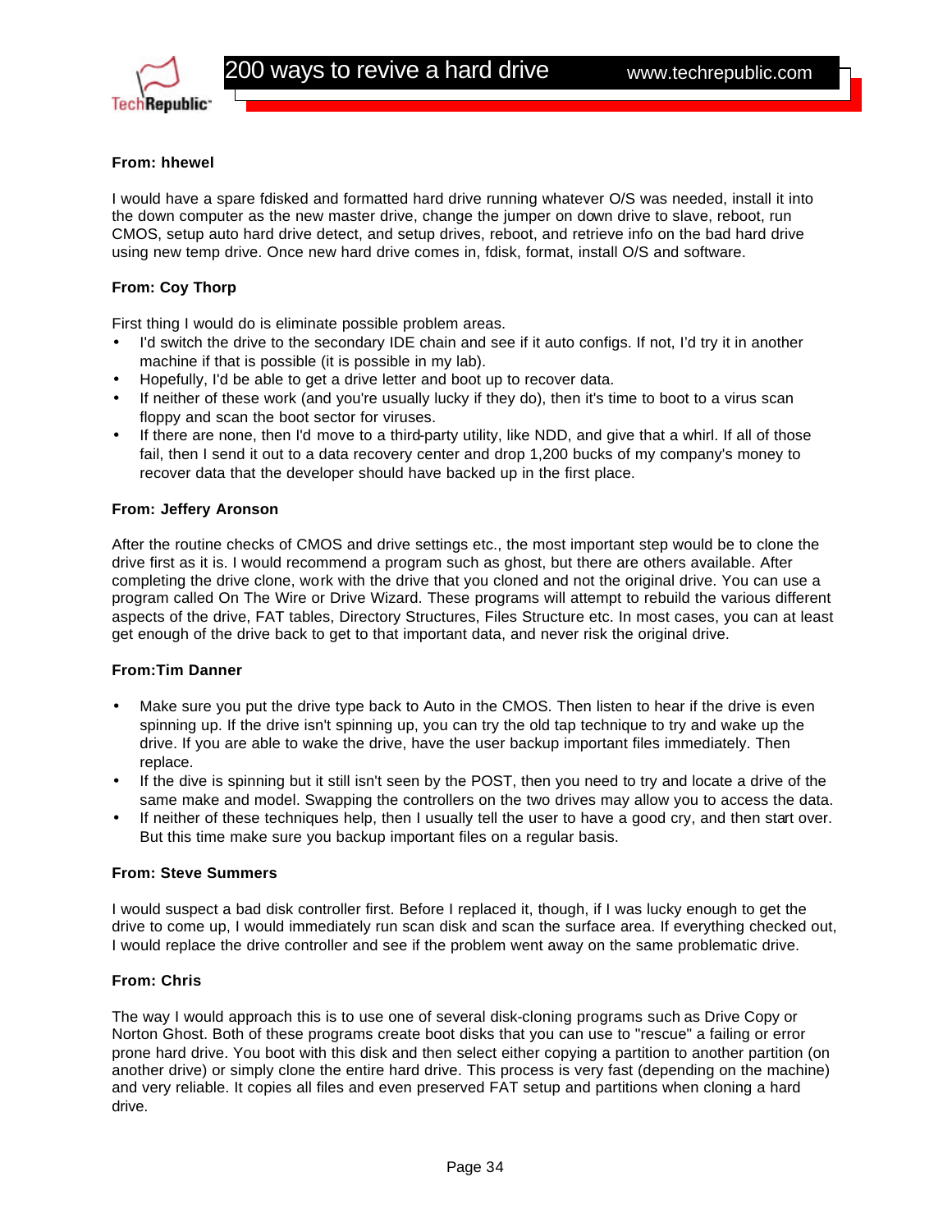**From: hhewel**

I would have a spare fdisked and formatted hard drive running whatever O/S was needed, install it into the down computer as the new master drive, change the jumper on down drive to slave, reboot, run CMOS, setup auto hard drive detect, and setup drives, reboot, and retrieve info on the bad hard drive using new temp drive. Once new hard drive comes in, fdisk, format, install O/S and software.

**From: Coy Thorp**

First thing I would do is eliminate possible problem areas.

- I'd switch the drive to the secondary IDE chain and see if it auto configs. If not, I'd try it in another machine if that is possible (it is possible in my lab).
- Hopefully, I'd be able to get a drive letter and boot up to recover data.
- If neither of these work (and you're usually lucky if they do), then it's time to boot to a virus scan floppy and scan the boot sector for viruses.
- If there are none, then I'd move to a third-party utility, like NDD, and give that a whirl. If all of those fail, then I send it out to a data recovery center and drop 1,200 bucks of my company's money to recover data that the developer should have backed up in the first place.

**From: Jeffery Aronson**

After the routine checks of CMOS and drive settings etc., the most important step would be to clone the drive first as it is. I would recommend a program such as ghost, but there are others available. After completing the drive clone, work with the drive that you cloned and not the original drive. You can use a program called On The Wire or Drive Wizard. These programs will attempt to rebuild the various different aspects of the drive, FAT tables, Directory Structures, Files Structure etc. In most cases, you can at least get enough of the drive back to get to that important data, and never risk the original drive.

**From:Tim Danner**

- Make sure you put the drive type back to Auto in the CMOS. Then listen to hear if the drive is even spinning up. If the drive isn't spinning up, you can try the old tap technique to try and wake up the drive. If you are able to wake the drive, have the user backup important files immediately. Then replace.
- If the dive is spinning but it still isn't seen by the POST, then you need to try and locate a drive of the same make and model. Swapping the controllers on the two drives may allow you to access the data.
- If neither of these techniques help, then I usually tell the user to have a good cry, and then start over. But this time make sure you backup important files on a regular basis.

**From: Steve Summers**

I would suspect a bad disk controller first. Before I replaced it, though, if I was lucky enough to get the drive to come up, I would immediately run scan disk and scan the surface area. If everything checked out, I would replace the drive controller and see if the problem went away on the same problematic drive.

**From: Chris**

The way I would approach this is to use one of several disk-cloning programs such as Drive Copy or Norton Ghost. Both of these programs create boot disks that you can use to "rescue" a failing or error prone hard drive. You boot with this disk and then select either copying a partition to another partition (on another drive) or simply clone the entire hard drive. This process is very fast (depending on the machine) and very reliable. It copies all files and even preserved FAT setup and partitions when cloning a hard drive.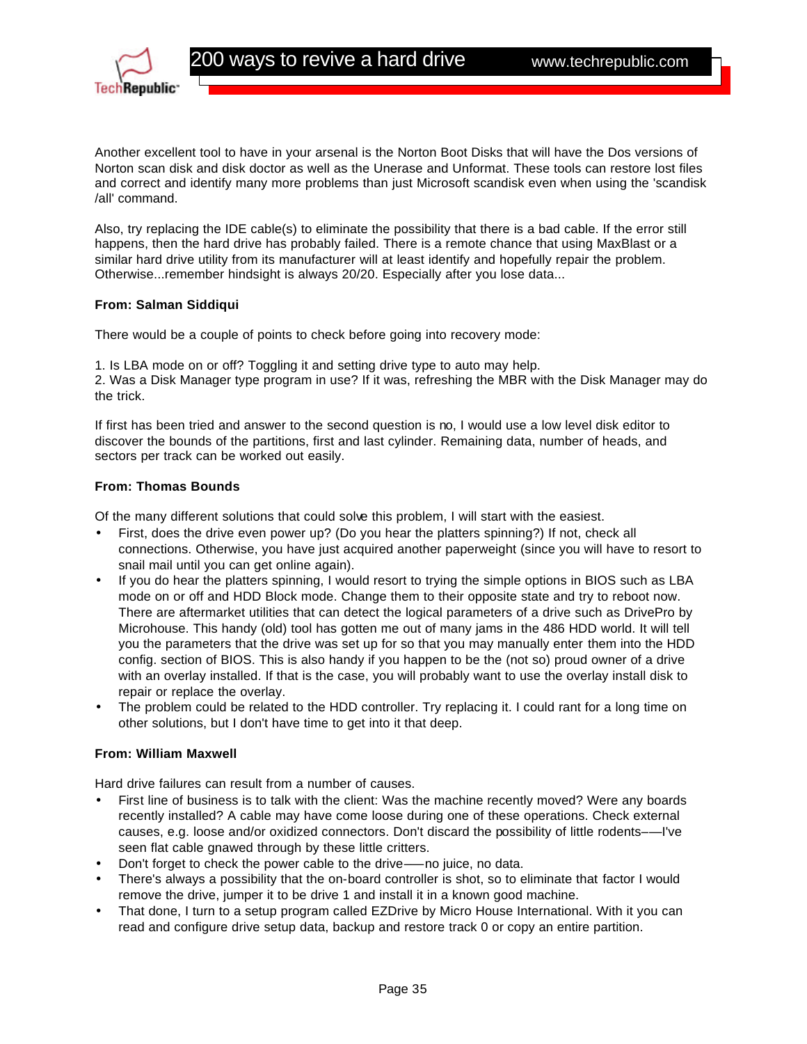Another excellent tool to have in your arsenal is the Norton Boot Disks that will have the Dos versions of Norton scan disk and disk doctor as well as the Unerase and Unformat. These tools can restore lost files and correct and identify many more problems than just Microsoft scandisk even when using the 'scandisk /all' command.

Also, try replacing the IDE cable(s) to eliminate the possibility that there is a bad cable. If the error still happens, then the hard drive has probably failed. There is a remote chance that using MaxBlast or a similar hard drive utility from its manufacturer will at least identify and hopefully repair the problem. Otherwise...remember hindsight is always 20/20. Especially after you lose data...

**From: Salman Siddiqui**

There would be a couple of points to check before going into recovery mode:

1. Is LBA mode on or off? Toggling it and setting drive type to auto may help.
2. Was a Disk Manager type program in use? If it was, refreshing the MBR with the Disk Manager may do the trick.

If first has been tried and answer to the second question is no, I would use a low level disk editor to discover the bounds of the partitions, first and last cylinder. Remaining data, number of heads, and sectors per track can be worked out easily.

**From: Thomas Bounds**

Of the many different solutions that could solve this problem, I will start with the easiest.

- First, does the drive even power up? (Do you hear the platters spinning?) If not, check all connections. Otherwise, you have just acquired another paperweight (since you will have to resort to snail mail until you can get online again).
- If you do hear the platters spinning, I would resort to trying the simple options in BIOS such as LBA mode on or off and HDD Block mode. Change them to their opposite state and try to reboot now. There are aftermarket utilities that can detect the logical parameters of a drive such as DrivePro by Microhouse. This handy (old) tool has gotten me out of many jams in the 486 HDD world. It will tell you the parameters that the drive was set up for so that you may manually enter them into the HDD config. section of BIOS. This is also handy if you happen to be the (not so) proud owner of a drive with an overlay installed. If that is the case, you will probably want to use the overlay install disk to repair or replace the overlay.
- The problem could be related to the HDD controller. Try replacing it. I could rant for a long time on other solutions, but I don't have time to get into it that deep.

**From: William Maxwell**

Hard drive failures can result from a number of causes.

- First line of business is to talk with the client: Was the machine recently moved? Were any boards recently installed? A cable may have come loose during one of these operations. Check external causes, e.g. loose and/or oxidized connectors. Don't discard the possibility of little rodents––I've seen flat cable gnawed through by these little critters.
- Don't forget to check the power cable to the drive––no juice, no data.
- There's always a possibility that the on-board controller is shot, so to eliminate that factor I would remove the drive, jumper it to be drive 1 and install it in a known good machine.
- That done, I turn to a setup program called EZDrive by Micro House International. With it you can read and configure drive setup data, backup and restore track 0 or copy an entire partition.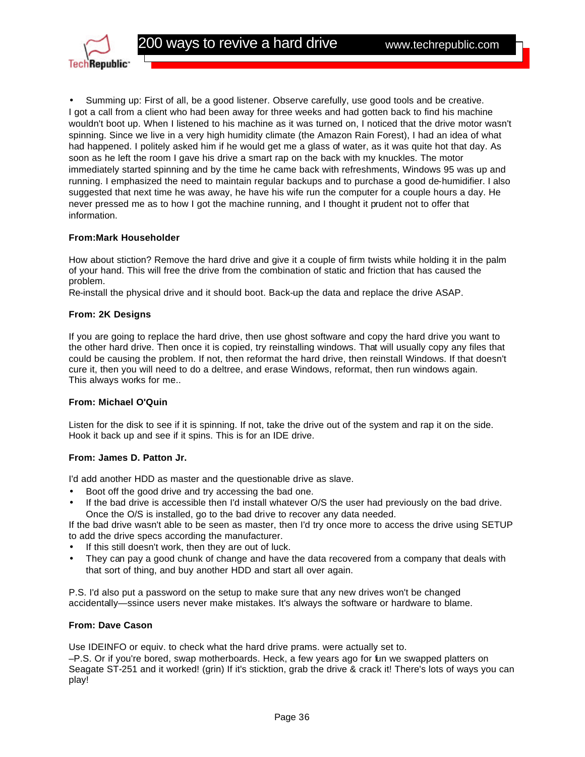- Summing up: First of all, be a good listener. Observe carefully, use good tools and be creative.

I got a call from a client who had been away for three weeks and had gotten back to find his machine wouldn't boot up. When I listened to his machine as it was turned on, I noticed that the drive motor wasn't spinning. Since we live in a very high humidity climate (the Amazon Rain Forest), I had an idea of what had happened. I politely asked him if he would get me a glass of water, as it was quite hot that day. As soon as he left the room I gave his drive a smart rap on the back with my knuckles. The motor immediately started spinning and by the time he came back with refreshments, Windows 95 was up and running. I emphasized the need to maintain regular backups and to purchase a good de-humidifier. I also suggested that next time he was away, he have his wife run the computer for a couple hours a day. He never pressed me as to how I got the machine running, and I thought it prudent not to offer that information.

**From:Mark Householder**

How about stiction? Remove the hard drive and give it a couple of firm twists while holding it in the palm of your hand. This will free the drive from the combination of static and friction that has caused the problem.
Re-install the physical drive and it should boot. Back-up the data and replace the drive ASAP.

**From: 2K Designs**

If you are going to replace the hard drive, then use ghost software and copy the hard drive you want to the other hard drive. Then once it is copied, try reinstalling windows. That will usually copy any files that could be causing the problem. If not, then reformat the hard drive, then reinstall Windows. If that doesn't cure it, then you will need to do a deltree, and erase Windows, reformat, then run windows again.
This always works for me..

**From: Michael O'Quin**

Listen for the disk to see if it is spinning. If not, take the drive out of the system and rap it on the side. Hook it back up and see if it spins. This is for an IDE drive.

**From: James D. Patton Jr.**

I'd add another HDD as master and the questionable drive as slave.

- Boot off the good drive and try accessing the bad one.
- If the bad drive is accessible then I'd install whatever O/S the user had previously on the bad drive. Once the O/S is installed, go to the bad drive to recover any data needed.

If the bad drive wasn't able to be seen as master, then I'd try once more to access the drive using SETUP to add the drive specs according the manufacturer.

- If this still doesn't work, then they are out of luck.
- They can pay a good chunk of change and have the data recovered from a company that deals with that sort of thing, and buy another HDD and start all over again.

P.S. I'd also put a password on the setup to make sure that any new drives won't be changed accidentally—ssince users never make mistakes. It's always the software or hardware to blame.

**From: Dave Cason**

Use IDEINFO or equiv. to check what the hard drive prams. were actually set to.
–P.S. Or if you're bored, swap motherboards. Heck, a few years ago for fun we swapped platters on Seagate ST-251 and it worked! (grin) If it's sticktion, grab the drive & crack it! There's lots of ways you can play!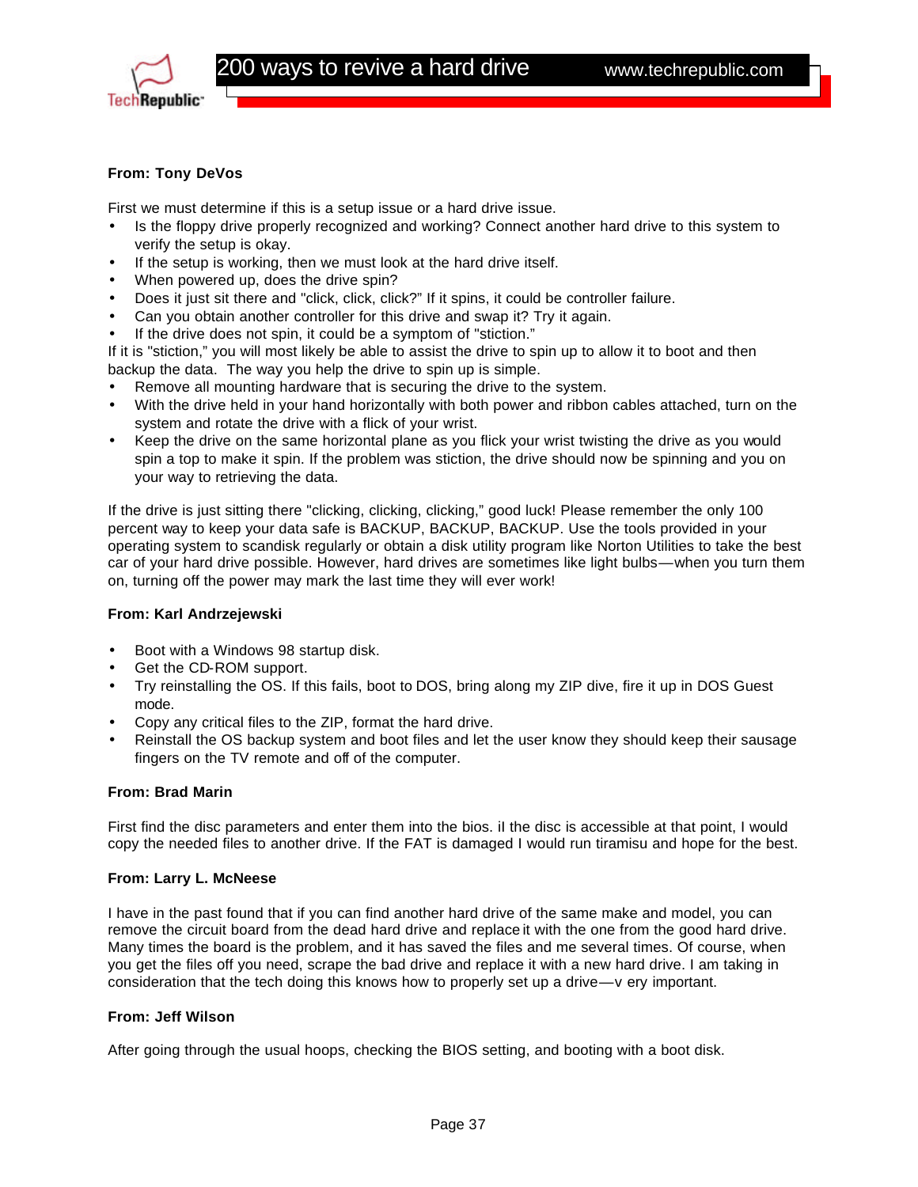**From: Tony DeVos**

First we must determine if this is a setup issue or a hard drive issue.

- Is the floppy drive properly recognized and working? Connect another hard drive to this system to verify the setup is okay.
- If the setup is working, then we must look at the hard drive itself.
- When powered up, does the drive spin?
- Does it just sit there and "click, click, click?" If it spins, it could be controller failure.
- Can you obtain another controller for this drive and swap it? Try it again.
- If the drive does not spin, it could be a symptom of "stiction."

If it is "stiction," you will most likely be able to assist the drive to spin up to allow it to boot and then backup the data. The way you help the drive to spin up is simple.

- Remove all mounting hardware that is securing the drive to the system.
- With the drive held in your hand horizontally with both power and ribbon cables attached, turn on the system and rotate the drive with a flick of your wrist.
- Keep the drive on the same horizontal plane as you flick your wrist twisting the drive as you would spin a top to make it spin. If the problem was stiction, the drive should now be spinning and you on your way to retrieving the data.

If the drive is just sitting there "clicking, clicking, clicking," good luck! Please remember the only 100 percent way to keep your data safe is BACKUP, BACKUP, BACKUP. Use the tools provided in your operating system to scandisk regularly or obtain a disk utility program like Norton Utilities to take the best car of your hard drive possible. However, hard drives are sometimes like light bulbs—when you turn them on, turning off the power may mark the last time they will ever work!

**From: Karl Andrzejewski**

- Boot with a Windows 98 startup disk.
- Get the CD-ROM support.
- Try reinstalling the OS. If this fails, boot to DOS, bring along my ZIP dive, fire it up in DOS Guest mode.
- Copy any critical files to the ZIP, format the hard drive.
- Reinstall the OS backup system and boot files and let the user know they should keep their sausage fingers on the TV remote and off of the computer.

**From: Brad Marin**

First find the disc parameters and enter them into the bios. iI the disc is accessible at that point, I would copy the needed files to another drive. If the FAT is damaged I would run tiramisu and hope for the best.

**From: Larry L. McNeese**

I have in the past found that if you can find another hard drive of the same make and model, you can remove the circuit board from the dead hard drive and replace it with the one from the good hard drive. Many times the board is the problem, and it has saved the files and me several times. Of course, when you get the files off you need, scrape the bad drive and replace it with a new hard drive. I am taking in consideration that the tech doing this knows how to properly set up a drive—v ery important.

**From: Jeff Wilson**

After going through the usual hoops, checking the BIOS setting, and booting with a boot disk.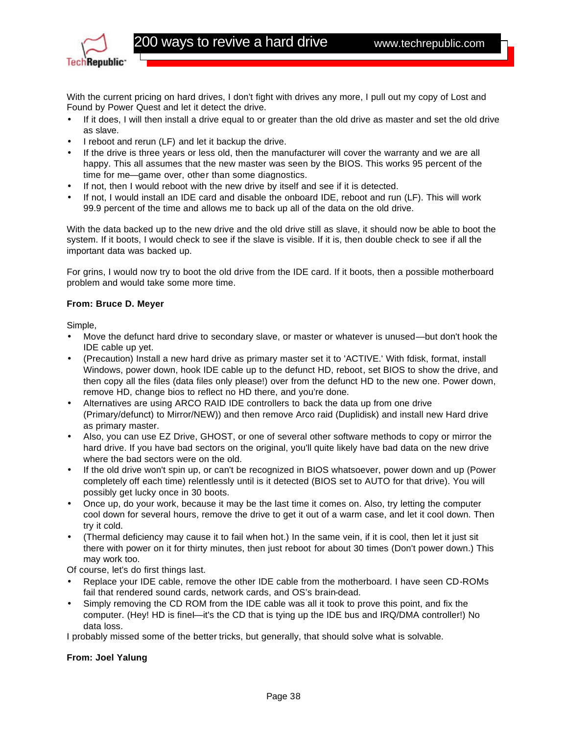With the current pricing on hard drives, I don't fight with drives any more, I pull out my copy of Lost and Found by Power Quest and let it detect the drive.

- If it does, I will then install a drive equal to or greater than the old drive as master and set the old drive as slave.
- I reboot and rerun (LF) and let it backup the drive.
- If the drive is three years or less old, then the manufacturer will cover the warranty and we are all happy. This all assumes that the new master was seen by the BIOS. This works 95 percent of the time for me—game over, other than some diagnostics.
- If not, then I would reboot with the new drive by itself and see if it is detected.
- If not, I would install an IDE card and disable the onboard IDE, reboot and run (LF). This will work 99.9 percent of the time and allows me to back up all of the data on the old drive.

With the data backed up to the new drive and the old drive still as slave, it should now be able to boot the system. If it boots, I would check to see if the slave is visible. If it is, then double check to see if all the important data was backed up.

For grins, I would now try to boot the old drive from the IDE card. If it boots, then a possible motherboard problem and would take some more time.

**From: Bruce D. Meyer**

Simple,

- Move the defunct hard drive to secondary slave, or master or whatever is unused—but don't hook the IDE cable up yet.
- (Precaution) Install a new hard drive as primary master set it to 'ACTIVE.' With fdisk, format, install Windows, power down, hook IDE cable up to the defunct HD, reboot, set BIOS to show the drive, and then copy all the files (data files only please!) over from the defunct HD to the new one. Power down, remove HD, change bios to reflect no HD there, and you're done.
- Alternatives are using ARCO RAID IDE controllers to back the data up from one drive (Primary/defunct) to Mirror/NEW)) and then remove Arco raid (Duplidisk) and install new Hard drive as primary master.
- Also, you can use EZ Drive, GHOST, or one of several other software methods to copy or mirror the hard drive. If you have bad sectors on the original, you'll quite likely have bad data on the new drive where the bad sectors were on the old.
- If the old drive won't spin up, or can't be recognized in BIOS whatsoever, power down and up (Power completely off each time) relentlessly until is it detected (BIOS set to AUTO for that drive). You will possibly get lucky once in 30 boots.
- Once up, do your work, because it may be the last time it comes on. Also, try letting the computer cool down for several hours, remove the drive to get it out of a warm case, and let it cool down. Then try it cold.
- (Thermal deficiency may cause it to fail when hot.) In the same vein, if it is cool, then let it just sit there with power on it for thirty minutes, then just reboot for about 30 times (Don't power down.) This may work too.

Of course, let's do first things last.

- Replace your IDE cable, remove the other IDE cable from the motherboard. I have seen CD-ROMs fail that rendered sound cards, network cards, and OS's brain-dead.
- Simply removing the CD ROM from the IDE cable was all it took to prove this point, and fix the computer. (Hey! HD is finel—it's the CD that is tying up the IDE bus and IRQ/DMA controller!) No data loss.

I probably missed some of the better tricks, but generally, that should solve what is solvable.

**From: Joel Yalung**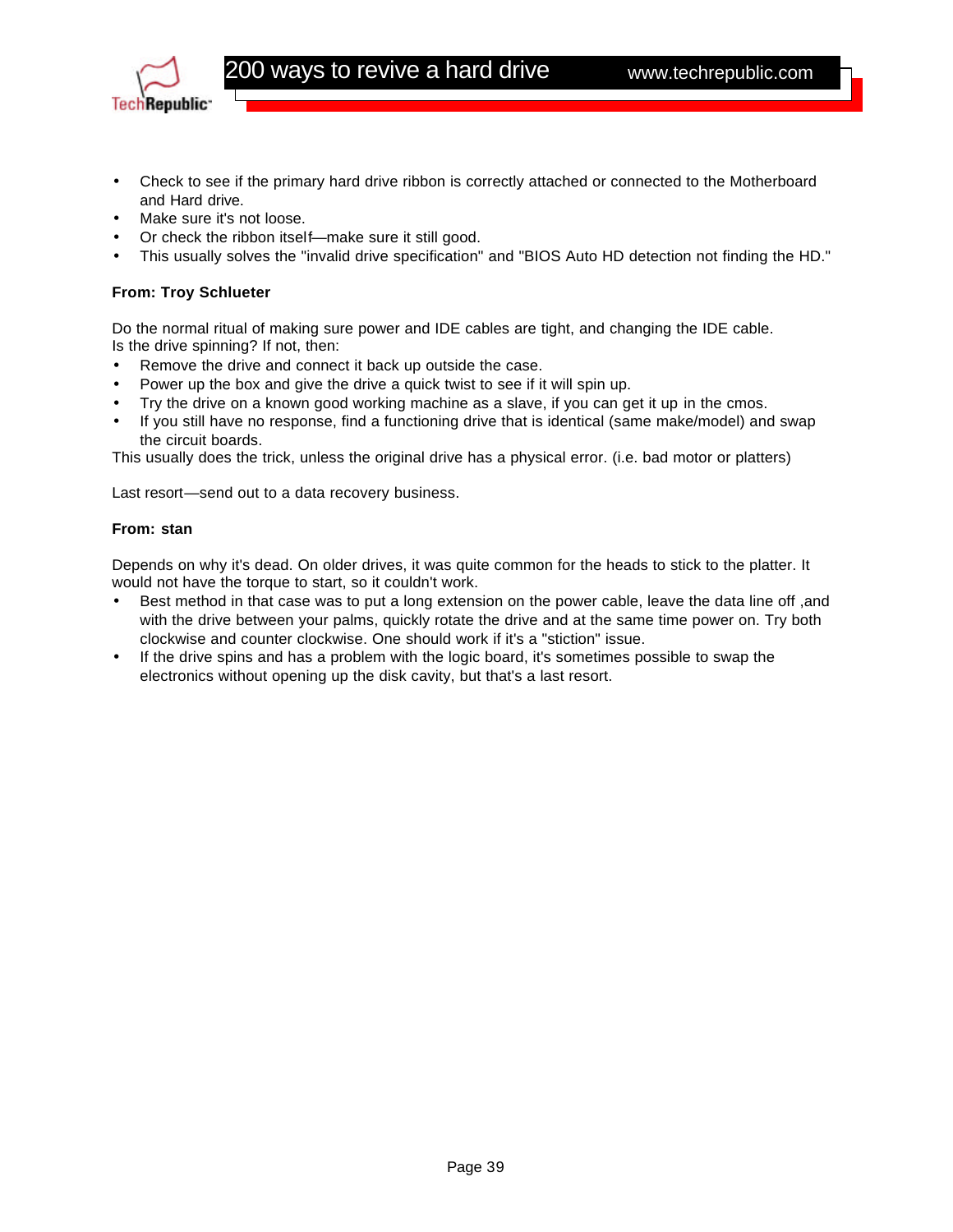- Check to see if the primary hard drive ribbon is correctly attached or connected to the Motherboard and Hard drive.
- Make sure it's not loose.
- Or check the ribbon itself—make sure it still good.
- This usually solves the "invalid drive specification" and "BIOS Auto HD detection not finding the HD."

**From: Troy Schlueter**

Do the normal ritual of making sure power and IDE cables are tight, and changing the IDE cable.
Is the drive spinning? If not, then:

- Remove the drive and connect it back up outside the case.
- Power up the box and give the drive a quick twist to see if it will spin up.
- Try the drive on a known good working machine as a slave, if you can get it up in the cmos.
- If you still have no response, find a functioning drive that is identical (same make/model) and swap the circuit boards.

This usually does the trick, unless the original drive has a physical error. (i.e. bad motor or platters)

Last resort—send out to a data recovery business.

**From: stan**

Depends on why it's dead. On older drives, it was quite common for the heads to stick to the platter. It would not have the torque to start, so it couldn't work.

- Best method in that case was to put a long extension on the power cable, leave the data line off ,and with the drive between your palms, quickly rotate the drive and at the same time power on. Try both clockwise and counter clockwise. One should work if it's a "stiction" issue.
- If the drive spins and has a problem with the logic board, it's sometimes possible to swap the electronics without opening up the disk cavity, but that's a last resort.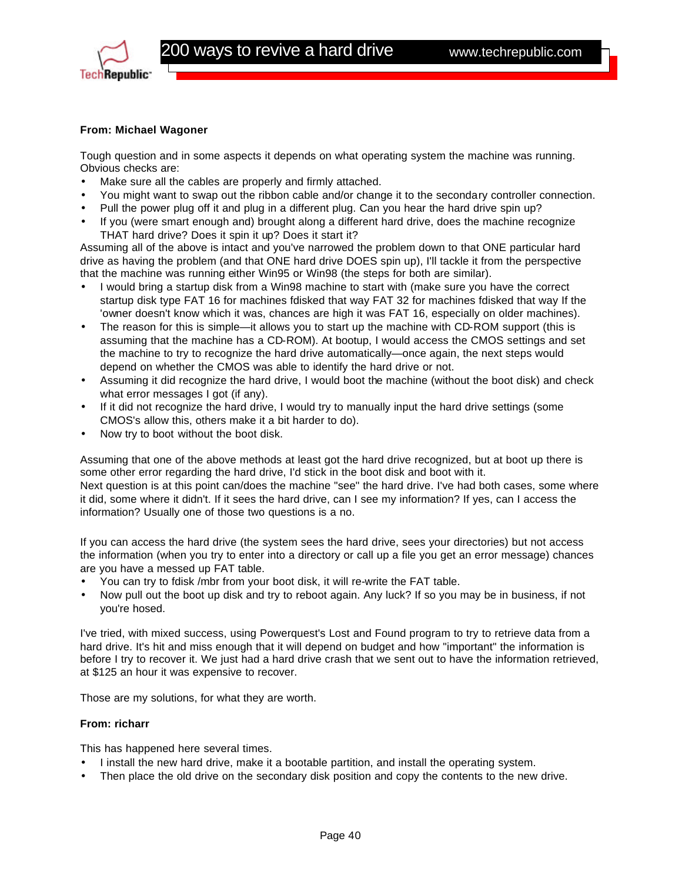**From: Michael Wagoner**

Tough question and in some aspects it depends on what operating system the machine was running. Obvious checks are:

- Make sure all the cables are properly and firmly attached.
- You might want to swap out the ribbon cable and/or change it to the secondary controller connection.
- Pull the power plug off it and plug in a different plug. Can you hear the hard drive spin up?
- If you (were smart enough and) brought along a different hard drive, does the machine recognize THAT hard drive? Does it spin it up? Does it start it?

Assuming all of the above is intact and you've narrowed the problem down to that ONE particular hard drive as having the problem (and that ONE hard drive DOES spin up), I'll tackle it from the perspective that the machine was running either Win95 or Win98 (the steps for both are similar).

- I would bring a startup disk from a Win98 machine to start with (make sure you have the correct startup disk type FAT 16 for machines fdisked that way FAT 32 for machines fdisked that way If the 'owner doesn't know which it was, chances are high it was FAT 16, especially on older machines).
- The reason for this is simple—it allows you to start up the machine with CD-ROM support (this is assuming that the machine has a CD-ROM). At bootup, I would access the CMOS settings and set the machine to try to recognize the hard drive automatically—once again, the next steps would depend on whether the CMOS was able to identify the hard drive or not.
- Assuming it did recognize the hard drive, I would boot the machine (without the boot disk) and check what error messages I got (if any).
- If it did not recognize the hard drive, I would try to manually input the hard drive settings (some CMOS's allow this, others make it a bit harder to do).
- Now try to boot without the boot disk.

Assuming that one of the above methods at least got the hard drive recognized, but at boot up there is some other error regarding the hard drive, I'd stick in the boot disk and boot with it.
Next question is at this point can/does the machine "see" the hard drive. I've had both cases, some where it did, some where it didn't. If it sees the hard drive, can I see my information? If yes, can I access the information? Usually one of those two questions is a no.

If you can access the hard drive (the system sees the hard drive, sees your directories) but not access the information (when you try to enter into a directory or call up a file you get an error message) chances are you have a messed up FAT table.

- You can try to fdisk /mbr from your boot disk, it will re-write the FAT table.
- Now pull out the boot up disk and try to reboot again. Any luck? If so you may be in business, if not you're hosed.

I've tried, with mixed success, using Powerquest's Lost and Found program to try to retrieve data from a hard drive. It's hit and miss enough that it will depend on budget and how "important" the information is before I try to recover it. We just had a hard drive crash that we sent out to have the information retrieved, at $125 an hour it was expensive to recover.

Those are my solutions, for what they are worth.

**From: richarr**

This has happened here several times.

- I install the new hard drive, make it a bootable partition, and install the operating system.
- Then place the old drive on the secondary disk position and copy the contents to the new drive.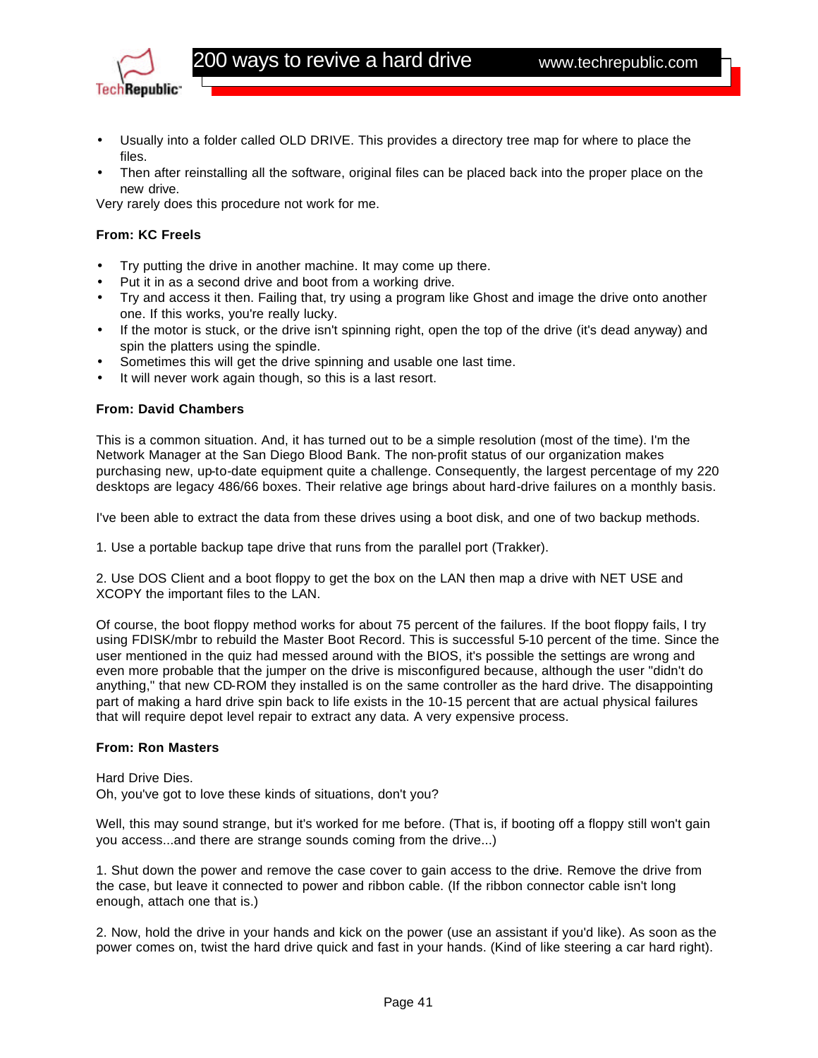- Usually into a folder called OLD DRIVE. This provides a directory tree map for where to place the files.
- Then after reinstalling all the software, original files can be placed back into the proper place on the new drive.

Very rarely does this procedure not work for me.

**From: KC Freels**

- Try putting the drive in another machine. It may come up there.
- Put it in as a second drive and boot from a working drive.
- Try and access it then. Failing that, try using a program like Ghost and image the drive onto another one. If this works, you're really lucky.
- If the motor is stuck, or the drive isn't spinning right, open the top of the drive (it's dead anyway) and spin the platters using the spindle.
- Sometimes this will get the drive spinning and usable one last time.
- It will never work again though, so this is a last resort.

**From: David Chambers**

This is a common situation. And, it has turned out to be a simple resolution (most of the time). I'm the Network Manager at the San Diego Blood Bank. The non-profit status of our organization makes purchasing new, up-to-date equipment quite a challenge. Consequently, the largest percentage of my 220 desktops are legacy 486/66 boxes. Their relative age brings about hard-drive failures on a monthly basis.

I've been able to extract the data from these drives using a boot disk, and one of two backup methods.

1. Use a portable backup tape drive that runs from the parallel port (Trakker).

2. Use DOS Client and a boot floppy to get the box on the LAN then map a drive with NET USE and XCOPY the important files to the LAN.

Of course, the boot floppy method works for about 75 percent of the failures. If the boot floppy fails, I try using FDISK/mbr to rebuild the Master Boot Record. This is successful 5-10 percent of the time. Since the user mentioned in the quiz had messed around with the BIOS, it's possible the settings are wrong and even more probable that the jumper on the drive is misconfigured because, although the user "didn't do anything," that new CD-ROM they installed is on the same controller as the hard drive. The disappointing part of making a hard drive spin back to life exists in the 10-15 percent that are actual physical failures that will require depot level repair to extract any data. A very expensive process.

**From: Ron Masters**

Hard Drive Dies.
Oh, you've got to love these kinds of situations, don't you?

Well, this may sound strange, but it's worked for me before. (That is, if booting off a floppy still won't gain you access...and there are strange sounds coming from the drive...)

1. Shut down the power and remove the case cover to gain access to the drive. Remove the drive from the case, but leave it connected to power and ribbon cable. (If the ribbon connector cable isn't long enough, attach one that is.)

2. Now, hold the drive in your hands and kick on the power (use an assistant if you'd like). As soon as the power comes on, twist the hard drive quick and fast in your hands. (Kind of like steering a car hard right).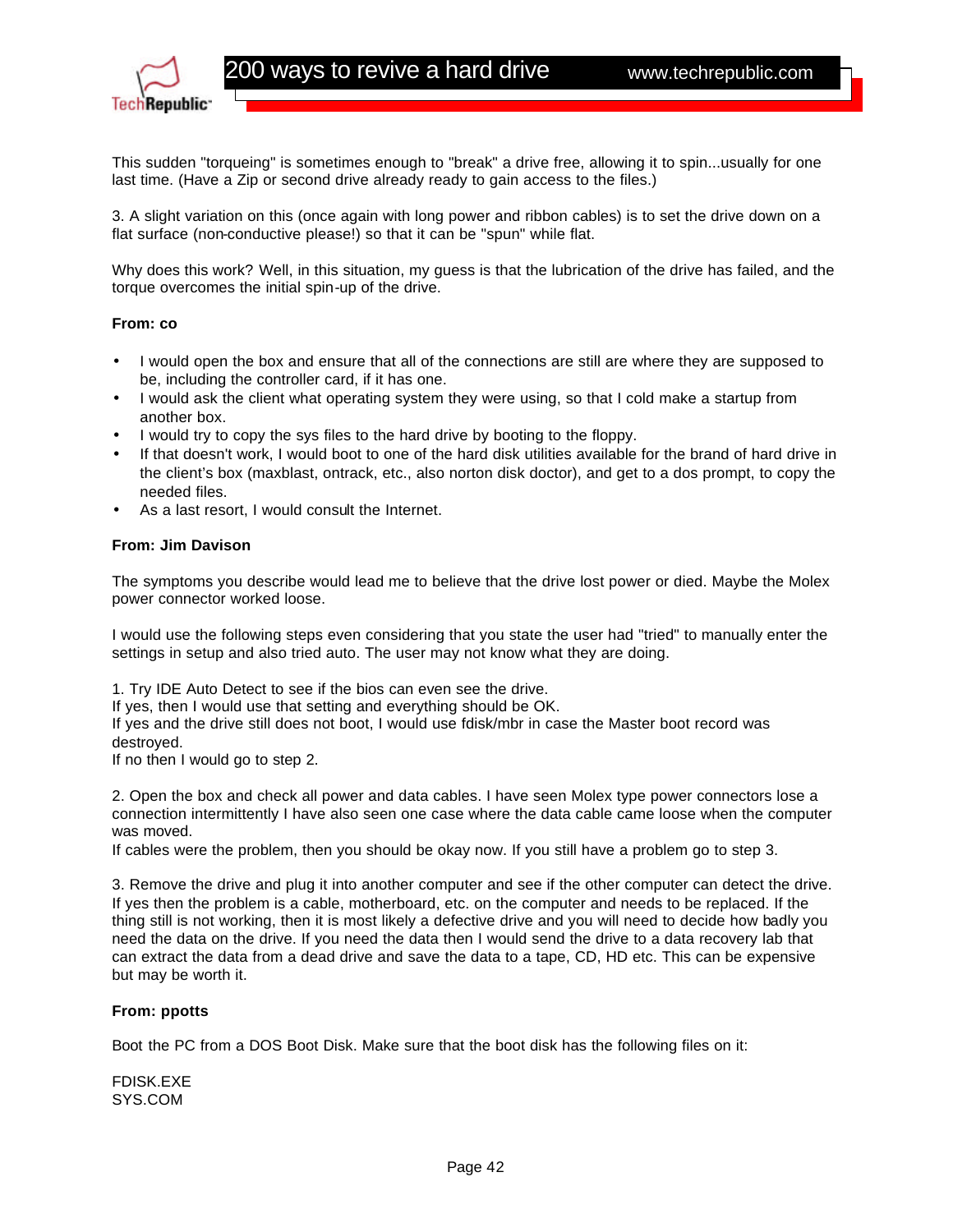This sudden "torqueing" is sometimes enough to "break" a drive free, allowing it to spin...usually for one last time. (Have a Zip or second drive already ready to gain access to the files.)

3. A slight variation on this (once again with long power and ribbon cables) is to set the drive down on a flat surface (non-conductive please!) so that it can be "spun" while flat.

Why does this work? Well, in this situation, my guess is that the lubrication of the drive has failed, and the torque overcomes the initial spin-up of the drive.

**From: co**

- I would open the box and ensure that all of the connections are still are where they are supposed to be, including the controller card, if it has one.
- I would ask the client what operating system they were using, so that I cold make a startup from another box.
- I would try to copy the sys files to the hard drive by booting to the floppy.
- If that doesn't work, I would boot to one of the hard disk utilities available for the brand of hard drive in the client's box (maxblast, ontrack, etc., also norton disk doctor), and get to a dos prompt, to copy the needed files.
- As a last resort, I would consult the Internet.

**From: Jim Davison**

The symptoms you describe would lead me to believe that the drive lost power or died. Maybe the Molex power connector worked loose.

I would use the following steps even considering that you state the user had "tried" to manually enter the settings in setup and also tried auto. The user may not know what they are doing.

1. Try IDE Auto Detect to see if the bios can even see the drive.
If yes, then I would use that setting and everything should be OK.
If yes and the drive still does not boot, I would use fdisk/mbr in case the Master boot record was destroyed.
If no then I would go to step 2.

2. Open the box and check all power and data cables. I have seen Molex type power connectors lose a connection intermittently I have also seen one case where the data cable came loose when the computer was moved.
If cables were the problem, then you should be okay now. If you still have a problem go to step 3.

3. Remove the drive and plug it into another computer and see if the other computer can detect the drive. If yes then the problem is a cable, motherboard, etc. on the computer and needs to be replaced. If the thing still is not working, then it is most likely a defective drive and you will need to decide how badly you need the data on the drive. If you need the data then I would send the drive to a data recovery lab that can extract the data from a dead drive and save the data to a tape, CD, HD etc. This can be expensive but may be worth it.

**From: ppotts**

Boot the PC from a DOS Boot Disk. Make sure that the boot disk has the following files on it:

FDISK.EXE
SYS.COM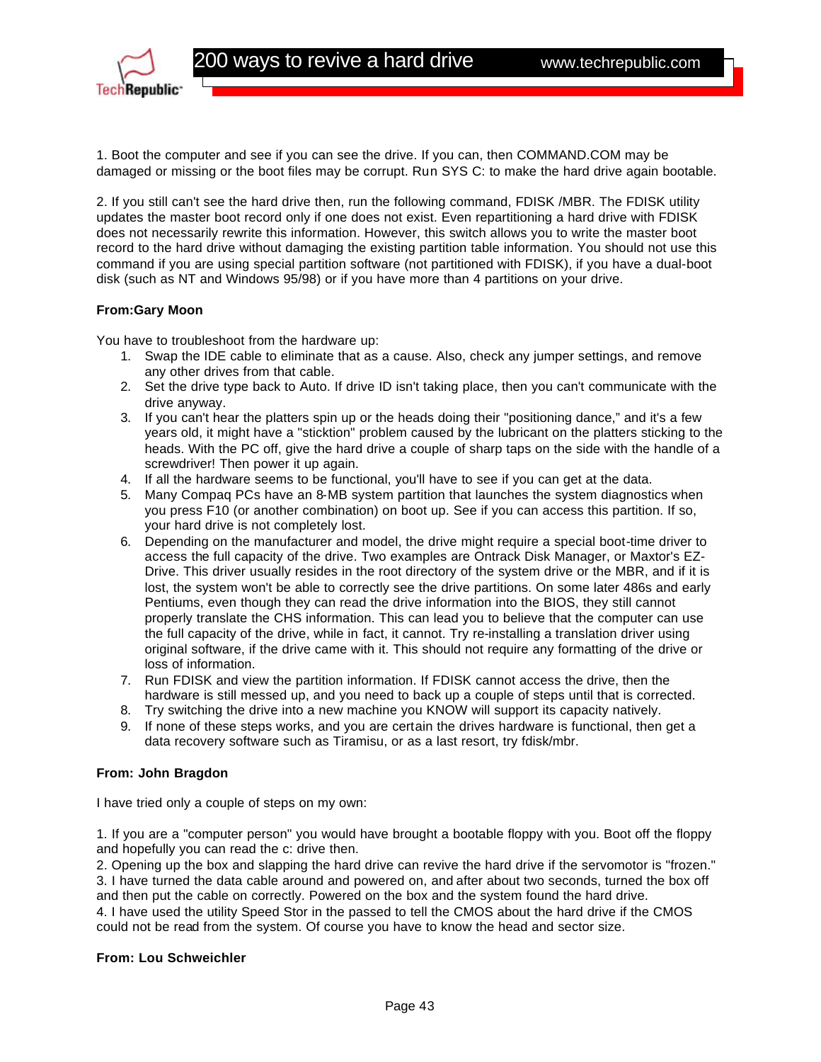1. Boot the computer and see if you can see the drive. If you can, then COMMAND.COM may be damaged or missing or the boot files may be corrupt. Run SYS C: to make the hard drive again bootable.

2. If you still can't see the hard drive then, run the following command, FDISK /MBR. The FDISK utility updates the master boot record only if one does not exist. Even repartitioning a hard drive with FDISK does not necessarily rewrite this information. However, this switch allows you to write the master boot record to the hard drive without damaging the existing partition table information. You should not use this command if you are using special partition software (not partitioned with FDISK), if you have a dual-boot disk (such as NT and Windows 95/98) or if you have more than 4 partitions on your drive.

**From:Gary Moon**

You have to troubleshoot from the hardware up:

1. Swap the IDE cable to eliminate that as a cause. Also, check any jumper settings, and remove any other drives from that cable.
2. Set the drive type back to Auto. If drive ID isn't taking place, then you can't communicate with the drive anyway.
3. If you can't hear the platters spin up or the heads doing their "positioning dance," and it's a few years old, it might have a "sticktion" problem caused by the lubricant on the platters sticking to the heads. With the PC off, give the hard drive a couple of sharp taps on the side with the handle of a screwdriver! Then power it up again.
4. If all the hardware seems to be functional, you'll have to see if you can get at the data.
5. Many Compaq PCs have an 8-MB system partition that launches the system diagnostics when you press F10 (or another combination) on boot up. See if you can access this partition. If so, your hard drive is not completely lost.
6. Depending on the manufacturer and model, the drive might require a special boot-time driver to access the full capacity of the drive. Two examples are Ontrack Disk Manager, or Maxtor's EZ-Drive. This driver usually resides in the root directory of the system drive or the MBR, and if it is lost, the system won't be able to correctly see the drive partitions. On some later 486s and early Pentiums, even though they can read the drive information into the BIOS, they still cannot properly translate the CHS information. This can lead you to believe that the computer can use the full capacity of the drive, while in fact, it cannot. Try re-installing a translation driver using original software, if the drive came with it. This should not require any formatting of the drive or loss of information.
7. Run FDISK and view the partition information. If FDISK cannot access the drive, then the hardware is still messed up, and you need to back up a couple of steps until that is corrected.
8. Try switching the drive into a new machine you KNOW will support its capacity natively.
9. If none of these steps works, and you are certain the drives hardware is functional, then get a data recovery software such as Tiramisu, or as a last resort, try fdisk/mbr.

**From: John Bragdon**

I have tried only a couple of steps on my own:

1. If you are a "computer person" you would have brought a bootable floppy with you. Boot off the floppy and hopefully you can read the c: drive then.
2. Opening up the box and slapping the hard drive can revive the hard drive if the servomotor is "frozen."
3. I have turned the data cable around and powered on, and after about two seconds, turned the box off and then put the cable on correctly. Powered on the box and the system found the hard drive.
4. I have used the utility Speed Stor in the passed to tell the CMOS about the hard drive if the CMOS could not be read from the system. Of course you have to know the head and sector size.

**From: Lou Schweichler**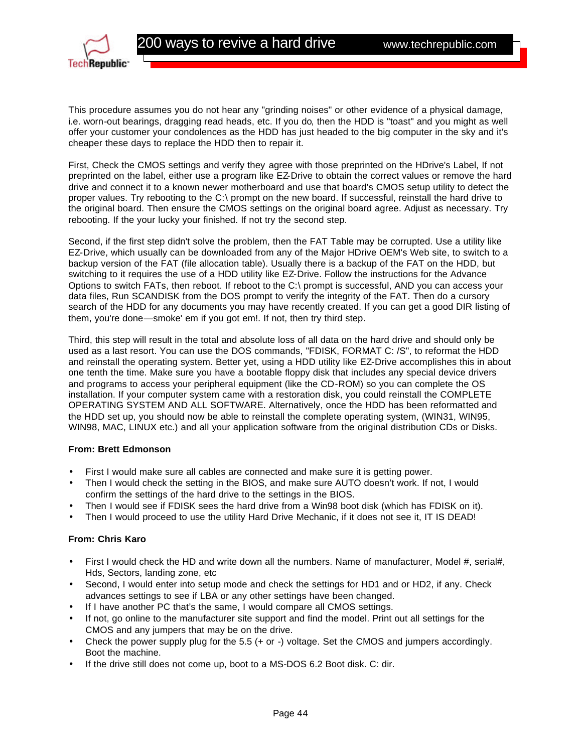This procedure assumes you do not hear any "grinding noises" or other evidence of a physical damage, i.e. worn-out bearings, dragging read heads, etc. If you do, then the HDD is "toast" and you might as well offer your customer your condolences as the HDD has just headed to the big computer in the sky and it's cheaper these days to replace the HDD then to repair it.

First, Check the CMOS settings and verify they agree with those preprinted on the HDrive's Label, If not preprinted on the label, either use a program like EZ-Drive to obtain the correct values or remove the hard drive and connect it to a known newer motherboard and use that board's CMOS setup utility to detect the proper values. Try rebooting to the C:\ prompt on the new board. If successful, reinstall the hard drive to the original board. Then ensure the CMOS settings on the original board agree. Adjust as necessary. Try rebooting. If the your lucky your finished. If not try the second step.

Second, if the first step didn't solve the problem, then the FAT Table may be corrupted. Use a utility like EZ-Drive, which usually can be downloaded from any of the Major HDrive OEM's Web site, to switch to a backup version of the FAT (file allocation table). Usually there is a backup of the FAT on the HDD, but switching to it requires the use of a HDD utility like EZ-Drive. Follow the instructions for the Advance Options to switch FATs, then reboot. If reboot to the C:\ prompt is successful, AND you can access your data files, Run SCANDISK from the DOS prompt to verify the integrity of the FAT. Then do a cursory search of the HDD for any documents you may have recently created. If you can get a good DIR listing of them, you're done—smoke' em if you got em!. If not, then try third step.

Third, this step will result in the total and absolute loss of all data on the hard drive and should only be used as a last resort. You can use the DOS commands, "FDISK, FORMAT C: /S", to reformat the HDD and reinstall the operating system. Better yet, using a HDD utility like EZ-Drive accomplishes this in about one tenth the time. Make sure you have a bootable floppy disk that includes any special device drivers and programs to access your peripheral equipment (like the CD-ROM) so you can complete the OS installation. If your computer system came with a restoration disk, you could reinstall the COMPLETE OPERATING SYSTEM AND ALL SOFTWARE. Alternatively, once the HDD has been reformatted and the HDD set up, you should now be able to reinstall the complete operating system, (WIN31, WIN95, WIN98, MAC, LINUX etc.) and all your application software from the original distribution CDs or Disks.

**From: Brett Edmonson**

- First I would make sure all cables are connected and make sure it is getting power.
- Then I would check the setting in the BIOS, and make sure AUTO doesn't work. If not, I would confirm the settings of the hard drive to the settings in the BIOS.
- Then I would see if FDISK sees the hard drive from a Win98 boot disk (which has FDISK on it).
- Then I would proceed to use the utility Hard Drive Mechanic, if it does not see it, IT IS DEAD!

**From: Chris Karo**

- First I would check the HD and write down all the numbers. Name of manufacturer, Model #, serial#, Hds, Sectors, landing zone, etc
- Second, I would enter into setup mode and check the settings for HD1 and or HD2, if any. Check advances settings to see if LBA or any other settings have been changed.
- If I have another PC that's the same, I would compare all CMOS settings.
- If not, go online to the manufacturer site support and find the model. Print out all settings for the CMOS and any jumpers that may be on the drive.
- Check the power supply plug for the 5.5 (+ or -) voltage. Set the CMOS and jumpers accordingly. Boot the machine.
- If the drive still does not come up, boot to a MS-DOS 6.2 Boot disk. C: dir.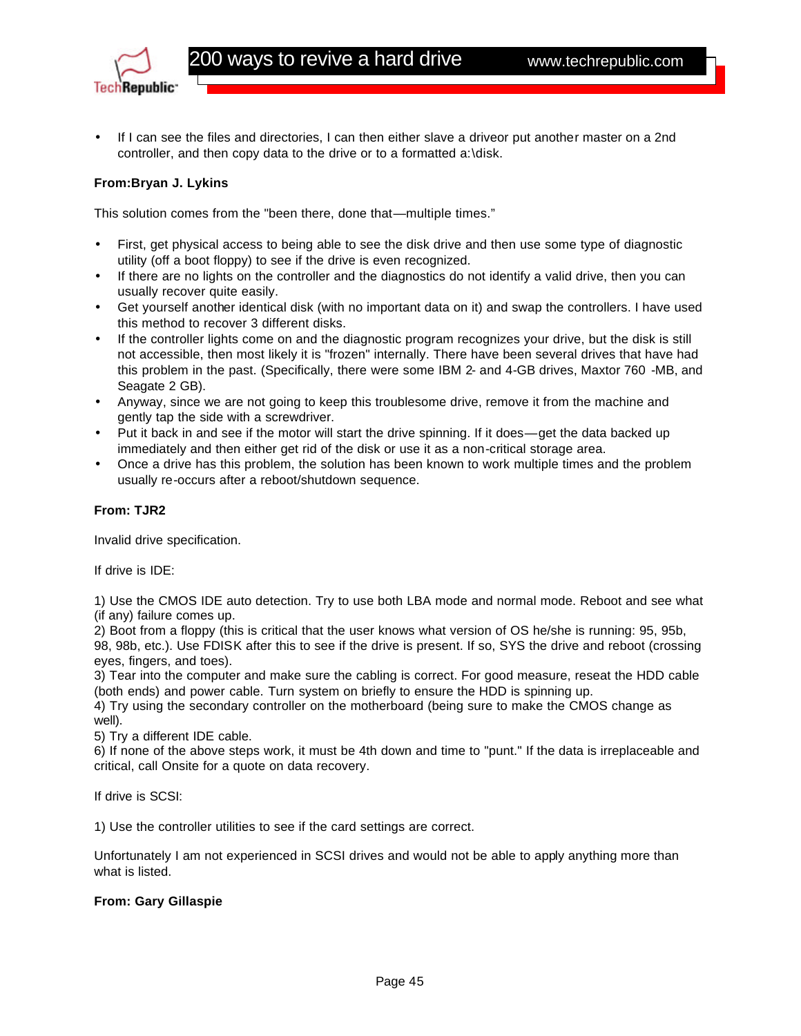- If I can see the files and directories, I can then either slave a driveor put another master on a 2nd controller, and then copy data to the drive or to a formatted a:\disk.

**From:Bryan J. Lykins**

This solution comes from the "been there, done that—multiple times."

- First, get physical access to being able to see the disk drive and then use some type of diagnostic utility (off a boot floppy) to see if the drive is even recognized.
- If there are no lights on the controller and the diagnostics do not identify a valid drive, then you can usually recover quite easily.
- Get yourself another identical disk (with no important data on it) and swap the controllers. I have used this method to recover 3 different disks.
- If the controller lights come on and the diagnostic program recognizes your drive, but the disk is still not accessible, then most likely it is "frozen" internally. There have been several drives that have had this problem in the past. (Specifically, there were some IBM 2- and 4-GB drives, Maxtor 760 -MB, and Seagate 2 GB).
- Anyway, since we are not going to keep this troublesome drive, remove it from the machine and gently tap the side with a screwdriver.
- Put it back in and see if the motor will start the drive spinning. If it does—get the data backed up immediately and then either get rid of the disk or use it as a non-critical storage area.
- Once a drive has this problem, the solution has been known to work multiple times and the problem usually re-occurs after a reboot/shutdown sequence.

**From: TJR2**

Invalid drive specification.

If drive is IDE:

1) Use the CMOS IDE auto detection. Try to use both LBA mode and normal mode. Reboot and see what (if any) failure comes up.
2) Boot from a floppy (this is critical that the user knows what version of OS he/she is running: 95, 95b, 98, 98b, etc.). Use FDISK after this to see if the drive is present. If so, SYS the drive and reboot (crossing eyes, fingers, and toes).
3) Tear into the computer and make sure the cabling is correct. For good measure, reseat the HDD cable (both ends) and power cable. Turn system on briefly to ensure the HDD is spinning up.
4) Try using the secondary controller on the motherboard (being sure to make the CMOS change as well).
5) Try a different IDE cable.
6) If none of the above steps work, it must be 4th down and time to "punt." If the data is irreplaceable and critical, call Onsite for a quote on data recovery.

If drive is SCSI:

1) Use the controller utilities to see if the card settings are correct.

Unfortunately I am not experienced in SCSI drives and would not be able to apply anything more than what is listed.

**From: Gary Gillaspie**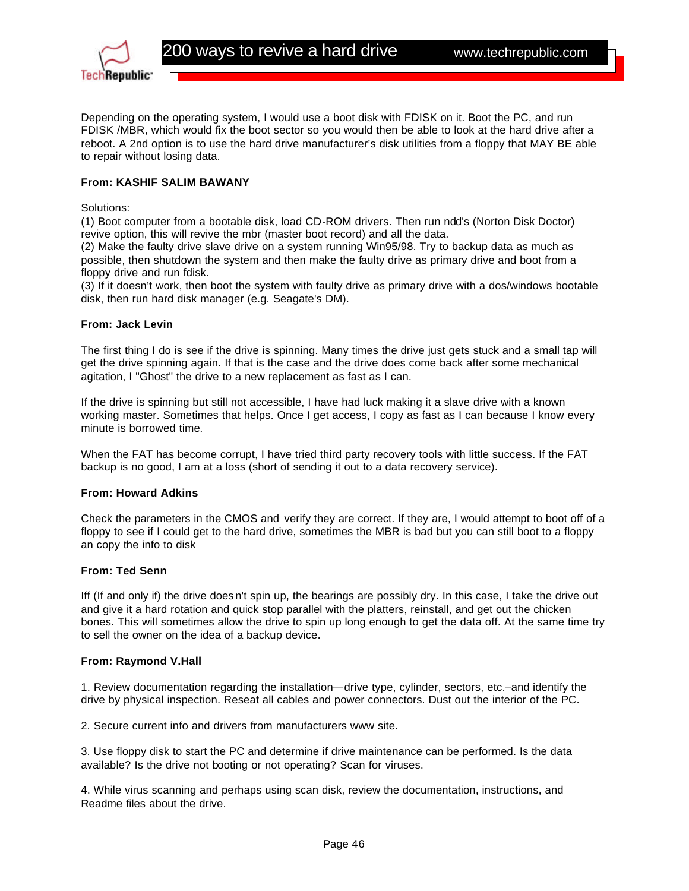Depending on the operating system, I would use a boot disk with FDISK on it. Boot the PC, and run FDISK /MBR, which would fix the boot sector so you would then be able to look at the hard drive after a reboot. A 2nd option is to use the hard drive manufacturer's disk utilities from a floppy that MAY BE able to repair without losing data.

**From: KASHIF SALIM BAWANY**

Solutions:
(1) Boot computer from a bootable disk, load CD-ROM drivers. Then run ndd's (Norton Disk Doctor) revive option, this will revive the mbr (master boot record) and all the data.
(2) Make the faulty drive slave drive on a system running Win95/98. Try to backup data as much as possible, then shutdown the system and then make the faulty drive as primary drive and boot from a floppy drive and run fdisk.
(3) If it doesn't work, then boot the system with faulty drive as primary drive with a dos/windows bootable disk, then run hard disk manager (e.g. Seagate's DM).

**From: Jack Levin**

The first thing I do is see if the drive is spinning. Many times the drive just gets stuck and a small tap will get the drive spinning again. If that is the case and the drive does come back after some mechanical agitation, I "Ghost" the drive to a new replacement as fast as I can.

If the drive is spinning but still not accessible, I have had luck making it a slave drive with a known working master. Sometimes that helps. Once I get access, I copy as fast as I can because I know every minute is borrowed time.

When the FAT has become corrupt, I have tried third party recovery tools with little success. If the FAT backup is no good, I am at a loss (short of sending it out to a data recovery service).

**From: Howard Adkins**

Check the parameters in the CMOS and verify they are correct. If they are, I would attempt to boot off of a floppy to see if I could get to the hard drive, sometimes the MBR is bad but you can still boot to a floppy an copy the info to disk

**From: Ted Senn**

Iff (If and only if) the drive doesn't spin up, the bearings are possibly dry. In this case, I take the drive out and give it a hard rotation and quick stop parallel with the platters, reinstall, and get out the chicken bones. This will sometimes allow the drive to spin up long enough to get the data off. At the same time try to sell the owner on the idea of a backup device.

**From: Raymond V.Hall**

1. Review documentation regarding the installation—drive type, cylinder, sectors, etc.–and identify the drive by physical inspection. Reseat all cables and power connectors. Dust out the interior of the PC.

2. Secure current info and drivers from manufacturers www site.

3. Use floppy disk to start the PC and determine if drive maintenance can be performed. Is the data available? Is the drive not booting or not operating? Scan for viruses.

4. While virus scanning and perhaps using scan disk, review the documentation, instructions, and Readme files about the drive.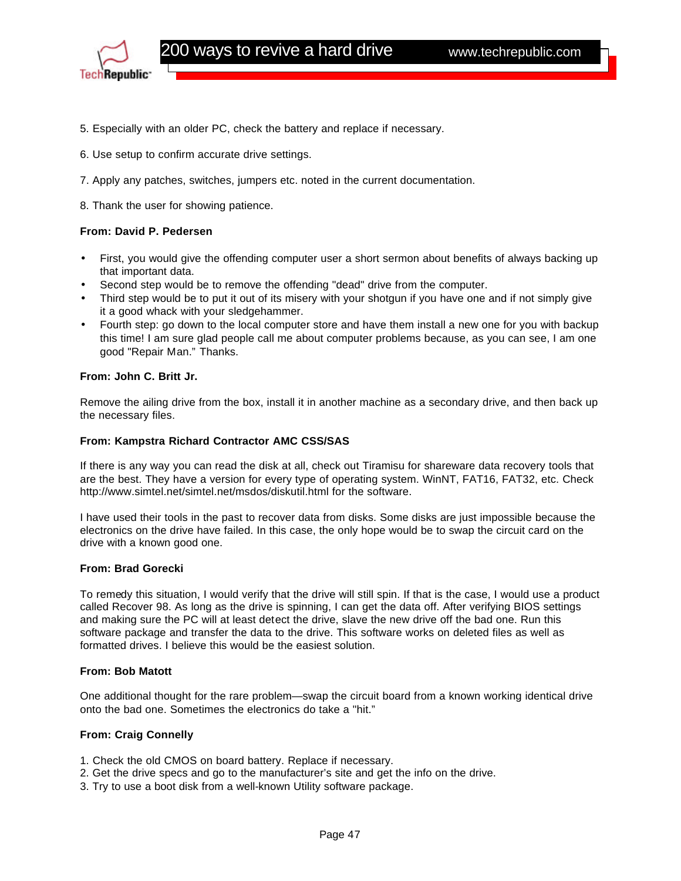5. Especially with an older PC, check the battery and replace if necessary.

6. Use setup to confirm accurate drive settings.

7. Apply any patches, switches, jumpers etc. noted in the current documentation.

8. Thank the user for showing patience.

**From: David P. Pedersen**

- First, you would give the offending computer user a short sermon about benefits of always backing up that important data.
- Second step would be to remove the offending "dead" drive from the computer.
- Third step would be to put it out of its misery with your shotgun if you have one and if not simply give it a good whack with your sledgehammer.
- Fourth step: go down to the local computer store and have them install a new one for you with backup this time! I am sure glad people call me about computer problems because, as you can see, I am one good "Repair Man." Thanks.

**From: John C. Britt Jr.**

Remove the ailing drive from the box, install it in another machine as a secondary drive, and then back up the necessary files.

**From: Kampstra Richard Contractor AMC CSS/SAS**

If there is any way you can read the disk at all, check out Tiramisu for shareware data recovery tools that are the best. They have a version for every type of operating system. WinNT, FAT16, FAT32, etc. Check http://www.simtel.net/simtel.net/msdos/diskutil.html for the software.

I have used their tools in the past to recover data from disks. Some disks are just impossible because the electronics on the drive have failed. In this case, the only hope would be to swap the circuit card on the drive with a known good one.

**From: Brad Gorecki**

To remedy this situation, I would verify that the drive will still spin. If that is the case, I would use a product called Recover 98. As long as the drive is spinning, I can get the data off. After verifying BIOS settings and making sure the PC will at least detect the drive, slave the new drive off the bad one. Run this software package and transfer the data to the drive. This software works on deleted files as well as formatted drives. I believe this would be the easiest solution.

**From: Bob Matott**

One additional thought for the rare problem—swap the circuit board from a known working identical drive onto the bad one. Sometimes the electronics do take a "hit."

**From: Craig Connelly**

1. Check the old CMOS on board battery. Replace if necessary.
2. Get the drive specs and go to the manufacturer's site and get the info on the drive.
3. Try to use a boot disk from a well-known Utility software package.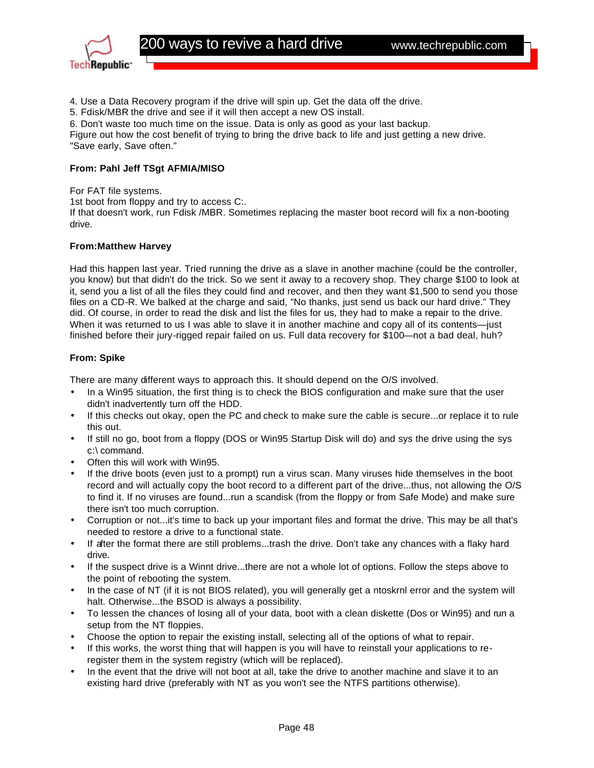4. Use a Data Recovery program if the drive will spin up. Get the data off the drive.
5. Fdisk/MBR the drive and see if it will then accept a new OS install.
6. Don't waste too much time on the issue. Data is only as good as your last backup.
Figure out how the cost benefit of trying to bring the drive back to life and just getting a new drive.
"Save early, Save often."

**From: Pahl Jeff TSgt AFMIA/MISO**

For FAT file systems.
1st boot from floppy and try to access C:.
If that doesn't work, run Fdisk /MBR. Sometimes replacing the master boot record will fix a non-booting drive.

**From:Matthew Harvey**

Had this happen last year. Tried running the drive as a slave in another machine (could be the controller, you know) but that didn't do the trick. So we sent it away to a recovery shop. They charge $100 to look at it, send you a list of all the files they could find and recover, and then they want $1,500 to send you those files on a CD-R. We balked at the charge and said, "No thanks, just send us back our hard drive." They did. Of course, in order to read the disk and list the files for us, they had to make a repair to the drive. When it was returned to us I was able to slave it in another machine and copy all of its contents—just finished before their jury-rigged repair failed on us. Full data recovery for $100—not a bad deal, huh?

**From: Spike**

There are many different ways to approach this. It should depend on the O/S involved.

- In a Win95 situation, the first thing is to check the BIOS configuration and make sure that the user didn't inadvertently turn off the HDD.
- If this checks out okay, open the PC and check to make sure the cable is secure...or replace it to rule this out.
- If still no go, boot from a floppy (DOS or Win95 Startup Disk will do) and sys the drive using the sys c:\ command.
- Often this will work with Win95.
- If the drive boots (even just to a prompt) run a virus scan. Many viruses hide themselves in the boot record and will actually copy the boot record to a different part of the drive...thus, not allowing the O/S to find it. If no viruses are found...run a scandisk (from the floppy or from Safe Mode) and make sure there isn't too much corruption.
- Corruption or not...it's time to back up your important files and format the drive. This may be all that's needed to restore a drive to a functional state.
- If after the format there are still problems...trash the drive. Don't take any chances with a flaky hard drive.
- If the suspect drive is a Winnt drive...there are not a whole lot of options. Follow the steps above to the point of rebooting the system.
- In the case of NT (if it is not BIOS related), you will generally get a ntoskrnl error and the system will halt. Otherwise...the BSOD is always a possibility.
- To lessen the chances of losing all of your data, boot with a clean diskette (Dos or Win95) and run a setup from the NT floppies.
- Choose the option to repair the existing install, selecting all of the options of what to repair.
- If this works, the worst thing that will happen is you will have to reinstall your applications to re-register them in the system registry (which will be replaced).
- In the event that the drive will not boot at all, take the drive to another machine and slave it to an existing hard drive (preferably with NT as you won't see the NTFS partitions otherwise).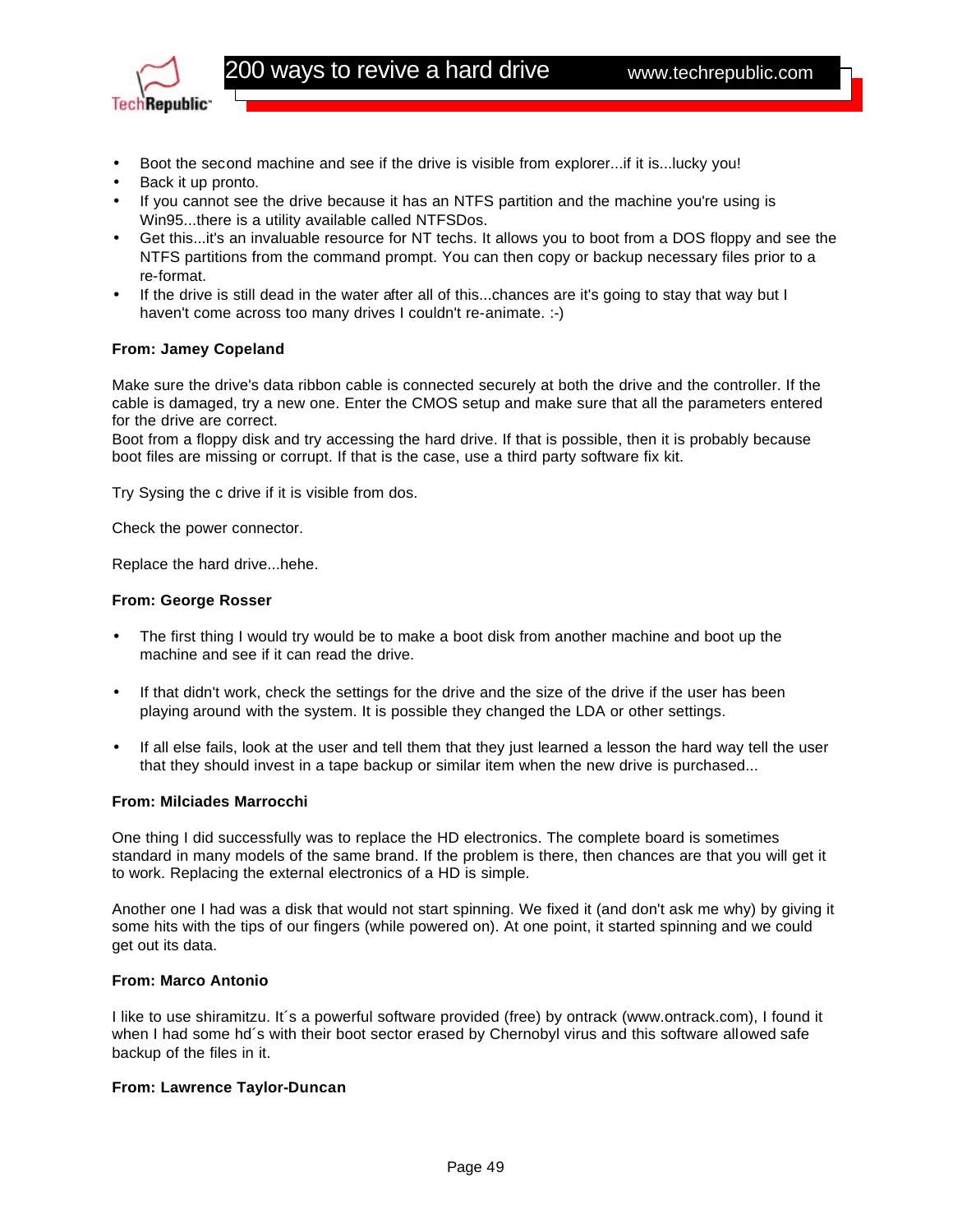- Boot the second machine and see if the drive is visible from explorer...if it is...lucky you!
- Back it up pronto.
- If you cannot see the drive because it has an NTFS partition and the machine you're using is Win95...there is a utility available called NTFSDos.
- Get this...it's an invaluable resource for NT techs. It allows you to boot from a DOS floppy and see the NTFS partitions from the command prompt. You can then copy or backup necessary files prior to a re-format.
- If the drive is still dead in the water after all of this...chances are it's going to stay that way but I haven't come across too many drives I couldn't re-animate. :-)

**From: Jamey Copeland**

Make sure the drive's data ribbon cable is connected securely at both the drive and the controller. If the cable is damaged, try a new one. Enter the CMOS setup and make sure that all the parameters entered for the drive are correct.
Boot from a floppy disk and try accessing the hard drive. If that is possible, then it is probably because boot files are missing or corrupt. If that is the case, use a third party software fix kit.

Try Sysing the c drive if it is visible from dos.

Check the power connector.

Replace the hard drive...hehe.

**From: George Rosser**

- The first thing I would try would be to make a boot disk from another machine and boot up the machine and see if it can read the drive.

- If that didn't work, check the settings for the drive and the size of the drive if the user has been playing around with the system. It is possible they changed the LDA or other settings.

- If all else fails, look at the user and tell them that they just learned a lesson the hard way tell the user that they should invest in a tape backup or similar item when the new drive is purchased...

**From: Milciades Marrocchi**

One thing I did successfully was to replace the HD electronics. The complete board is sometimes standard in many models of the same brand. If the problem is there, then chances are that you will get it to work. Replacing the external electronics of a HD is simple.

Another one I had was a disk that would not start spinning. We fixed it (and don't ask me why) by giving it some hits with the tips of our fingers (while powered on). At one point, it started spinning and we could get out its data.

**From: Marco Antonio**

I like to use shiramitzu. It´s a powerful software provided (free) by ontrack (www.ontrack.com), I found it when I had some hd´s with their boot sector erased by Chernobyl virus and this software allowed safe backup of the files in it.

**From: Lawrence Taylor-Duncan**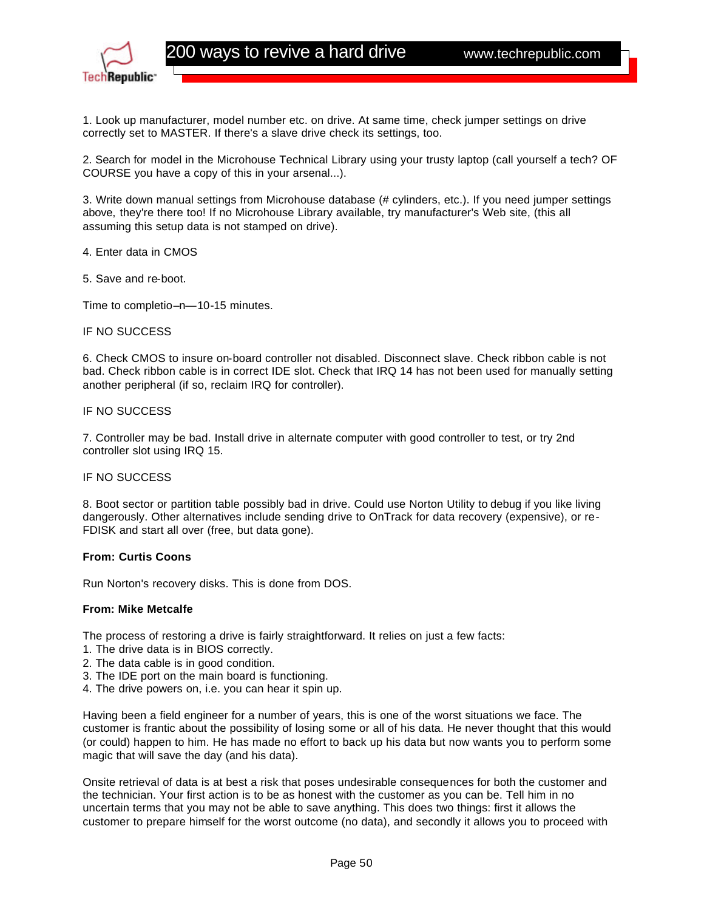1. Look up manufacturer, model number etc. on drive. At same time, check jumper settings on drive correctly set to MASTER. If there's a slave drive check its settings, too.

2. Search for model in the Microhouse Technical Library using your trusty laptop (call yourself a tech? OF COURSE you have a copy of this in your arsenal...).

3. Write down manual settings from Microhouse database (# cylinders, etc.). If you need jumper settings above, they're there too! If no Microhouse Library available, try manufacturer's Web site, (this all assuming this setup data is not stamped on drive).

4. Enter data in CMOS

5. Save and re-boot.

Time to completio–n—10-15 minutes.

IF NO SUCCESS

6. Check CMOS to insure on-board controller not disabled. Disconnect slave. Check ribbon cable is not bad. Check ribbon cable is in correct IDE slot. Check that IRQ 14 has not been used for manually setting another peripheral (if so, reclaim IRQ for controller).

IF NO SUCCESS

7. Controller may be bad. Install drive in alternate computer with good controller to test, or try 2nd controller slot using IRQ 15.

IF NO SUCCESS

8. Boot sector or partition table possibly bad in drive. Could use Norton Utility to debug if you like living dangerously. Other alternatives include sending drive to OnTrack for data recovery (expensive), or re-FDISK and start all over (free, but data gone).

**From: Curtis Coons**

Run Norton's recovery disks. This is done from DOS.

**From: Mike Metcalfe**

The process of restoring a drive is fairly straightforward. It relies on just a few facts:
1. The drive data is in BIOS correctly.
2. The data cable is in good condition.
3. The IDE port on the main board is functioning.
4. The drive powers on, i.e. you can hear it spin up.

Having been a field engineer for a number of years, this is one of the worst situations we face. The customer is frantic about the possibility of losing some or all of his data. He never thought that this would (or could) happen to him. He has made no effort to back up his data but now wants you to perform some magic that will save the day (and his data).

Onsite retrieval of data is at best a risk that poses undesirable consequences for both the customer and the technician. Your first action is to be as honest with the customer as you can be. Tell him in no uncertain terms that you may not be able to save anything. This does two things: first it allows the customer to prepare himself for the worst outcome (no data), and secondly it allows you to proceed with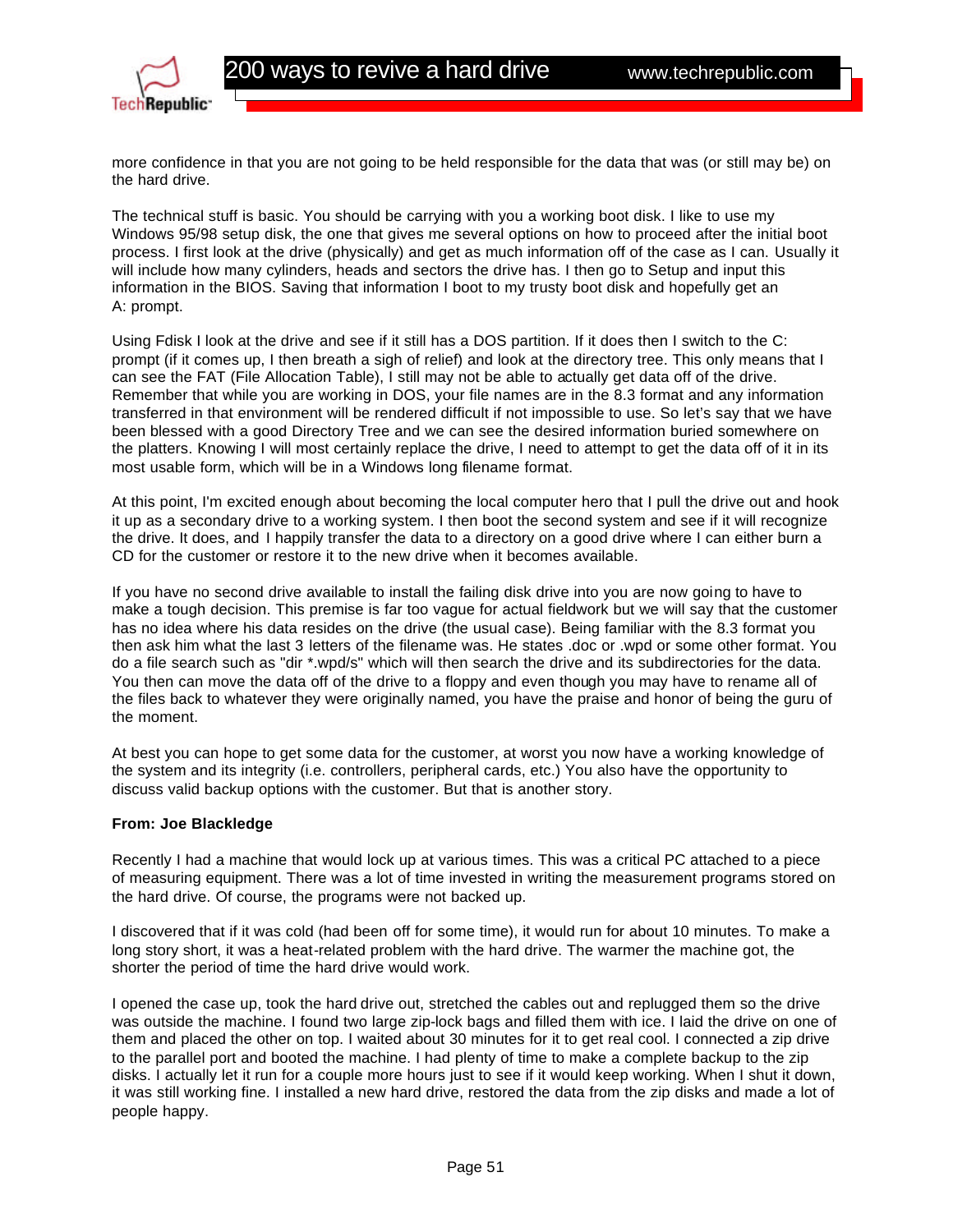more confidence in that you are not going to be held responsible for the data that was (or still may be) on the hard drive.

The technical stuff is basic. You should be carrying with you a working boot disk. I like to use my Windows 95/98 setup disk, the one that gives me several options on how to proceed after the initial boot process. I first look at the drive (physically) and get as much information off of the case as I can. Usually it will include how many cylinders, heads and sectors the drive has. I then go to Setup and input this information in the BIOS. Saving that information I boot to my trusty boot disk and hopefully get an A: prompt.

Using Fdisk I look at the drive and see if it still has a DOS partition. If it does then I switch to the C: prompt (if it comes up, I then breath a sigh of relief) and look at the directory tree. This only means that I can see the FAT (File Allocation Table), I still may not be able to actually get data off of the drive. Remember that while you are working in DOS, your file names are in the 8.3 format and any information transferred in that environment will be rendered difficult if not impossible to use. So let's say that we have been blessed with a good Directory Tree and we can see the desired information buried somewhere on the platters. Knowing I will most certainly replace the drive, I need to attempt to get the data off of it in its most usable form, which will be in a Windows long filename format.

At this point, I'm excited enough about becoming the local computer hero that I pull the drive out and hook it up as a secondary drive to a working system. I then boot the second system and see if it will recognize the drive. It does, and I happily transfer the data to a directory on a good drive where I can either burn a CD for the customer or restore it to the new drive when it becomes available.

If you have no second drive available to install the failing disk drive into you are now going to have to make a tough decision. This premise is far too vague for actual fieldwork but we will say that the customer has no idea where his data resides on the drive (the usual case). Being familiar with the 8.3 format you then ask him what the last 3 letters of the filename was. He states .doc or .wpd or some other format. You do a file search such as "dir *.wpd/s" which will then search the drive and its subdirectories for the data. You then can move the data off of the drive to a floppy and even though you may have to rename all of the files back to whatever they were originally named, you have the praise and honor of being the guru of the moment.

At best you can hope to get some data for the customer, at worst you now have a working knowledge of the system and its integrity (i.e. controllers, peripheral cards, etc.) You also have the opportunity to discuss valid backup options with the customer. But that is another story.

**From: Joe Blackledge**

Recently I had a machine that would lock up at various times. This was a critical PC attached to a piece of measuring equipment. There was a lot of time invested in writing the measurement programs stored on the hard drive. Of course, the programs were not backed up.

I discovered that if it was cold (had been off for some time), it would run for about 10 minutes. To make a long story short, it was a heat-related problem with the hard drive. The warmer the machine got, the shorter the period of time the hard drive would work.

I opened the case up, took the hard drive out, stretched the cables out and replugged them so the drive was outside the machine. I found two large zip-lock bags and filled them with ice. I laid the drive on one of them and placed the other on top. I waited about 30 minutes for it to get real cool. I connected a zip drive to the parallel port and booted the machine. I had plenty of time to make a complete backup to the zip disks. I actually let it run for a couple more hours just to see if it would keep working. When I shut it down, it was still working fine. I installed a new hard drive, restored the data from the zip disks and made a lot of people happy.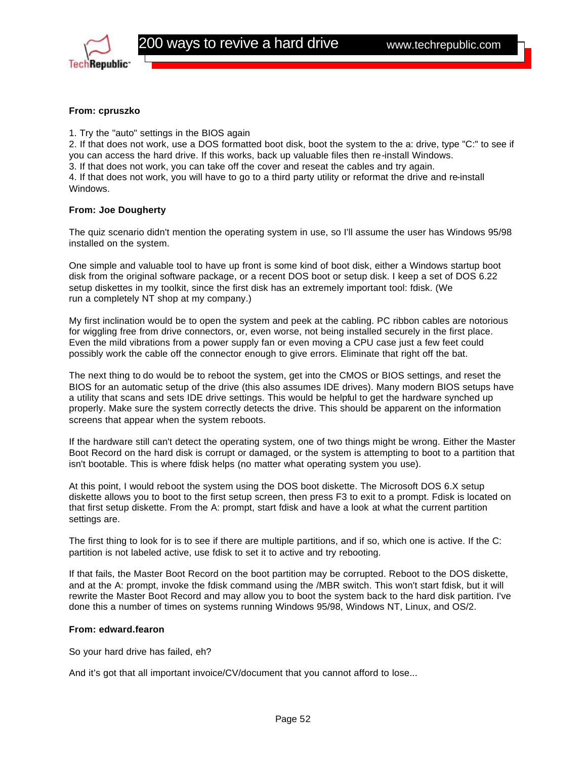**From: cpruszko**

1. Try the "auto" settings in the BIOS again
2. If that does not work, use a DOS formatted boot disk, boot the system to the a: drive, type "C:" to see if you can access the hard drive. If this works, back up valuable files then re-install Windows.
3. If that does not work, you can take off the cover and reseat the cables and try again.
4. If that does not work, you will have to go to a third party utility or reformat the drive and re-install Windows.

**From: Joe Dougherty**

The quiz scenario didn't mention the operating system in use, so I'll assume the user has Windows 95/98 installed on the system.

One simple and valuable tool to have up front is some kind of boot disk, either a Windows startup boot disk from the original software package, or a recent DOS boot or setup disk. I keep a set of DOS 6.22 setup diskettes in my toolkit, since the first disk has an extremely important tool: fdisk. (We run a completely NT shop at my company.)

My first inclination would be to open the system and peek at the cabling. PC ribbon cables are notorious for wiggling free from drive connectors, or, even worse, not being installed securely in the first place. Even the mild vibrations from a power supply fan or even moving a CPU case just a few feet could possibly work the cable off the connector enough to give errors. Eliminate that right off the bat.

The next thing to do would be to reboot the system, get into the CMOS or BIOS settings, and reset the BIOS for an automatic setup of the drive (this also assumes IDE drives). Many modern BIOS setups have a utility that scans and sets IDE drive settings. This would be helpful to get the hardware synched up properly. Make sure the system correctly detects the drive. This should be apparent on the information screens that appear when the system reboots.

If the hardware still can't detect the operating system, one of two things might be wrong. Either the Master Boot Record on the hard disk is corrupt or damaged, or the system is attempting to boot to a partition that isn't bootable. This is where fdisk helps (no matter what operating system you use).

At this point, I would reboot the system using the DOS boot diskette. The Microsoft DOS 6.X setup diskette allows you to boot to the first setup screen, then press F3 to exit to a prompt. Fdisk is located on that first setup diskette. From the A: prompt, start fdisk and have a look at what the current partition settings are.

The first thing to look for is to see if there are multiple partitions, and if so, which one is active. If the C: partition is not labeled active, use fdisk to set it to active and try rebooting.

If that fails, the Master Boot Record on the boot partition may be corrupted. Reboot to the DOS diskette, and at the A: prompt, invoke the fdisk command using the /MBR switch. This won't start fdisk, but it will rewrite the Master Boot Record and may allow you to boot the system back to the hard disk partition. I've done this a number of times on systems running Windows 95/98, Windows NT, Linux, and OS/2.

**From: edward.fearon**

So your hard drive has failed, eh?

And it's got that all important invoice/CV/document that you cannot afford to lose...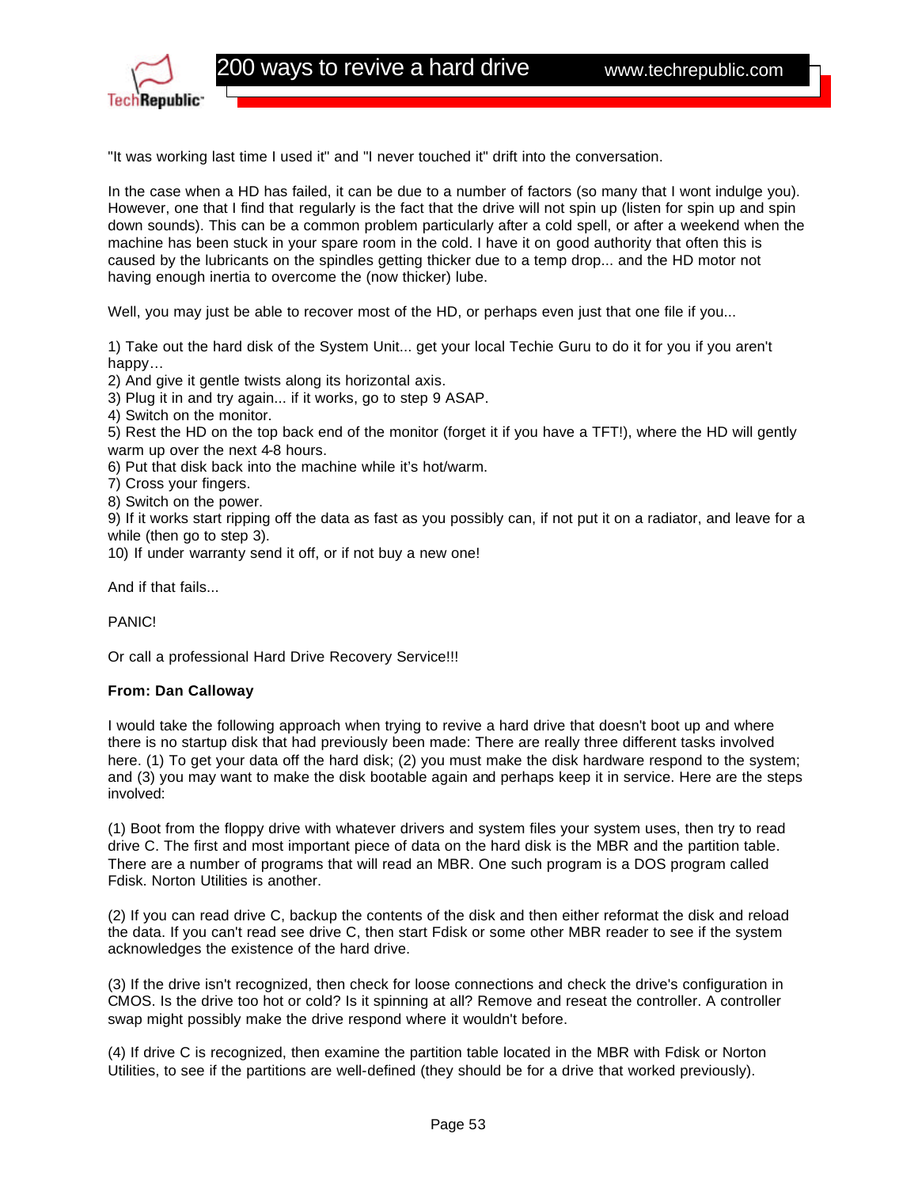"It was working last time I used it" and "I never touched it" drift into the conversation.

In the case when a HD has failed, it can be due to a number of factors (so many that I wont indulge you). However, one that I find that regularly is the fact that the drive will not spin up (listen for spin up and spin down sounds). This can be a common problem particularly after a cold spell, or after a weekend when the machine has been stuck in your spare room in the cold. I have it on good authority that often this is caused by the lubricants on the spindles getting thicker due to a temp drop... and the HD motor not having enough inertia to overcome the (now thicker) lube.

Well, you may just be able to recover most of the HD, or perhaps even just that one file if you...

1) Take out the hard disk of the System Unit... get your local Techie Guru to do it for you if you aren't happy…
2) And give it gentle twists along its horizontal axis.
3) Plug it in and try again... if it works, go to step 9 ASAP.
4) Switch on the monitor.
5) Rest the HD on the top back end of the monitor (forget it if you have a TFT!), where the HD will gently warm up over the next 4-8 hours.
6) Put that disk back into the machine while it's hot/warm.
7) Cross your fingers.
8) Switch on the power.
9) If it works start ripping off the data as fast as you possibly can, if not put it on a radiator, and leave for a while (then go to step 3).
10) If under warranty send it off, or if not buy a new one!

And if that fails...

PANIC!

Or call a professional Hard Drive Recovery Service!!!

**From: Dan Calloway**

I would take the following approach when trying to revive a hard drive that doesn't boot up and where there is no startup disk that had previously been made: There are really three different tasks involved here. (1) To get your data off the hard disk; (2) you must make the disk hardware respond to the system; and (3) you may want to make the disk bootable again and perhaps keep it in service. Here are the steps involved:

(1) Boot from the floppy drive with whatever drivers and system files your system uses, then try to read drive C. The first and most important piece of data on the hard disk is the MBR and the partition table. There are a number of programs that will read an MBR. One such program is a DOS program called Fdisk. Norton Utilities is another.

(2) If you can read drive C, backup the contents of the disk and then either reformat the disk and reload the data. If you can't read see drive C, then start Fdisk or some other MBR reader to see if the system acknowledges the existence of the hard drive.

(3) If the drive isn't recognized, then check for loose connections and check the drive's configuration in CMOS. Is the drive too hot or cold? Is it spinning at all? Remove and reseat the controller. A controller swap might possibly make the drive respond where it wouldn't before.

(4) If drive C is recognized, then examine the partition table located in the MBR with Fdisk or Norton Utilities, to see if the partitions are well-defined (they should be for a drive that worked previously).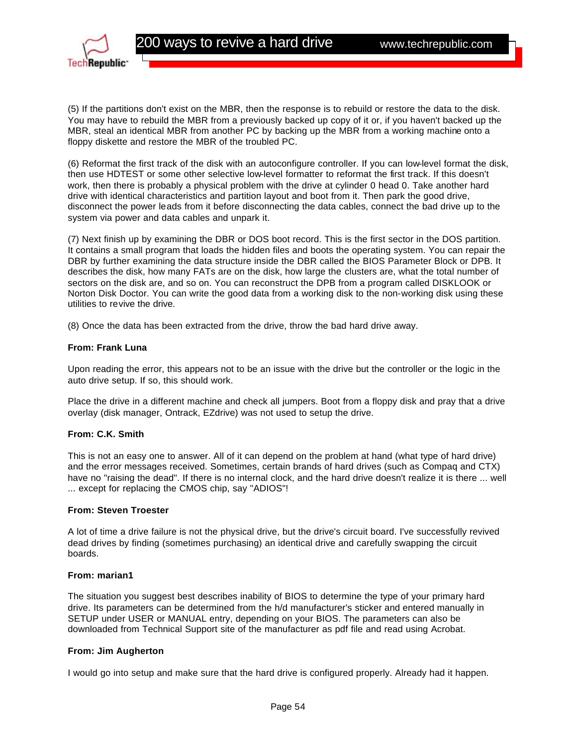(5) If the partitions don't exist on the MBR, then the response is to rebuild or restore the data to the disk. You may have to rebuild the MBR from a previously backed up copy of it or, if you haven't backed up the MBR, steal an identical MBR from another PC by backing up the MBR from a working machine onto a floppy diskette and restore the MBR of the troubled PC.

(6) Reformat the first track of the disk with an autoconfigure controller. If you can low-level format the disk, then use HDTEST or some other selective low-level formatter to reformat the first track. If this doesn't work, then there is probably a physical problem with the drive at cylinder 0 head 0. Take another hard drive with identical characteristics and partition layout and boot from it. Then park the good drive, disconnect the power leads from it before disconnecting the data cables, connect the bad drive up to the system via power and data cables and unpark it.

(7) Next finish up by examining the DBR or DOS boot record. This is the first sector in the DOS partition. It contains a small program that loads the hidden files and boots the operating system. You can repair the DBR by further examining the data structure inside the DBR called the BIOS Parameter Block or DPB. It describes the disk, how many FATs are on the disk, how large the clusters are, what the total number of sectors on the disk are, and so on. You can reconstruct the DPB from a program called DISKLOOK or Norton Disk Doctor. You can write the good data from a working disk to the non-working disk using these utilities to revive the drive.

(8) Once the data has been extracted from the drive, throw the bad hard drive away.

**From: Frank Luna**

Upon reading the error, this appears not to be an issue with the drive but the controller or the logic in the auto drive setup. If so, this should work.

Place the drive in a different machine and check all jumpers. Boot from a floppy disk and pray that a drive overlay (disk manager, Ontrack, EZdrive) was not used to setup the drive.

**From: C.K. Smith**

This is not an easy one to answer. All of it can depend on the problem at hand (what type of hard drive) and the error messages received. Sometimes, certain brands of hard drives (such as Compaq and CTX) have no "raising the dead". If there is no internal clock, and the hard drive doesn't realize it is there ... well ... except for replacing the CMOS chip, say "ADIOS"!

**From: Steven Troester**

A lot of time a drive failure is not the physical drive, but the drive's circuit board. I've successfully revived dead drives by finding (sometimes purchasing) an identical drive and carefully swapping the circuit boards.

**From: marian1**

The situation you suggest best describes inability of BIOS to determine the type of your primary hard drive. Its parameters can be determined from the h/d manufacturer's sticker and entered manually in SETUP under USER or MANUAL entry, depending on your BIOS. The parameters can also be downloaded from Technical Support site of the manufacturer as pdf file and read using Acrobat.

**From: Jim Augherton**

I would go into setup and make sure that the hard drive is configured properly. Already had it happen.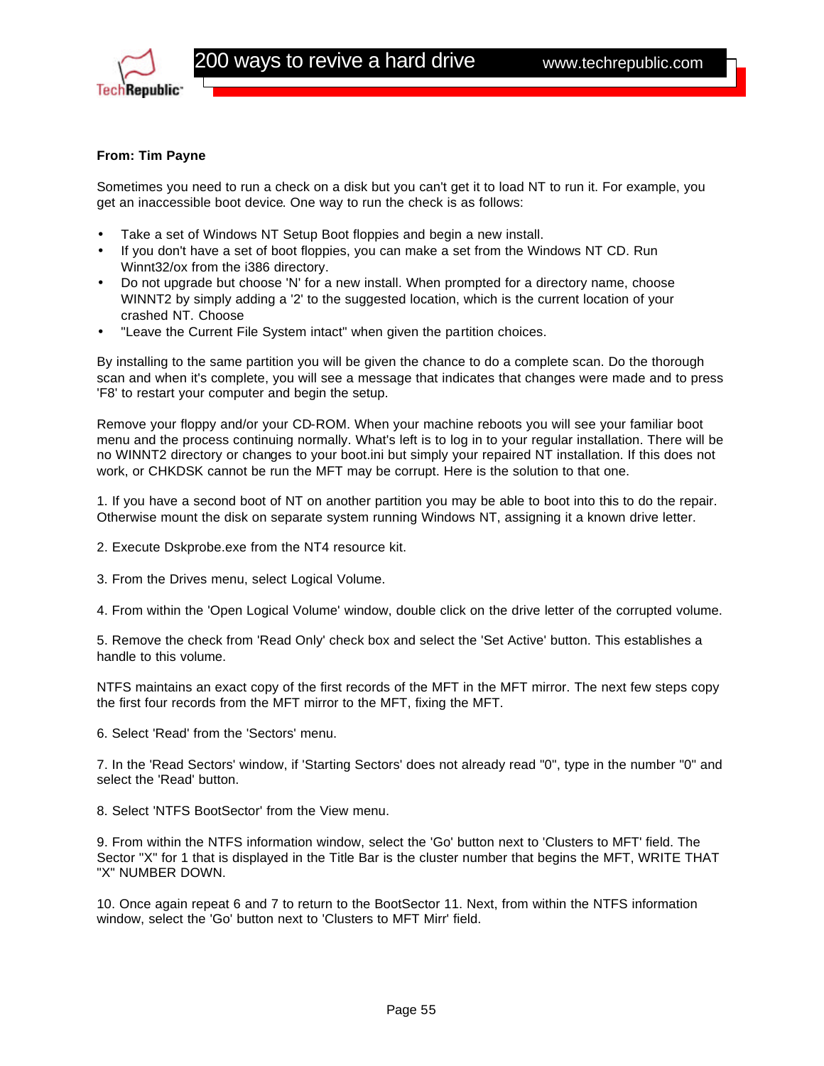**From: Tim Payne**

Sometimes you need to run a check on a disk but you can't get it to load NT to run it. For example, you get an inaccessible boot device. One way to run the check is as follows:

- Take a set of Windows NT Setup Boot floppies and begin a new install.
- If you don't have a set of boot floppies, you can make a set from the Windows NT CD. Run Winnt32/ox from the i386 directory.
- Do not upgrade but choose 'N' for a new install. When prompted for a directory name, choose WINNT2 by simply adding a '2' to the suggested location, which is the current location of your crashed NT. Choose
- "Leave the Current File System intact" when given the partition choices.

By installing to the same partition you will be given the chance to do a complete scan. Do the thorough scan and when it's complete, you will see a message that indicates that changes were made and to press 'F8' to restart your computer and begin the setup.

Remove your floppy and/or your CD-ROM. When your machine reboots you will see your familiar boot menu and the process continuing normally. What's left is to log in to your regular installation. There will be no WINNT2 directory or changes to your boot.ini but simply your repaired NT installation. If this does not work, or CHKDSK cannot be run the MFT may be corrupt. Here is the solution to that one.

1. If you have a second boot of NT on another partition you may be able to boot into this to do the repair. Otherwise mount the disk on separate system running Windows NT, assigning it a known drive letter.

2. Execute Dskprobe.exe from the NT4 resource kit.

3. From the Drives menu, select Logical Volume.

4. From within the 'Open Logical Volume' window, double click on the drive letter of the corrupted volume.

5. Remove the check from 'Read Only' check box and select the 'Set Active' button. This establishes a handle to this volume.

NTFS maintains an exact copy of the first records of the MFT in the MFT mirror. The next few steps copy the first four records from the MFT mirror to the MFT, fixing the MFT.

6. Select 'Read' from the 'Sectors' menu.

7. In the 'Read Sectors' window, if 'Starting Sectors' does not already read "0", type in the number "0" and select the 'Read' button.

8. Select 'NTFS BootSector' from the View menu.

9. From within the NTFS information window, select the 'Go' button next to 'Clusters to MFT' field. The Sector "X" for 1 that is displayed in the Title Bar is the cluster number that begins the MFT, WRITE THAT "X" NUMBER DOWN.

10. Once again repeat 6 and 7 to return to the BootSector 11. Next, from within the NTFS information window, select the 'Go' button next to 'Clusters to MFT Mirr' field.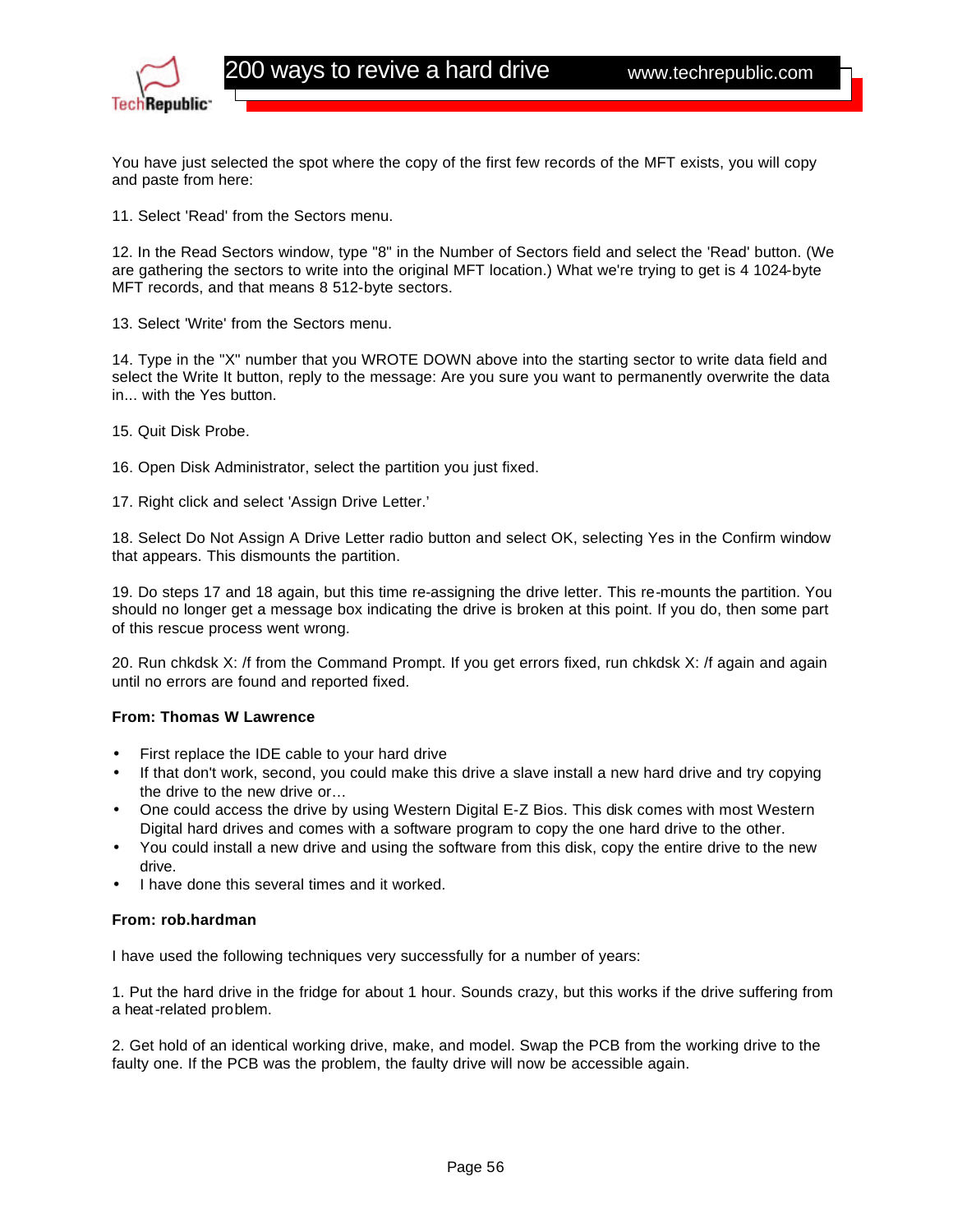You have just selected the spot where the copy of the first few records of the MFT exists, you will copy and paste from here:

11. Select 'Read' from the Sectors menu.

12. In the Read Sectors window, type "8" in the Number of Sectors field and select the 'Read' button. (We are gathering the sectors to write into the original MFT location.) What we're trying to get is 4 1024-byte MFT records, and that means 8 512-byte sectors.

13. Select 'Write' from the Sectors menu.

14. Type in the "X" number that you WROTE DOWN above into the starting sector to write data field and select the Write It button, reply to the message: Are you sure you want to permanently overwrite the data in... with the Yes button.

15. Quit Disk Probe.

16. Open Disk Administrator, select the partition you just fixed.

17. Right click and select 'Assign Drive Letter.'

18. Select Do Not Assign A Drive Letter radio button and select OK, selecting Yes in the Confirm window that appears. This dismounts the partition.

19. Do steps 17 and 18 again, but this time re-assigning the drive letter. This re-mounts the partition. You should no longer get a message box indicating the drive is broken at this point. If you do, then some part of this rescue process went wrong.

20. Run chkdsk X: /f from the Command Prompt. If you get errors fixed, run chkdsk X: /f again and again until no errors are found and reported fixed.

**From: Thomas W Lawrence**

- First replace the IDE cable to your hard drive
- If that don't work, second, you could make this drive a slave install a new hard drive and try copying the drive to the new drive or…
- One could access the drive by using Western Digital E-Z Bios. This disk comes with most Western Digital hard drives and comes with a software program to copy the one hard drive to the other.
- You could install a new drive and using the software from this disk, copy the entire drive to the new drive.
- I have done this several times and it worked.

**From: rob.hardman**

I have used the following techniques very successfully for a number of years:

1. Put the hard drive in the fridge for about 1 hour. Sounds crazy, but this works if the drive suffering from a heat-related problem.

2. Get hold of an identical working drive, make, and model. Swap the PCB from the working drive to the faulty one. If the PCB was the problem, the faulty drive will now be accessible again.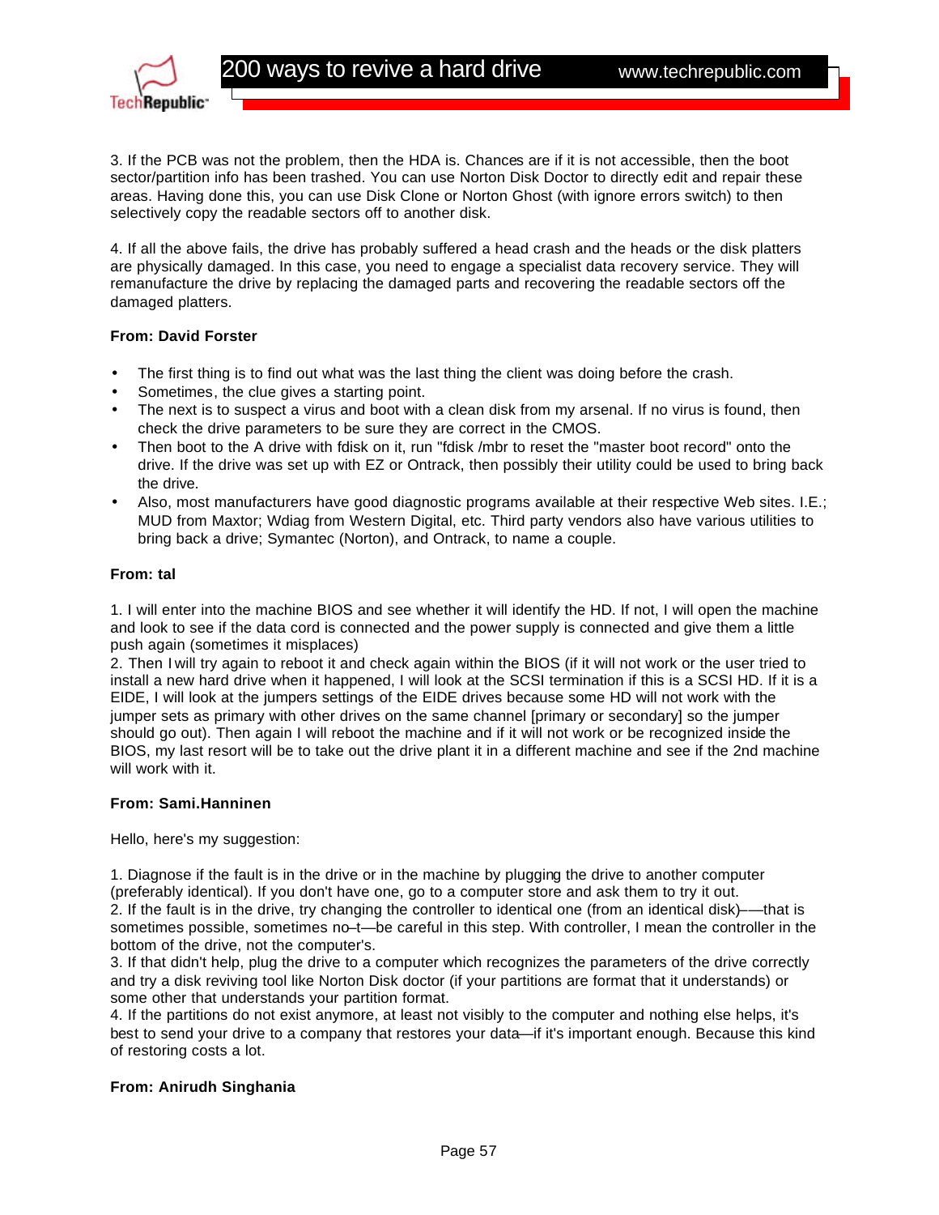3. If the PCB was not the problem, then the HDA is. Chances are if it is not accessible, then the boot sector/partition info has been trashed. You can use Norton Disk Doctor to directly edit and repair these areas. Having done this, you can use Disk Clone or Norton Ghost (with ignore errors switch) to then selectively copy the readable sectors off to another disk.

4. If all the above fails, the drive has probably suffered a head crash and the heads or the disk platters are physically damaged. In this case, you need to engage a specialist data recovery service. They will remanufacture the drive by replacing the damaged parts and recovering the readable sectors off the damaged platters.

**From: David Forster**

- The first thing is to find out what was the last thing the client was doing before the crash.
- Sometimes, the clue gives a starting point.
- The next is to suspect a virus and boot with a clean disk from my arsenal. If no virus is found, then check the drive parameters to be sure they are correct in the CMOS.
- Then boot to the A drive with fdisk on it, run "fdisk /mbr to reset the "master boot record" onto the drive. If the drive was set up with EZ or Ontrack, then possibly their utility could be used to bring back the drive.
- Also, most manufacturers have good diagnostic programs available at their respective Web sites. I.E.; MUD from Maxtor; Wdiag from Western Digital, etc. Third party vendors also have various utilities to bring back a drive; Symantec (Norton), and Ontrack, to name a couple.

**From: tal**

1. I will enter into the machine BIOS and see whether it will identify the HD. If not, I will open the machine and look to see if the data cord is connected and the power supply is connected and give them a little push again (sometimes it misplaces)
2. Then I will try again to reboot it and check again within the BIOS (if it will not work or the user tried to install a new hard drive when it happened, I will look at the SCSI termination if this is a SCSI HD. If it is a EIDE, I will look at the jumpers settings of the EIDE drives because some HD will not work with the jumper sets as primary with other drives on the same channel [primary or secondary] so the jumper should go out). Then again I will reboot the machine and if it will not work or be recognized inside the BIOS, my last resort will be to take out the drive plant it in a different machine and see if the 2nd machine will work with it.

**From: Sami.Hanninen**

Hello, here's my suggestion:

1. Diagnose if the fault is in the drive or in the machine by plugging the drive to another computer (preferably identical). If you don't have one, go to a computer store and ask them to try it out.
2. If the fault is in the drive, try changing the controller to identical one (from an identical disk)—that is sometimes possible, sometimes not—be careful in this step. With controller, I mean the controller in the bottom of the drive, not the computer's.
3. If that didn't help, plug the drive to a computer which recognizes the parameters of the drive correctly and try a disk reviving tool like Norton Disk doctor (if your partitions are format that it understands) or some other that understands your partition format.
4. If the partitions do not exist anymore, at least not visibly to the computer and nothing else helps, it's best to send your drive to a company that restores your data—if it's important enough. Because this kind of restoring costs a lot.

**From: Anirudh Singhania**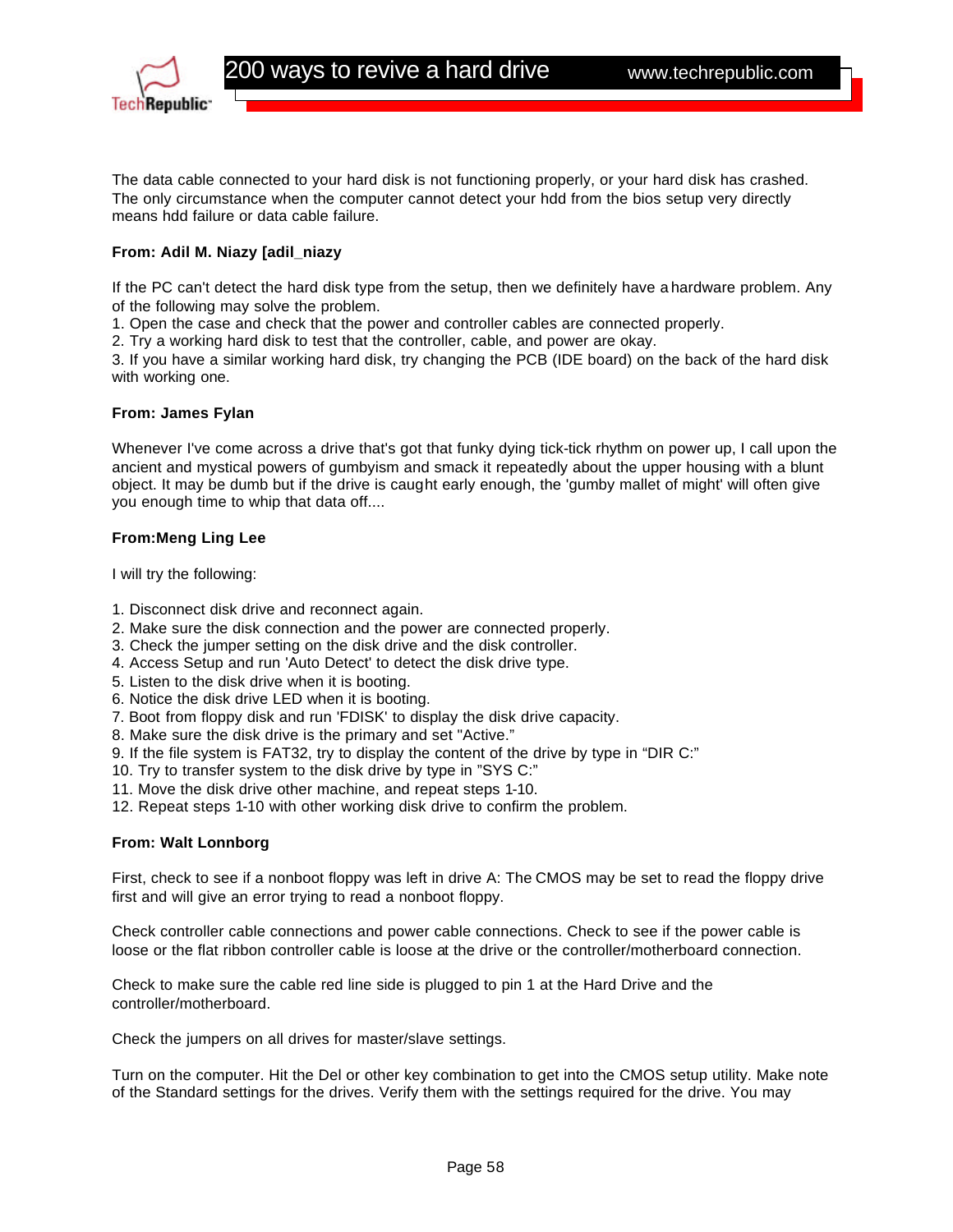The data cable connected to your hard disk is not functioning properly, or your hard disk has crashed. The only circumstance when the computer cannot detect your hdd from the bios setup very directly means hdd failure or data cable failure.

**From: Adil M. Niazy [adil_niazy**

If the PC can't detect the hard disk type from the setup, then we definitely have a hardware problem. Any of the following may solve the problem.

1. Open the case and check that the power and controller cables are connected properly.
2. Try a working hard disk to test that the controller, cable, and power are okay.
3. If you have a similar working hard disk, try changing the PCB (IDE board) on the back of the hard disk with working one.

**From: James Fylan**

Whenever I've come across a drive that's got that funky dying tick-tick rhythm on power up, I call upon the ancient and mystical powers of gumbyism and smack it repeatedly about the upper housing with a blunt object. It may be dumb but if the drive is caught early enough, the 'gumby mallet of might' will often give you enough time to whip that data off....

**From:Meng Ling Lee**

I will try the following:

1. Disconnect disk drive and reconnect again.
2. Make sure the disk connection and the power are connected properly.
3. Check the jumper setting on the disk drive and the disk controller.
4. Access Setup and run 'Auto Detect' to detect the disk drive type.
5. Listen to the disk drive when it is booting.
6. Notice the disk drive LED when it is booting.
7. Boot from floppy disk and run 'FDISK' to display the disk drive capacity.
8. Make sure the disk drive is the primary and set "Active."
9. If the file system is FAT32, try to display the content of the drive by type in "DIR C:"
10. Try to transfer system to the disk drive by type in "SYS C:"
11. Move the disk drive other machine, and repeat steps 1-10.
12. Repeat steps 1-10 with other working disk drive to confirm the problem.

**From: Walt Lonnborg**

First, check to see if a nonboot floppy was left in drive A: The CMOS may be set to read the floppy drive first and will give an error trying to read a nonboot floppy.

Check controller cable connections and power cable connections. Check to see if the power cable is loose or the flat ribbon controller cable is loose at the drive or the controller/motherboard connection.

Check to make sure the cable red line side is plugged to pin 1 at the Hard Drive and the controller/motherboard.

Check the jumpers on all drives for master/slave settings.

Turn on the computer. Hit the Del or other key combination to get into the CMOS setup utility. Make note of the Standard settings for the drives. Verify them with the settings required for the drive. You may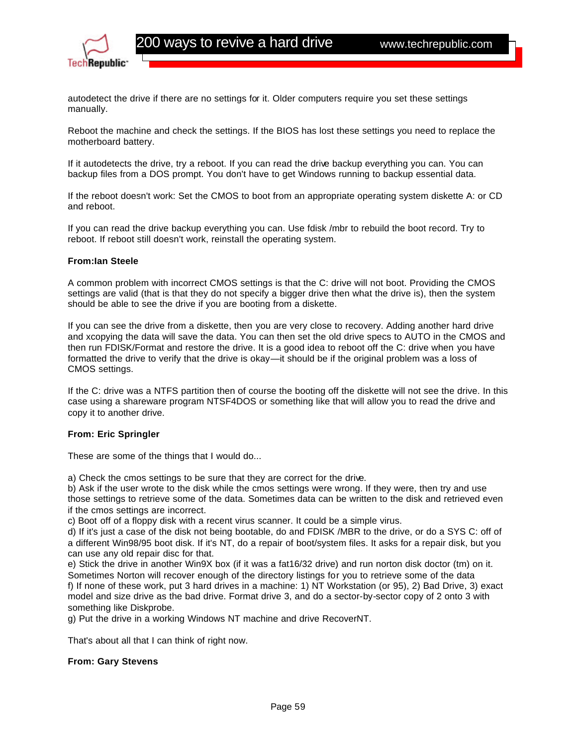autodetect the drive if there are no settings for it. Older computers require you set these settings manually.

Reboot the machine and check the settings. If the BIOS has lost these settings you need to replace the motherboard battery.

If it autodetects the drive, try a reboot. If you can read the drive backup everything you can. You can backup files from a DOS prompt. You don't have to get Windows running to backup essential data.

If the reboot doesn't work: Set the CMOS to boot from an appropriate operating system diskette A: or CD and reboot.

If you can read the drive backup everything you can. Use fdisk /mbr to rebuild the boot record. Try to reboot. If reboot still doesn't work, reinstall the operating system.

**From:Ian Steele**

A common problem with incorrect CMOS settings is that the C: drive will not boot. Providing the CMOS settings are valid (that is that they do not specify a bigger drive then what the drive is), then the system should be able to see the drive if you are booting from a diskette.

If you can see the drive from a diskette, then you are very close to recovery. Adding another hard drive and xcopying the data will save the data. You can then set the old drive specs to AUTO in the CMOS and then run FDISK/Format and restore the drive. It is a good idea to reboot off the C: drive when you have formatted the drive to verify that the drive is okay—it should be if the original problem was a loss of CMOS settings.

If the C: drive was a NTFS partition then of course the booting off the diskette will not see the drive. In this case using a shareware program NTSF4DOS or something like that will allow you to read the drive and copy it to another drive.

**From: Eric Springler**

These are some of the things that I would do...

a) Check the cmos settings to be sure that they are correct for the drive.
b) Ask if the user wrote to the disk while the cmos settings were wrong. If they were, then try and use those settings to retrieve some of the data. Sometimes data can be written to the disk and retrieved even if the cmos settings are incorrect.
c) Boot off of a floppy disk with a recent virus scanner. It could be a simple virus.
d) If it's just a case of the disk not being bootable, do and FDISK /MBR to the drive, or do a SYS C: off of a different Win98/95 boot disk. If it's NT, do a repair of boot/system files. It asks for a repair disk, but you can use any old repair disc for that.
e) Stick the drive in another Win9X box (if it was a fat16/32 drive) and run norton disk doctor (tm) on it. Sometimes Norton will recover enough of the directory listings for you to retrieve some of the data
f) If none of these work, put 3 hard drives in a machine: 1) NT Workstation (or 95), 2) Bad Drive, 3) exact model and size drive as the bad drive. Format drive 3, and do a sector-by-sector copy of 2 onto 3 with something like Diskprobe.
g) Put the drive in a working Windows NT machine and drive RecoverNT.

That's about all that I can think of right now.

**From: Gary Stevens**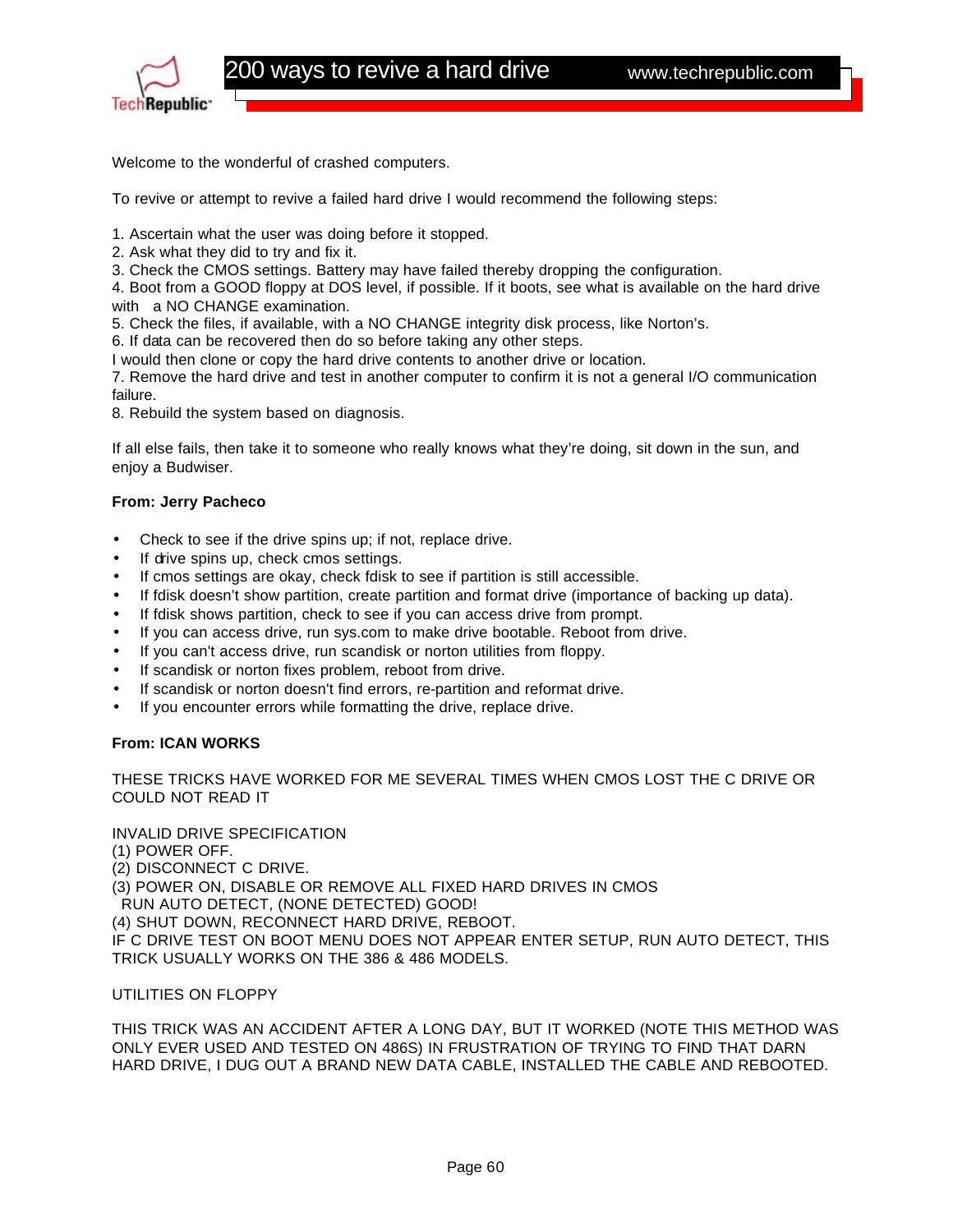Welcome to the wonderful of crashed computers.

To revive or attempt to revive a failed hard drive I would recommend the following steps:

1. Ascertain what the user was doing before it stopped.
2. Ask what they did to try and fix it.
3. Check the CMOS settings. Battery may have failed thereby dropping the configuration.
4. Boot from a GOOD floppy at DOS level, if possible. If it boots, see what is available on the hard drive with a NO CHANGE examination.
5. Check the files, if available, with a NO CHANGE integrity disk process, like Norton's.
6. If data can be recovered then do so before taking any other steps.
I would then clone or copy the hard drive contents to another drive or location.
7. Remove the hard drive and test in another computer to confirm it is not a general I/O communication failure.
8. Rebuild the system based on diagnosis.

If all else fails, then take it to someone who really knows what they're doing, sit down in the sun, and enjoy a Budwiser.

**From: Jerry Pacheco**

- Check to see if the drive spins up; if not, replace drive.
- If drive spins up, check cmos settings.
- If cmos settings are okay, check fdisk to see if partition is still accessible.
- If fdisk doesn't show partition, create partition and format drive (importance of backing up data).
- If fdisk shows partition, check to see if you can access drive from prompt.
- If you can access drive, run sys.com to make drive bootable. Reboot from drive.
- If you can't access drive, run scandisk or norton utilities from floppy.
- If scandisk or norton fixes problem, reboot from drive.
- If scandisk or norton doesn't find errors, re-partition and reformat drive.
- If you encounter errors while formatting the drive, replace drive.

**From: ICAN WORKS**

THESE TRICKS HAVE WORKED FOR ME SEVERAL TIMES WHEN CMOS LOST THE C DRIVE OR COULD NOT READ IT

INVALID DRIVE SPECIFICATION
(1) POWER OFF.
(2) DISCONNECT C DRIVE.
(3) POWER ON, DISABLE OR REMOVE ALL FIXED HARD DRIVES IN CMOS
RUN AUTO DETECT, (NONE DETECTED) GOOD!
(4) SHUT DOWN, RECONNECT HARD DRIVE, REBOOT.
IF C DRIVE TEST ON BOOT MENU DOES NOT APPEAR ENTER SETUP, RUN AUTO DETECT, THIS TRICK USUALLY WORKS ON THE 386 & 486 MODELS.

UTILITIES ON FLOPPY

THIS TRICK WAS AN ACCIDENT AFTER A LONG DAY, BUT IT WORKED (NOTE THIS METHOD WAS ONLY EVER USED AND TESTED ON 486S) IN FRUSTRATION OF TRYING TO FIND THAT DARN HARD DRIVE, I DUG OUT A BRAND NEW DATA CABLE, INSTALLED THE CABLE AND REBOOTED.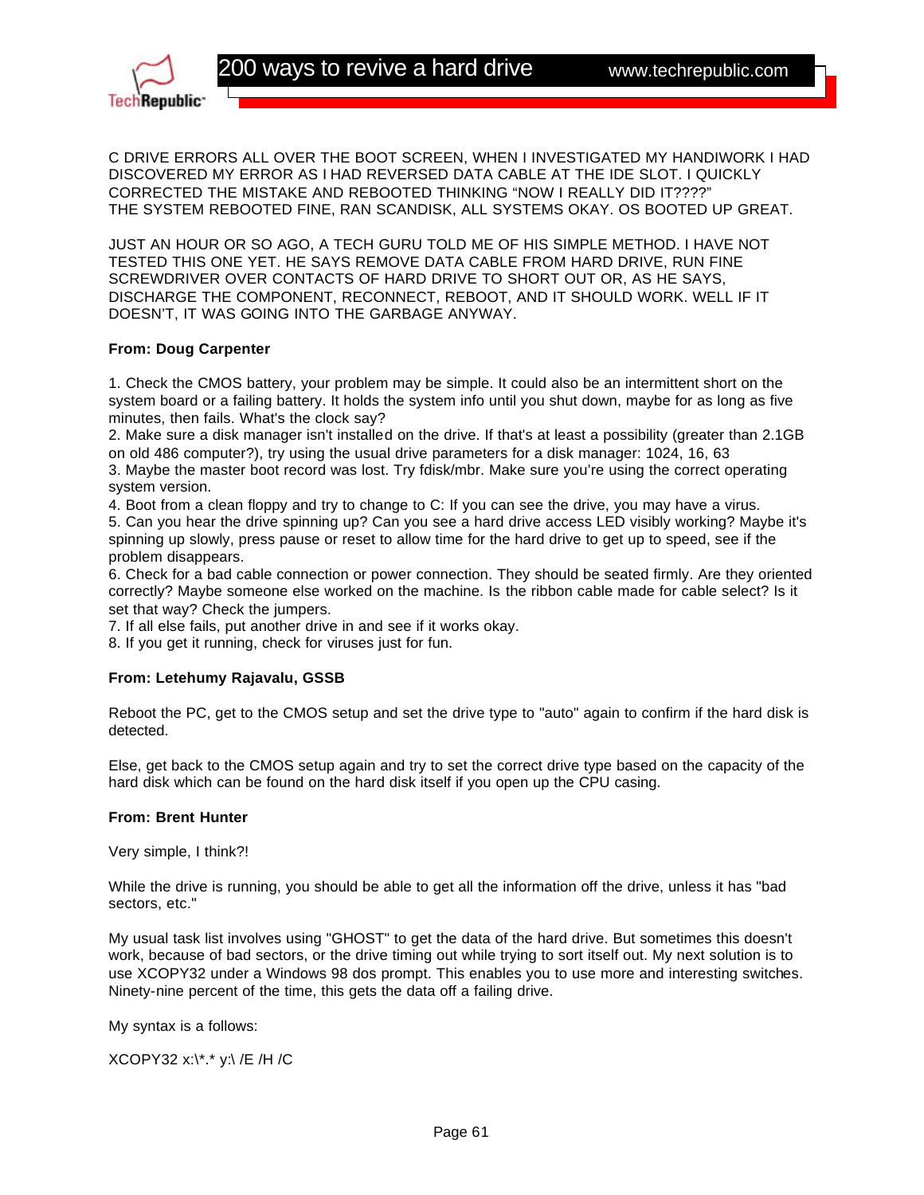C DRIVE ERRORS ALL OVER THE BOOT SCREEN, WHEN I INVESTIGATED MY HANDIWORK I HAD DISCOVERED MY ERROR AS I HAD REVERSED DATA CABLE AT THE IDE SLOT. I QUICKLY CORRECTED THE MISTAKE AND REBOOTED THINKING "NOW I REALLY DID IT????"
THE SYSTEM REBOOTED FINE, RAN SCANDISK, ALL SYSTEMS OKAY. OS BOOTED UP GREAT.

JUST AN HOUR OR SO AGO, A TECH GURU TOLD ME OF HIS SIMPLE METHOD. I HAVE NOT TESTED THIS ONE YET. HE SAYS REMOVE DATA CABLE FROM HARD DRIVE, RUN FINE SCREWDRIVER OVER CONTACTS OF HARD DRIVE TO SHORT OUT OR, AS HE SAYS, DISCHARGE THE COMPONENT, RECONNECT, REBOOT, AND IT SHOULD WORK. WELL IF IT DOESN'T, IT WAS GOING INTO THE GARBAGE ANYWAY.

**From: Doug Carpenter**

1. Check the CMOS battery, your problem may be simple. It could also be an intermittent short on the system board or a failing battery. It holds the system info until you shut down, maybe for as long as five minutes, then fails. What's the clock say?
2. Make sure a disk manager isn't installed on the drive. If that's at least a possibility (greater than 2.1GB on old 486 computer?), try using the usual drive parameters for a disk manager: 1024, 16, 63
3. Maybe the master boot record was lost. Try fdisk/mbr. Make sure you're using the correct operating system version.
4. Boot from a clean floppy and try to change to C: If you can see the drive, you may have a virus.
5. Can you hear the drive spinning up? Can you see a hard drive access LED visibly working? Maybe it's spinning up slowly, press pause or reset to allow time for the hard drive to get up to speed, see if the problem disappears.
6. Check for a bad cable connection or power connection. They should be seated firmly. Are they oriented correctly? Maybe someone else worked on the machine. Is the ribbon cable made for cable select? Is it set that way? Check the jumpers.
7. If all else fails, put another drive in and see if it works okay.
8. If you get it running, check for viruses just for fun.

**From: Letehumy Rajavalu, GSSB**

Reboot the PC, get to the CMOS setup and set the drive type to "auto" again to confirm if the hard disk is detected.

Else, get back to the CMOS setup again and try to set the correct drive type based on the capacity of the hard disk which can be found on the hard disk itself if you open up the CPU casing.

**From: Brent Hunter**

Very simple, I think?!

While the drive is running, you should be able to get all the information off the drive, unless it has "bad sectors, etc."

My usual task list involves using "GHOST" to get the data of the hard drive. But sometimes this doesn't work, because of bad sectors, or the drive timing out while trying to sort itself out. My next solution is to use XCOPY32 under a Windows 98 dos prompt. This enables you to use more and interesting switches. Ninety-nine percent of the time, this gets the data off a failing drive.

My syntax is a follows:

XCOPY32 x:\*.* y:\ /E /H /C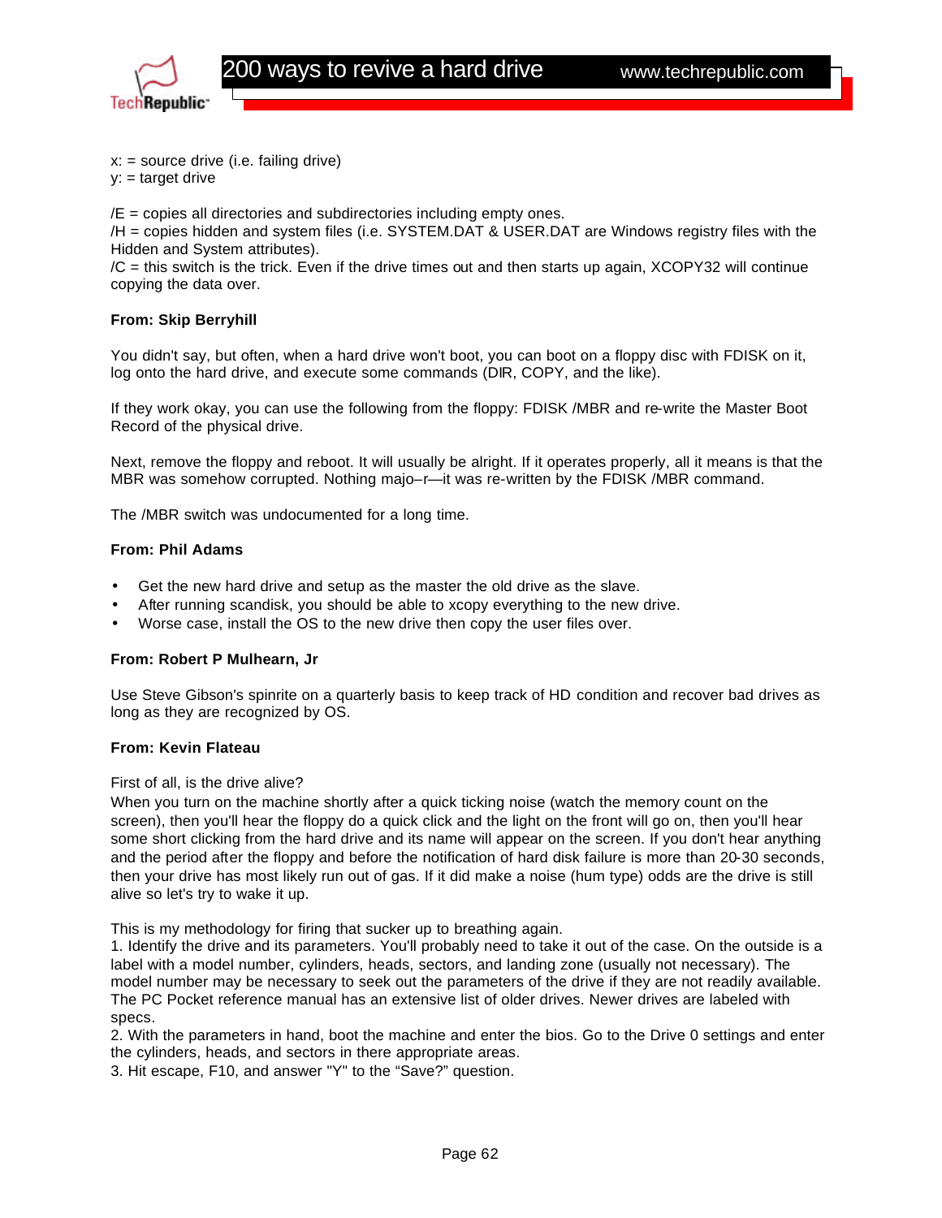x: = source drive (i.e. failing drive)
y: = target drive

/E = copies all directories and subdirectories including empty ones.
/H = copies hidden and system files (i.e. SYSTEM.DAT & USER.DAT are Windows registry files with the Hidden and System attributes).
/C = this switch is the trick. Even if the drive times out and then starts up again, XCOPY32 will continue copying the data over.

**From: Skip Berryhill**

You didn't say, but often, when a hard drive won't boot, you can boot on a floppy disc with FDISK on it, log onto the hard drive, and execute some commands (DIR, COPY, and the like).

If they work okay, you can use the following from the floppy: FDISK /MBR and re-write the Master Boot Record of the physical drive.

Next, remove the floppy and reboot. It will usually be alright. If it operates properly, all it means is that the MBR was somehow corrupted. Nothing majo–r—it was re-written by the FDISK /MBR command.

The /MBR switch was undocumented for a long time.

**From: Phil Adams**

- Get the new hard drive and setup as the master the old drive as the slave.
- After running scandisk, you should be able to xcopy everything to the new drive.
- Worse case, install the OS to the new drive then copy the user files over.

**From: Robert P Mulhearn, Jr**

Use Steve Gibson's spinrite on a quarterly basis to keep track of HD condition and recover bad drives as long as they are recognized by OS.

**From: Kevin Flateau**

First of all, is the drive alive?
When you turn on the machine shortly after a quick ticking noise (watch the memory count on the screen), then you'll hear the floppy do a quick click and the light on the front will go on, then you'll hear some short clicking from the hard drive and its name will appear on the screen. If you don't hear anything and the period after the floppy and before the notification of hard disk failure is more than 20-30 seconds, then your drive has most likely run out of gas. If it did make a noise (hum type) odds are the drive is still alive so let's try to wake it up.

This is my methodology for firing that sucker up to breathing again.
1. Identify the drive and its parameters. You'll probably need to take it out of the case. On the outside is a label with a model number, cylinders, heads, sectors, and landing zone (usually not necessary). The model number may be necessary to seek out the parameters of the drive if they are not readily available. The PC Pocket reference manual has an extensive list of older drives. Newer drives are labeled with specs.
2. With the parameters in hand, boot the machine and enter the bios. Go to the Drive 0 settings and enter the cylinders, heads, and sectors in there appropriate areas.
3. Hit escape, F10, and answer "Y" to the "Save?" question.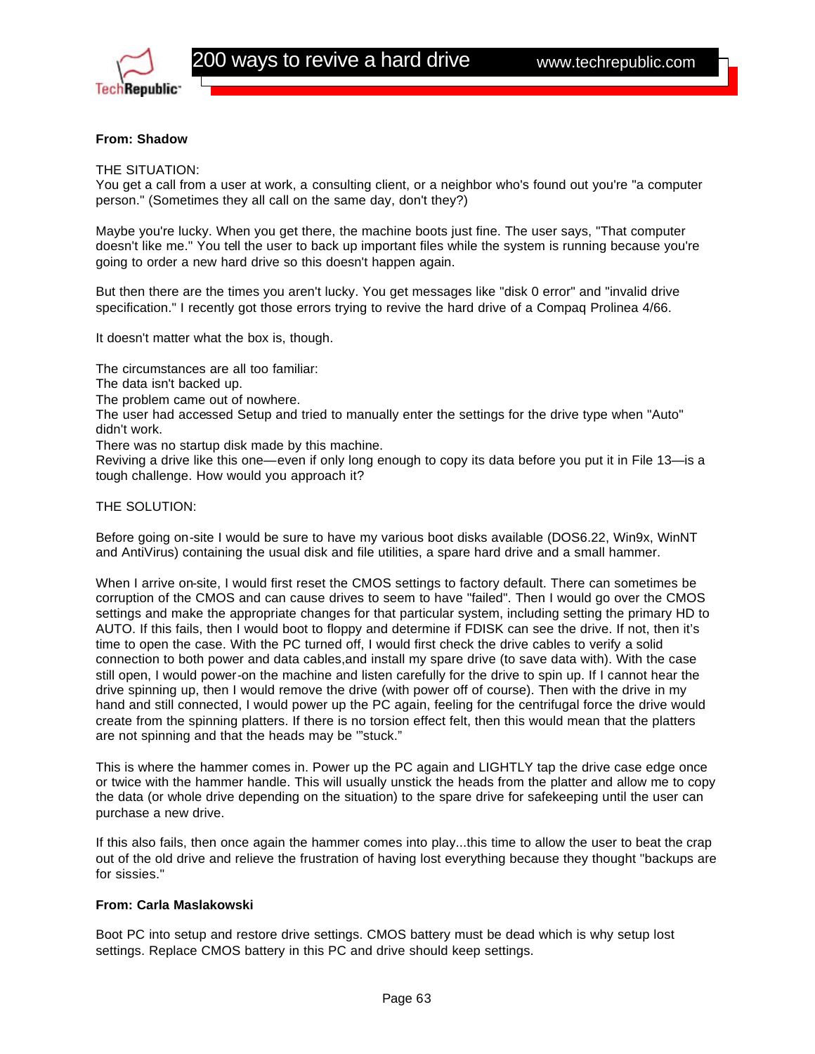**From: Shadow**

THE SITUATION:
You get a call from a user at work, a consulting client, or a neighbor who's found out you're "a computer person." (Sometimes they all call on the same day, don't they?)

Maybe you're lucky. When you get there, the machine boots just fine. The user says, "That computer doesn't like me." You tell the user to back up important files while the system is running because you're going to order a new hard drive so this doesn't happen again.

But then there are the times you aren't lucky. You get messages like "disk 0 error" and "invalid drive specification." I recently got those errors trying to revive the hard drive of a Compaq Prolinea 4/66.

It doesn't matter what the box is, though.

The circumstances are all too familiar:
The data isn't backed up.
The problem came out of nowhere.
The user had accessed Setup and tried to manually enter the settings for the drive type when "Auto" didn't work.
There was no startup disk made by this machine.
Reviving a drive like this one—even if only long enough to copy its data before you put it in File 13—is a tough challenge. How would you approach it?

THE SOLUTION:

Before going on-site I would be sure to have my various boot disks available (DOS6.22, Win9x, WinNT and AntiVirus) containing the usual disk and file utilities, a spare hard drive and a small hammer.

When I arrive on-site, I would first reset the CMOS settings to factory default. There can sometimes be corruption of the CMOS and can cause drives to seem to have "failed". Then I would go over the CMOS settings and make the appropriate changes for that particular system, including setting the primary HD to AUTO. If this fails, then I would boot to floppy and determine if FDISK can see the drive. If not, then it's time to open the case. With the PC turned off, I would first check the drive cables to verify a solid connection to both power and data cables,and install my spare drive (to save data with). With the case still open, I would power-on the machine and listen carefully for the drive to spin up. If I cannot hear the drive spinning up, then I would remove the drive (with power off of course). Then with the drive in my hand and still connected, I would power up the PC again, feeling for the centrifugal force the drive would create from the spinning platters. If there is no torsion effect felt, then this would mean that the platters are not spinning and that the heads may be '"stuck."

This is where the hammer comes in. Power up the PC again and LIGHTLY tap the drive case edge once or twice with the hammer handle. This will usually unstick the heads from the platter and allow me to copy the data (or whole drive depending on the situation) to the spare drive for safekeeping until the user can purchase a new drive.

If this also fails, then once again the hammer comes into play...this time to allow the user to beat the crap out of the old drive and relieve the frustration of having lost everything because they thought "backups are for sissies."

**From: Carla Maslakowski**

Boot PC into setup and restore drive settings. CMOS battery must be dead which is why setup lost settings. Replace CMOS battery in this PC and drive should keep settings.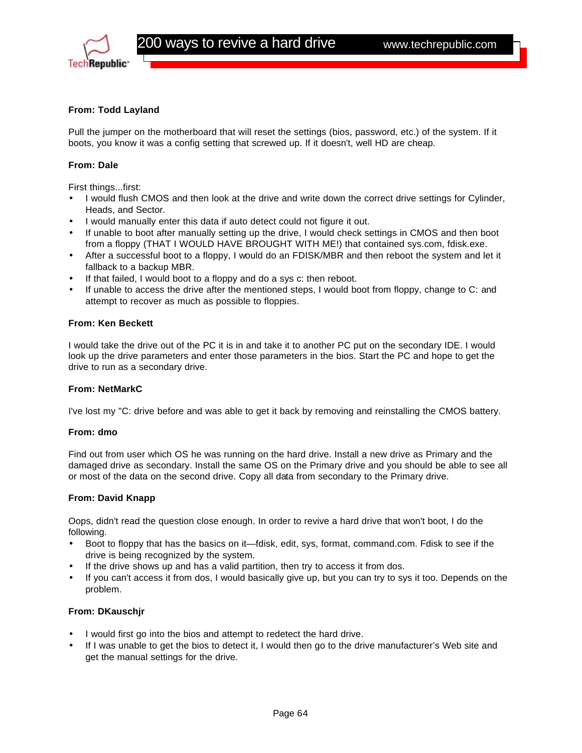**From: Todd Layland**

Pull the jumper on the motherboard that will reset the settings (bios, password, etc.) of the system. If it boots, you know it was a config setting that screwed up. If it doesn't, well HD are cheap.

**From: Dale**

First things...first:

- I would flush CMOS and then look at the drive and write down the correct drive settings for Cylinder, Heads, and Sector.
- I would manually enter this data if auto detect could not figure it out.
- If unable to boot after manually setting up the drive, I would check settings in CMOS and then boot from a floppy (THAT I WOULD HAVE BROUGHT WITH ME!) that contained sys.com, fdisk.exe.
- After a successful boot to a floppy, I would do an FDISK/MBR and then reboot the system and let it fallback to a backup MBR.
- If that failed, I would boot to a floppy and do a sys c: then reboot.
- If unable to access the drive after the mentioned steps, I would boot from floppy, change to C: and attempt to recover as much as possible to floppies.

**From: Ken Beckett**

I would take the drive out of the PC it is in and take it to another PC put on the secondary IDE. I would look up the drive parameters and enter those parameters in the bios. Start the PC and hope to get the drive to run as a secondary drive.

**From: NetMarkC**

I've lost my "C: drive before and was able to get it back by removing and reinstalling the CMOS battery.

**From: dmo**

Find out from user which OS he was running on the hard drive. Install a new drive as Primary and the damaged drive as secondary. Install the same OS on the Primary drive and you should be able to see all or most of the data on the second drive. Copy all data from secondary to the Primary drive.

**From: David Knapp**

Oops, didn't read the question close enough. In order to revive a hard drive that won't boot, I do the following.

- Boot to floppy that has the basics on it—fdisk, edit, sys, format, command.com. Fdisk to see if the drive is being recognized by the system.
- If the drive shows up and has a valid partition, then try to access it from dos.
- If you can't access it from dos, I would basically give up, but you can try to sys it too. Depends on the problem.

**From: DKauschjr**

- I would first go into the bios and attempt to redetect the hard drive.
- If I was unable to get the bios to detect it, I would then go to the drive manufacturer's Web site and get the manual settings for the drive.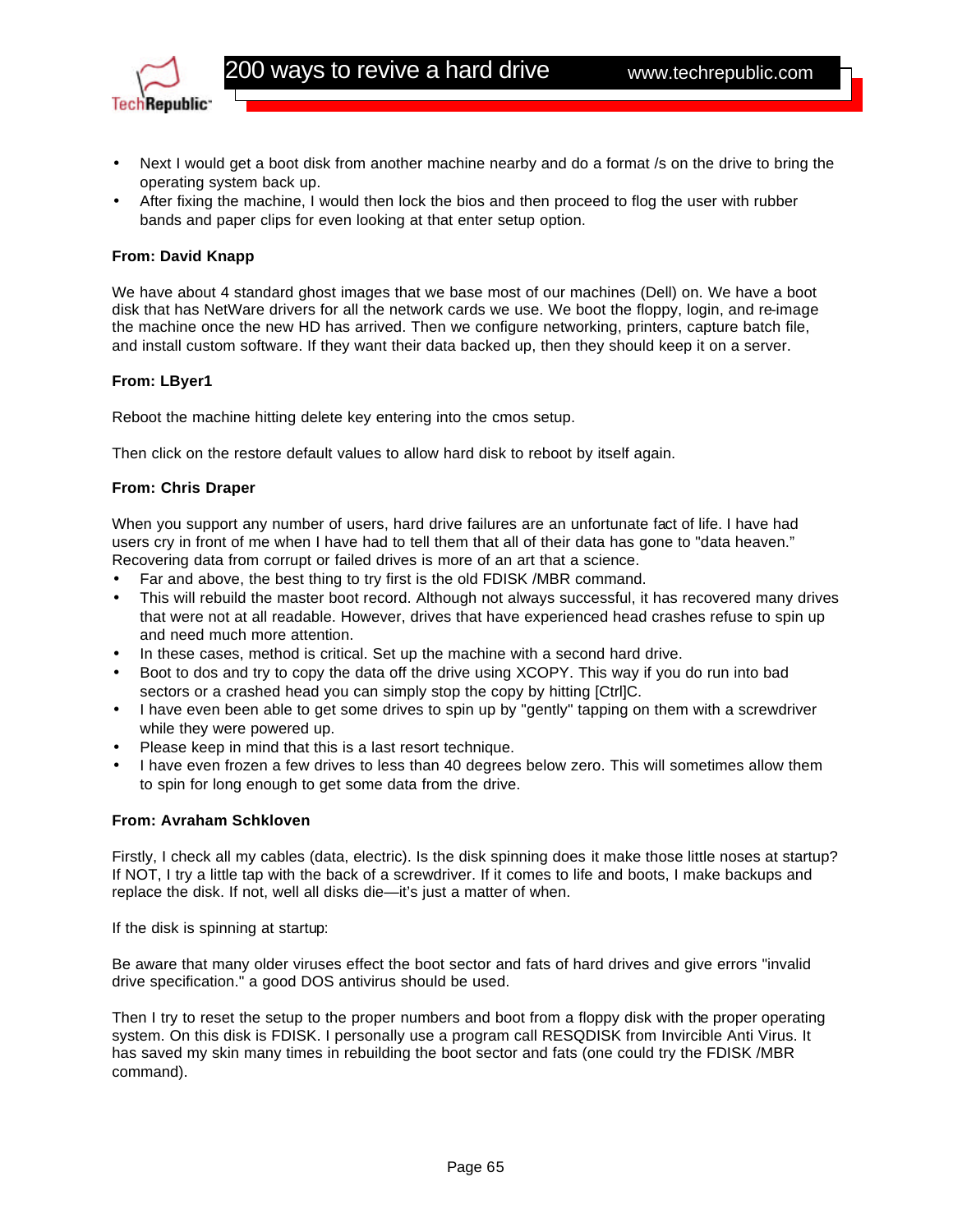- Next I would get a boot disk from another machine nearby and do a format /s on the drive to bring the operating system back up.
- After fixing the machine, I would then lock the bios and then proceed to flog the user with rubber bands and paper clips for even looking at that enter setup option.

**From: David Knapp**

We have about 4 standard ghost images that we base most of our machines (Dell) on. We have a boot disk that has NetWare drivers for all the network cards we use. We boot the floppy, login, and re-image the machine once the new HD has arrived. Then we configure networking, printers, capture batch file, and install custom software. If they want their data backed up, then they should keep it on a server.

**From: LByer1**

Reboot the machine hitting delete key entering into the cmos setup.

Then click on the restore default values to allow hard disk to reboot by itself again.

**From: Chris Draper**

When you support any number of users, hard drive failures are an unfortunate fact of life. I have had users cry in front of me when I have had to tell them that all of their data has gone to "data heaven." Recovering data from corrupt or failed drives is more of an art that a science.

- Far and above, the best thing to try first is the old FDISK /MBR command.
- This will rebuild the master boot record. Although not always successful, it has recovered many drives that were not at all readable. However, drives that have experienced head crashes refuse to spin up and need much more attention.
- In these cases, method is critical. Set up the machine with a second hard drive.
- Boot to dos and try to copy the data off the drive using XCOPY. This way if you do run into bad sectors or a crashed head you can simply stop the copy by hitting [Ctrl]C.
- I have even been able to get some drives to spin up by "gently" tapping on them with a screwdriver while they were powered up.
- Please keep in mind that this is a last resort technique.
- I have even frozen a few drives to less than 40 degrees below zero. This will sometimes allow them to spin for long enough to get some data from the drive.

**From: Avraham Schkloven**

Firstly, I check all my cables (data, electric). Is the disk spinning does it make those little noses at startup? If NOT, I try a little tap with the back of a screwdriver. If it comes to life and boots, I make backups and replace the disk. If not, well all disks die—it's just a matter of when.

If the disk is spinning at startup:

Be aware that many older viruses effect the boot sector and fats of hard drives and give errors "invalid drive specification." a good DOS antivirus should be used.

Then I try to reset the setup to the proper numbers and boot from a floppy disk with the proper operating system. On this disk is FDISK. I personally use a program call RESQDISK from Invircible Anti Virus. It has saved my skin many times in rebuilding the boot sector and fats (one could try the FDISK /MBR command).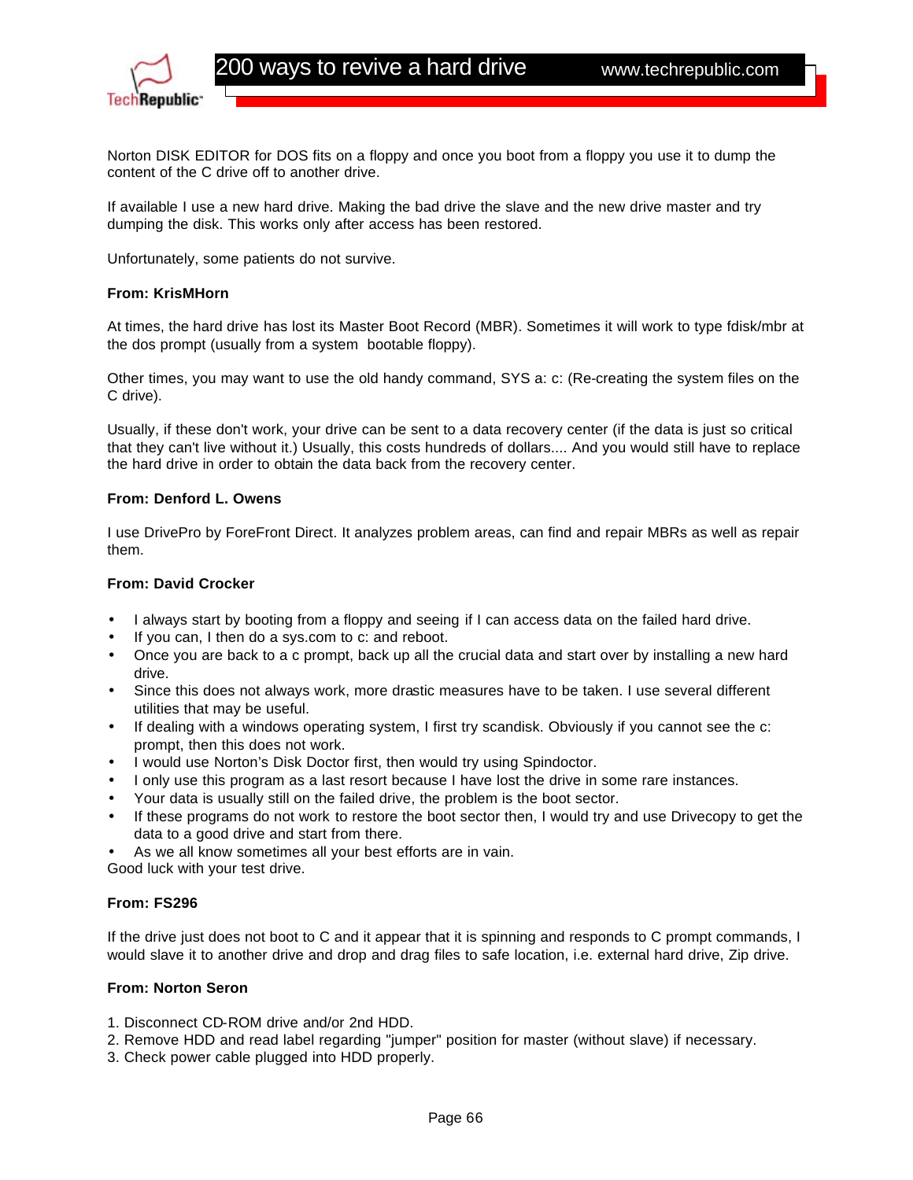Norton DISK EDITOR for DOS fits on a floppy and once you boot from a floppy you use it to dump the content of the C drive off to another drive.

If available I use a new hard drive. Making the bad drive the slave and the new drive master and try dumping the disk. This works only after access has been restored.

Unfortunately, some patients do not survive.

**From: KrisMHorn**

At times, the hard drive has lost its Master Boot Record (MBR). Sometimes it will work to type fdisk/mbr at the dos prompt (usually from a system bootable floppy).

Other times, you may want to use the old handy command, SYS a: c: (Re-creating the system files on the C drive).

Usually, if these don't work, your drive can be sent to a data recovery center (if the data is just so critical that they can't live without it.) Usually, this costs hundreds of dollars.... And you would still have to replace the hard drive in order to obtain the data back from the recovery center.

**From: Denford L. Owens**

I use DrivePro by ForeFront Direct. It analyzes problem areas, can find and repair MBRs as well as repair them.

**From: David Crocker**

- I always start by booting from a floppy and seeing if I can access data on the failed hard drive.
- If you can, I then do a sys.com to c: and reboot.
- Once you are back to a c prompt, back up all the crucial data and start over by installing a new hard drive.
- Since this does not always work, more drastic measures have to be taken. I use several different utilities that may be useful.
- If dealing with a windows operating system, I first try scandisk. Obviously if you cannot see the c: prompt, then this does not work.
- I would use Norton's Disk Doctor first, then would try using Spindoctor.
- I only use this program as a last resort because I have lost the drive in some rare instances.
- Your data is usually still on the failed drive, the problem is the boot sector.
- If these programs do not work to restore the boot sector then, I would try and use Drivecopy to get the data to a good drive and start from there.
- As we all know sometimes all your best efforts are in vain.

Good luck with your test drive.

**From: FS296**

If the drive just does not boot to C and it appear that it is spinning and responds to C prompt commands, I would slave it to another drive and drop and drag files to safe location, i.e. external hard drive, Zip drive.

**From: Norton Seron**

1. Disconnect CD-ROM drive and/or 2nd HDD.
2. Remove HDD and read label regarding "jumper" position for master (without slave) if necessary.
3. Check power cable plugged into HDD properly.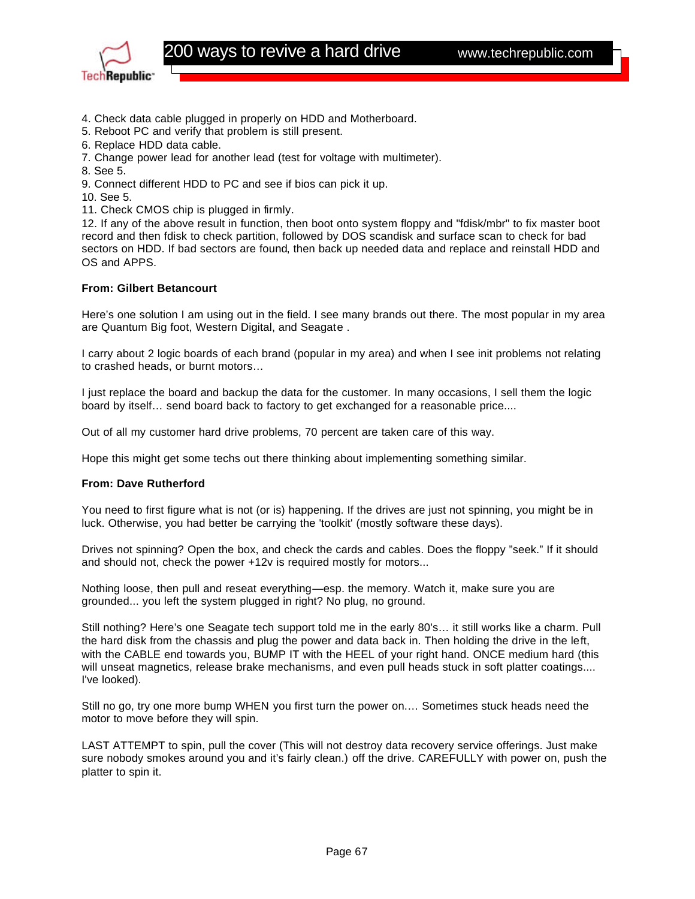4. Check data cable plugged in properly on HDD and Motherboard.
5. Reboot PC and verify that problem is still present.
6. Replace HDD data cable.
7. Change power lead for another lead (test for voltage with multimeter).
8. See 5.
9. Connect different HDD to PC and see if bios can pick it up.
10. See 5.
11. Check CMOS chip is plugged in firmly.
12. If any of the above result in function, then boot onto system floppy and "fdisk/mbr" to fix master boot record and then fdisk to check partition, followed by DOS scandisk and surface scan to check for bad sectors on HDD. If bad sectors are found, then back up needed data and replace and reinstall HDD and OS and APPS.

**From: Gilbert Betancourt**

Here's one solution I am using out in the field. I see many brands out there. The most popular in my area are Quantum Big foot, Western Digital, and Seagate .

I carry about 2 logic boards of each brand (popular in my area) and when I see init problems not relating to crashed heads, or burnt motors…

I just replace the board and backup the data for the customer. In many occasions, I sell them the logic board by itself… send board back to factory to get exchanged for a reasonable price....

Out of all my customer hard drive problems, 70 percent are taken care of this way.

Hope this might get some techs out there thinking about implementing something similar.

**From: Dave Rutherford**

You need to first figure what is not (or is) happening. If the drives are just not spinning, you might be in luck. Otherwise, you had better be carrying the 'toolkit' (mostly software these days).

Drives not spinning? Open the box, and check the cards and cables. Does the floppy "seek." If it should and should not, check the power +12v is required mostly for motors...

Nothing loose, then pull and reseat everything—esp. the memory. Watch it, make sure you are grounded... you left the system plugged in right? No plug, no ground.

Still nothing? Here's one Seagate tech support told me in the early 80's… it still works like a charm. Pull the hard disk from the chassis and plug the power and data back in. Then holding the drive in the left, with the CABLE end towards you, BUMP IT with the HEEL of your right hand. ONCE medium hard (this will unseat magnetics, release brake mechanisms, and even pull heads stuck in soft platter coatings.... I've looked).

Still no go, try one more bump WHEN you first turn the power on.… Sometimes stuck heads need the motor to move before they will spin.

LAST ATTEMPT to spin, pull the cover (This will not destroy data recovery service offerings. Just make sure nobody smokes around you and it's fairly clean.) off the drive. CAREFULLY with power on, push the platter to spin it.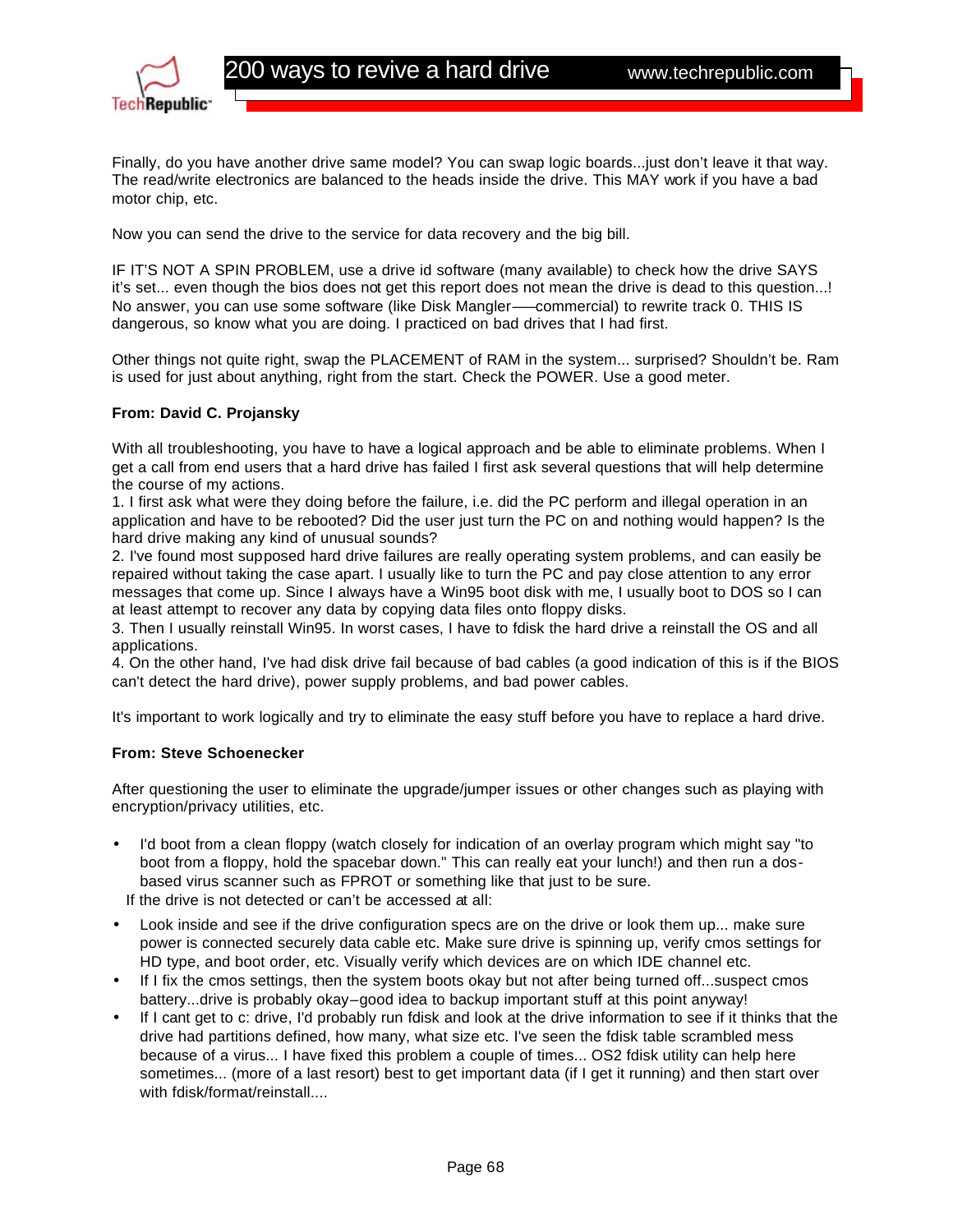Finally, do you have another drive same model? You can swap logic boards...just don't leave it that way. The read/write electronics are balanced to the heads inside the drive. This MAY work if you have a bad motor chip, etc.

Now you can send the drive to the service for data recovery and the big bill.

IF IT'S NOT A SPIN PROBLEM, use a drive id software (many available) to check how the drive SAYS it's set... even though the bios does not get this report does not mean the drive is dead to this question...! No answer, you can use some software (like Disk Mangler—–commercial) to rewrite track 0. THIS IS dangerous, so know what you are doing. I practiced on bad drives that I had first.

Other things not quite right, swap the PLACEMENT of RAM in the system... surprised? Shouldn't be. Ram is used for just about anything, right from the start. Check the POWER. Use a good meter.

**From: David C. Projansky**

With all troubleshooting, you have to have a logical approach and be able to eliminate problems. When I get a call from end users that a hard drive has failed I first ask several questions that will help determine the course of my actions.
1. I first ask what were they doing before the failure, i.e. did the PC perform and illegal operation in an application and have to be rebooted? Did the user just turn the PC on and nothing would happen? Is the hard drive making any kind of unusual sounds?
2. I've found most supposed hard drive failures are really operating system problems, and can easily be repaired without taking the case apart. I usually like to turn the PC and pay close attention to any error messages that come up. Since I always have a Win95 boot disk with me, I usually boot to DOS so I can at least attempt to recover any data by copying data files onto floppy disks.
3. Then I usually reinstall Win95. In worst cases, I have to fdisk the hard drive a reinstall the OS and all applications.
4. On the other hand, I've had disk drive fail because of bad cables (a good indication of this is if the BIOS can't detect the hard drive), power supply problems, and bad power cables.

It's important to work logically and try to eliminate the easy stuff before you have to replace a hard drive.

**From: Steve Schoenecker**

After questioning the user to eliminate the upgrade/jumper issues or other changes such as playing with encryption/privacy utilities, etc.

- I'd boot from a clean floppy (watch closely for indication of an overlay program which might say "to boot from a floppy, hold the spacebar down." This can really eat your lunch!) and then run a dos-based virus scanner such as FPROT or something like that just to be sure.

If the drive is not detected or can't be accessed at all:

- Look inside and see if the drive configuration specs are on the drive or look them up... make sure power is connected securely data cable etc. Make sure drive is spinning up, verify cmos settings for HD type, and boot order, etc. Visually verify which devices are on which IDE channel etc.
- If I fix the cmos settings, then the system boots okay but not after being turned off...suspect cmos battery...drive is probably okay–good idea to backup important stuff at this point anyway!
- If I cant get to c: drive, I'd probably run fdisk and look at the drive information to see if it thinks that the drive had partitions defined, how many, what size etc. I've seen the fdisk table scrambled mess because of a virus... I have fixed this problem a couple of times... OS2 fdisk utility can help here sometimes... (more of a last resort) best to get important data (if I get it running) and then start over with fdisk/format/reinstall....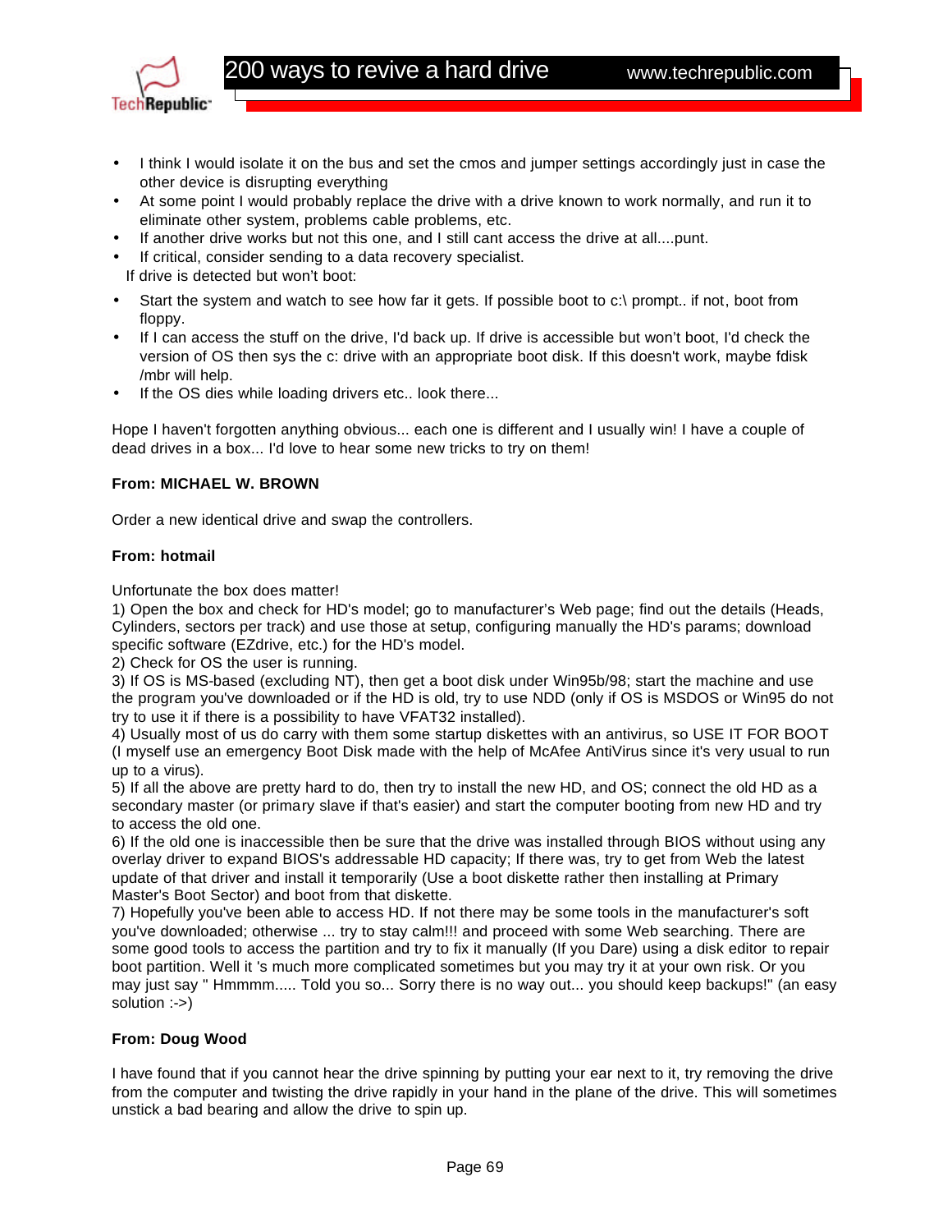- I think I would isolate it on the bus and set the cmos and jumper settings accordingly just in case the other device is disrupting everything
- At some point I would probably replace the drive with a drive known to work normally, and run it to eliminate other system, problems cable problems, etc.
- If another drive works but not this one, and I still cant access the drive at all....punt.
- If critical, consider sending to a data recovery specialist.

If drive is detected but won't boot:

- Start the system and watch to see how far it gets. If possible boot to c:\ prompt.. if not, boot from floppy.
- If I can access the stuff on the drive, I'd back up. If drive is accessible but won't boot, I'd check the version of OS then sys the c: drive with an appropriate boot disk. If this doesn't work, maybe fdisk /mbr will help.
- If the OS dies while loading drivers etc.. look there...

Hope I haven't forgotten anything obvious... each one is different and I usually win! I have a couple of dead drives in a box... I'd love to hear some new tricks to try on them!

**From: MICHAEL W. BROWN**

Order a new identical drive and swap the controllers.

**From: hotmail**

Unfortunate the box does matter!
1) Open the box and check for HD's model; go to manufacturer's Web page; find out the details (Heads, Cylinders, sectors per track) and use those at setup, configuring manually the HD's params; download specific software (EZdrive, etc.) for the HD's model.
2) Check for OS the user is running.
3) If OS is MS-based (excluding NT), then get a boot disk under Win95b/98; start the machine and use the program you've downloaded or if the HD is old, try to use NDD (only if OS is MSDOS or Win95 do not try to use it if there is a possibility to have VFAT32 installed).
4) Usually most of us do carry with them some startup diskettes with an antivirus, so USE IT FOR BOOT (I myself use an emergency Boot Disk made with the help of McAfee AntiVirus since it's very usual to run up to a virus).
5) If all the above are pretty hard to do, then try to install the new HD, and OS; connect the old HD as a secondary master (or primary slave if that's easier) and start the computer booting from new HD and try to access the old one.
6) If the old one is inaccessible then be sure that the drive was installed through BIOS without using any overlay driver to expand BIOS's addressable HD capacity; If there was, try to get from Web the latest update of that driver and install it temporarily (Use a boot diskette rather then installing at Primary Master's Boot Sector) and boot from that diskette.
7) Hopefully you've been able to access HD. If not there may be some tools in the manufacturer's soft you've downloaded; otherwise ... try to stay calm!!! and proceed with some Web searching. There are some good tools to access the partition and try to fix it manually (If you Dare) using a disk editor to repair boot partition. Well it 's much more complicated sometimes but you may try it at your own risk. Or you may just say " Hmmmm..... Told you so... Sorry there is no way out... you should keep backups!" (an easy solution :->)

**From: Doug Wood**

I have found that if you cannot hear the drive spinning by putting your ear next to it, try removing the drive from the computer and twisting the drive rapidly in your hand in the plane of the drive. This will sometimes unstick a bad bearing and allow the drive to spin up.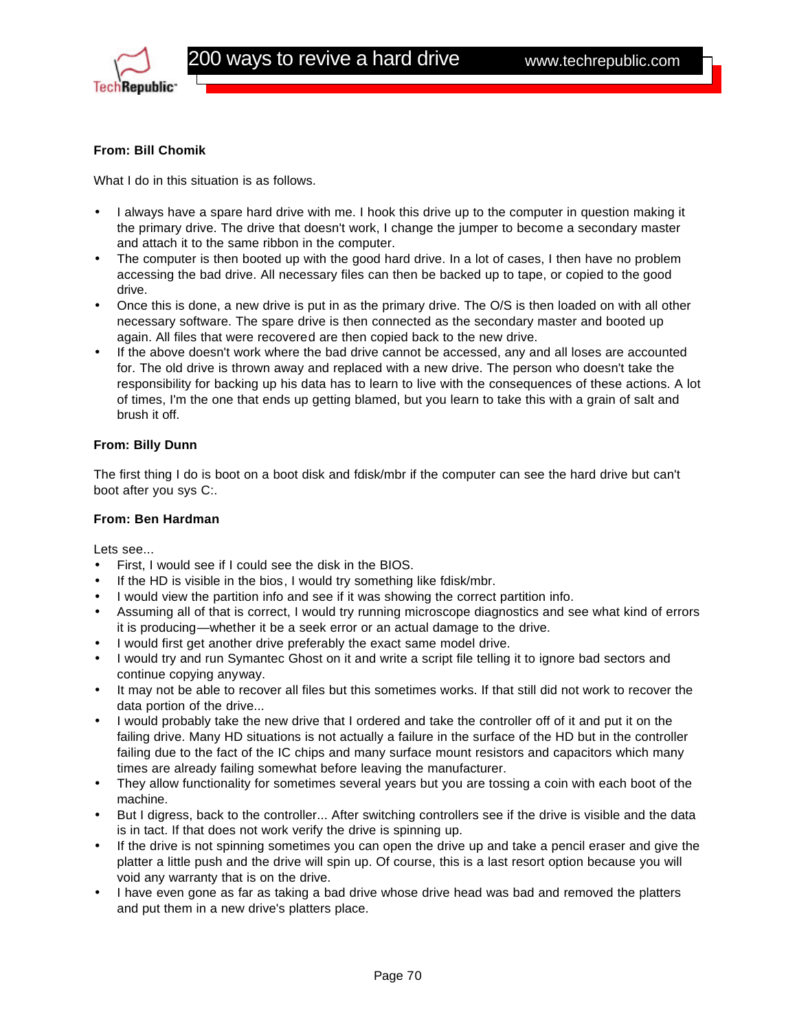**From: Bill Chomik**

What I do in this situation is as follows.

- I always have a spare hard drive with me. I hook this drive up to the computer in question making it the primary drive. The drive that doesn't work, I change the jumper to become a secondary master and attach it to the same ribbon in the computer.
- The computer is then booted up with the good hard drive. In a lot of cases, I then have no problem accessing the bad drive. All necessary files can then be backed up to tape, or copied to the good drive.
- Once this is done, a new drive is put in as the primary drive. The O/S is then loaded on with all other necessary software. The spare drive is then connected as the secondary master and booted up again. All files that were recovered are then copied back to the new drive.
- If the above doesn't work where the bad drive cannot be accessed, any and all loses are accounted for. The old drive is thrown away and replaced with a new drive. The person who doesn't take the responsibility for backing up his data has to learn to live with the consequences of these actions. A lot of times, I'm the one that ends up getting blamed, but you learn to take this with a grain of salt and brush it off.

**From: Billy Dunn**

The first thing I do is boot on a boot disk and fdisk/mbr if the computer can see the hard drive but can't boot after you sys C:.

**From: Ben Hardman**

Lets see...

- First, I would see if I could see the disk in the BIOS.
- If the HD is visible in the bios, I would try something like fdisk/mbr.
- I would view the partition info and see if it was showing the correct partition info.
- Assuming all of that is correct, I would try running microscope diagnostics and see what kind of errors it is producing—whether it be a seek error or an actual damage to the drive.
- I would first get another drive preferably the exact same model drive.
- I would try and run Symantec Ghost on it and write a script file telling it to ignore bad sectors and continue copying anyway.
- It may not be able to recover all files but this sometimes works. If that still did not work to recover the data portion of the drive...
- I would probably take the new drive that I ordered and take the controller off of it and put it on the failing drive. Many HD situations is not actually a failure in the surface of the HD but in the controller failing due to the fact of the IC chips and many surface mount resistors and capacitors which many times are already failing somewhat before leaving the manufacturer.
- They allow functionality for sometimes several years but you are tossing a coin with each boot of the machine.
- But I digress, back to the controller... After switching controllers see if the drive is visible and the data is in tact. If that does not work verify the drive is spinning up.
- If the drive is not spinning sometimes you can open the drive up and take a pencil eraser and give the platter a little push and the drive will spin up. Of course, this is a last resort option because you will void any warranty that is on the drive.
- I have even gone as far as taking a bad drive whose drive head was bad and removed the platters and put them in a new drive's platters place.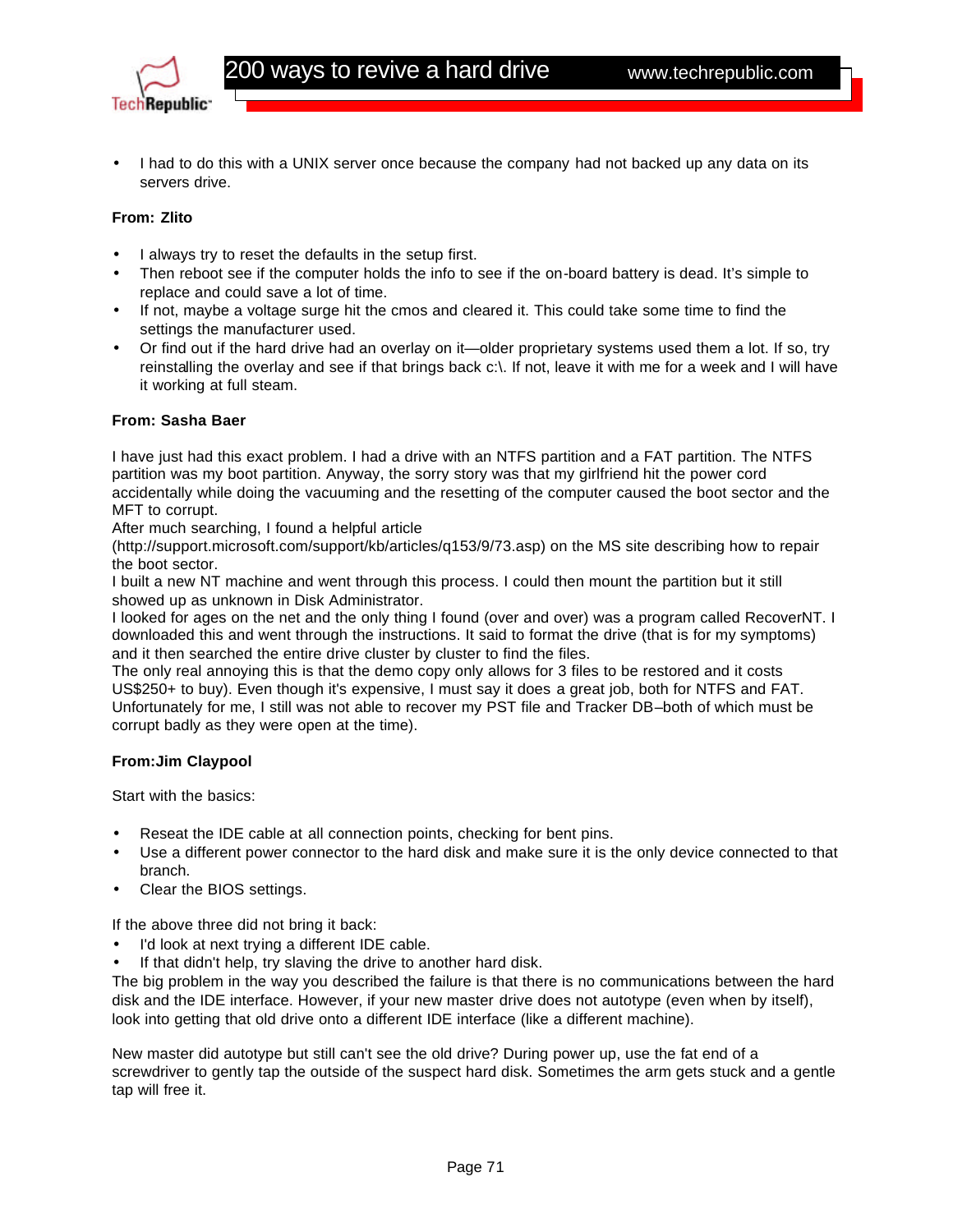- I had to do this with a UNIX server once because the company had not backed up any data on its servers drive.

**From: Zlito**

- I always try to reset the defaults in the setup first.
- Then reboot see if the computer holds the info to see if the on-board battery is dead. It's simple to replace and could save a lot of time.
- If not, maybe a voltage surge hit the cmos and cleared it. This could take some time to find the settings the manufacturer used.
- Or find out if the hard drive had an overlay on it—older proprietary systems used them a lot. If so, try reinstalling the overlay and see if that brings back c:\. If not, leave it with me for a week and I will have it working at full steam.

**From: Sasha Baer**

I have just had this exact problem. I had a drive with an NTFS partition and a FAT partition. The NTFS partition was my boot partition. Anyway, the sorry story was that my girlfriend hit the power cord accidentally while doing the vacuuming and the resetting of the computer caused the boot sector and the MFT to corrupt.
After much searching, I found a helpful article (http://support.microsoft.com/support/kb/articles/q153/9/73.asp) on the MS site describing how to repair the boot sector.
I built a new NT machine and went through this process. I could then mount the partition but it still showed up as unknown in Disk Administrator.
I looked for ages on the net and the only thing I found (over and over) was a program called RecoverNT. I downloaded this and went through the instructions. It said to format the drive (that is for my symptoms) and it then searched the entire drive cluster by cluster to find the files.
The only real annoying this is that the demo copy only allows for 3 files to be restored and it costs US$250+ to buy). Even though it's expensive, I must say it does a great job, both for NTFS and FAT. Unfortunately for me, I still was not able to recover my PST file and Tracker DB–both of which must be corrupt badly as they were open at the time).

**From:Jim Claypool**

Start with the basics:

- Reseat the IDE cable at all connection points, checking for bent pins.
- Use a different power connector to the hard disk and make sure it is the only device connected to that branch.
- Clear the BIOS settings.

If the above three did not bring it back:

- I'd look at next trying a different IDE cable.
- If that didn't help, try slaving the drive to another hard disk.

The big problem in the way you described the failure is that there is no communications between the hard disk and the IDE interface. However, if your new master drive does not autotype (even when by itself), look into getting that old drive onto a different IDE interface (like a different machine).

New master did autotype but still can't see the old drive? During power up, use the fat end of a screwdriver to gently tap the outside of the suspect hard disk. Sometimes the arm gets stuck and a gentle tap will free it.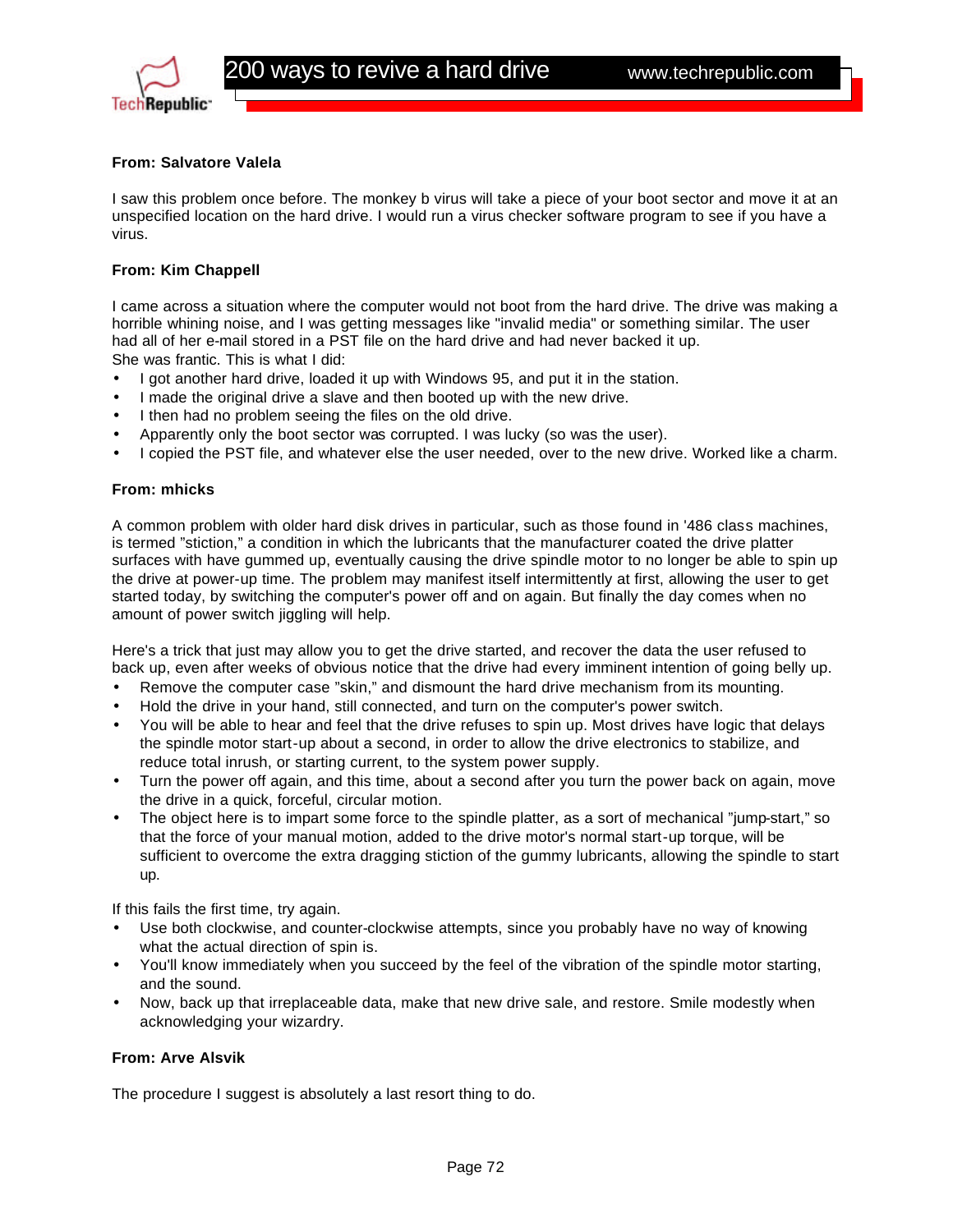**From: Salvatore Valela**

I saw this problem once before. The monkey b virus will take a piece of your boot sector and move it at an unspecified location on the hard drive. I would run a virus checker software program to see if you have a virus.

**From: Kim Chappell**

I came across a situation where the computer would not boot from the hard drive. The drive was making a horrible whining noise, and I was getting messages like "invalid media" or something similar. The user had all of her e-mail stored in a PST file on the hard drive and had never backed it up.
She was frantic. This is what I did:

- I got another hard drive, loaded it up with Windows 95, and put it in the station.
- I made the original drive a slave and then booted up with the new drive.
- I then had no problem seeing the files on the old drive.
- Apparently only the boot sector was corrupted. I was lucky (so was the user).
- I copied the PST file, and whatever else the user needed, over to the new drive. Worked like a charm.

**From: mhicks**

A common problem with older hard disk drives in particular, such as those found in '486 class machines, is termed "stiction," a condition in which the lubricants that the manufacturer coated the drive platter surfaces with have gummed up, eventually causing the drive spindle motor to no longer be able to spin up the drive at power-up time. The problem may manifest itself intermittently at first, allowing the user to get started today, by switching the computer's power off and on again. But finally the day comes when no amount of power switch jiggling will help.

Here's a trick that just may allow you to get the drive started, and recover the data the user refused to back up, even after weeks of obvious notice that the drive had every imminent intention of going belly up.

- Remove the computer case "skin," and dismount the hard drive mechanism from its mounting.
- Hold the drive in your hand, still connected, and turn on the computer's power switch.
- You will be able to hear and feel that the drive refuses to spin up. Most drives have logic that delays the spindle motor start-up about a second, in order to allow the drive electronics to stabilize, and reduce total inrush, or starting current, to the system power supply.
- Turn the power off again, and this time, about a second after you turn the power back on again, move the drive in a quick, forceful, circular motion.
- The object here is to impart some force to the spindle platter, as a sort of mechanical "jump-start," so that the force of your manual motion, added to the drive motor's normal start-up torque, will be sufficient to overcome the extra dragging stiction of the gummy lubricants, allowing the spindle to start up.

If this fails the first time, try again.

- Use both clockwise, and counter-clockwise attempts, since you probably have no way of knowing what the actual direction of spin is.
- You'll know immediately when you succeed by the feel of the vibration of the spindle motor starting, and the sound.
- Now, back up that irreplaceable data, make that new drive sale, and restore. Smile modestly when acknowledging your wizardry.

**From: Arve Alsvik**

The procedure I suggest is absolutely a last resort thing to do.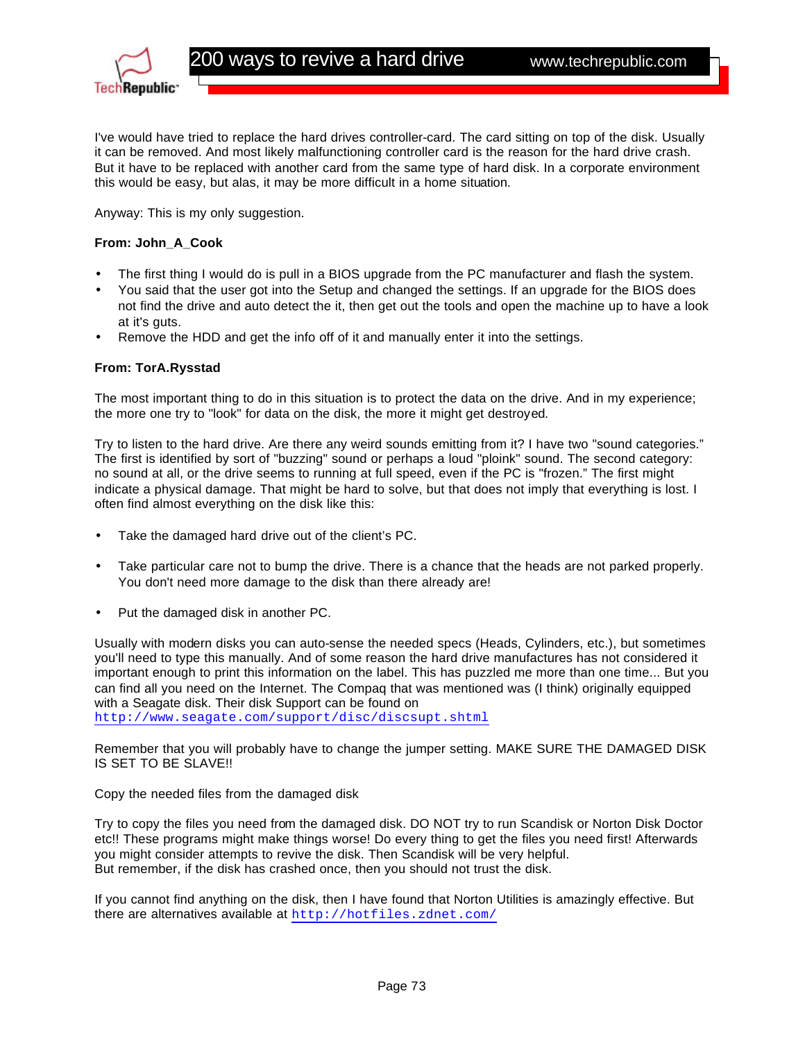I've would have tried to replace the hard drives controller-card. The card sitting on top of the disk. Usually it can be removed. And most likely malfunctioning controller card is the reason for the hard drive crash. But it have to be replaced with another card from the same type of hard disk. In a corporate environment this would be easy, but alas, it may be more difficult in a home situation.

Anyway: This is my only suggestion.

**From: John_A_Cook**

- The first thing I would do is pull in a BIOS upgrade from the PC manufacturer and flash the system.
- You said that the user got into the Setup and changed the settings. If an upgrade for the BIOS does not find the drive and auto detect the it, then get out the tools and open the machine up to have a look at it's guts.
- Remove the HDD and get the info off of it and manually enter it into the settings.

**From: TorA.Rysstad**

The most important thing to do in this situation is to protect the data on the drive. And in my experience; the more one try to "look" for data on the disk, the more it might get destroyed.

Try to listen to the hard drive. Are there any weird sounds emitting from it? I have two "sound categories." The first is identified by sort of "buzzing" sound or perhaps a loud "ploink" sound. The second category: no sound at all, or the drive seems to running at full speed, even if the PC is "frozen." The first might indicate a physical damage. That might be hard to solve, but that does not imply that everything is lost. I often find almost everything on the disk like this:

- Take the damaged hard drive out of the client's PC.

- Take particular care not to bump the drive. There is a chance that the heads are not parked properly. You don't need more damage to the disk than there already are!

- Put the damaged disk in another PC.

Usually with modern disks you can auto-sense the needed specs (Heads, Cylinders, etc.), but sometimes you'll need to type this manually. And of some reason the hard drive manufactures has not considered it important enough to print this information on the label. This has puzzled me more than one time... But you can find all you need on the Internet. The Compaq that was mentioned was (I think) originally equipped with a Seagate disk. Their disk Support can be found on
http://www.seagate.com/support/disc/discsupt.shtml

Remember that you will probably have to change the jumper setting. MAKE SURE THE DAMAGED DISK IS SET TO BE SLAVE!!

Copy the needed files from the damaged disk

Try to copy the files you need from the damaged disk. DO NOT try to run Scandisk or Norton Disk Doctor etc!! These programs might make things worse! Do every thing to get the files you need first! Afterwards you might consider attempts to revive the disk. Then Scandisk will be very helpful.
But remember, if the disk has crashed once, then you should not trust the disk.

If you cannot find anything on the disk, then I have found that Norton Utilities is amazingly effective. But there are alternatives available at http://hotfiles.zdnet.com/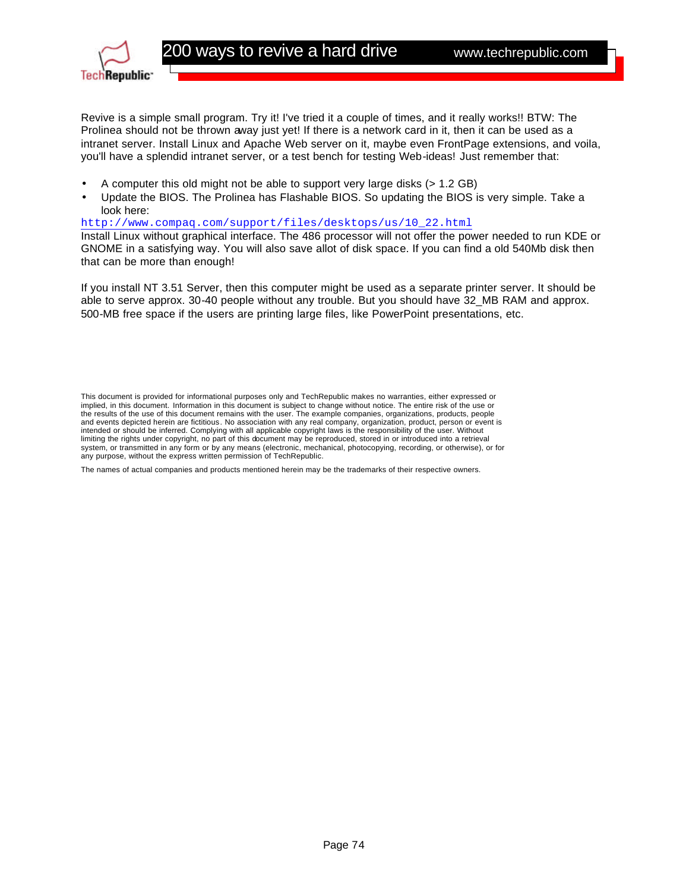Revive is a simple small program. Try it! I've tried it a couple of times, and it really works!! BTW: The Prolinea should not be thrown away just yet! If there is a network card in it, then it can be used as a intranet server. Install Linux and Apache Web server on it, maybe even FrontPage extensions, and voila, you'll have a splendid intranet server, or a test bench for testing Web-ideas! Just remember that:

- A computer this old might not be able to support very large disks (> 1.2 GB)
- Update the BIOS. The Prolinea has Flashable BIOS. So updating the BIOS is very simple. Take a look here:

http://www.compaq.com/support/files/desktops/us/10_22.html
Install Linux without graphical interface. The 486 processor will not offer the power needed to run KDE or GNOME in a satisfying way. You will also save allot of disk space. If you can find a old 540Mb disk then that can be more than enough!

If you install NT 3.51 Server, then this computer might be used as a separate printer server. It should be able to serve approx. 30-40 people without any trouble. But you should have 32_MB RAM and approx. 500-MB free space if the users are printing large files, like PowerPoint presentations, etc.

This document is provided for informational purposes only and TechRepublic makes no warranties, either expressed or implied, in this document. Information in this document is subject to change without notice. The entire risk of the use or the results of the use of this document remains with the user. The example companies, organizations, products, people and events depicted herein are fictitious. No association with any real company, organization, product, person or event is intended or should be inferred. Complying with all applicable copyright laws is the responsibility of the user. Without limiting the rights under copyright, no part of this document may be reproduced, stored in or introduced into a retrieval system, or transmitted in any form or by any means (electronic, mechanical, photocopying, recording, or otherwise), or for any purpose, without the express written permission of TechRepublic.

The names of actual companies and products mentioned herein may be the trademarks of their respective owners.